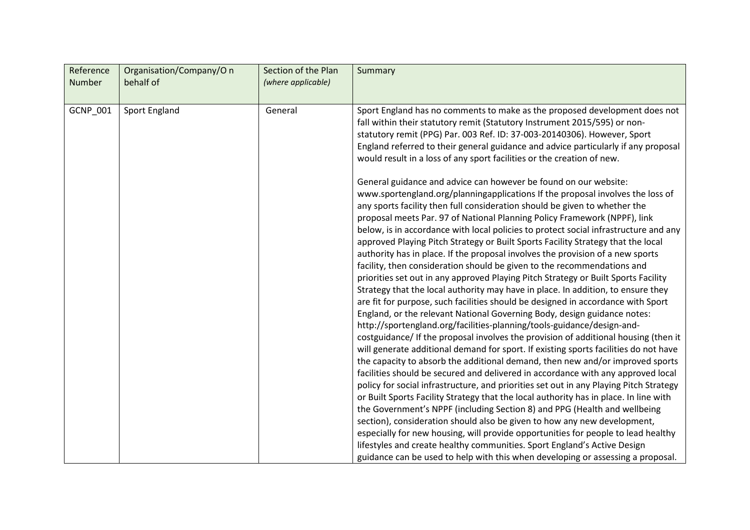| Reference Number | Organisation/Company/O n behalf of | Section of the Plan *(where applicable)* | Summary |
|---|---|---|---|
| GCNP_001 | Sport England | General | Sport England has no comments to make as the proposed development does not fall within their statutory remit (Statutory Instrument 2015/595) or non-statutory remit (PPG) Par. 003 Ref. ID: 37-003-20140306). However, Sport England referred to their general guidance and advice particularly if any proposal would result in a loss of any sport facilities or the creation of new.<br><br>General guidance and advice can however be found on our website: www.sportengland.org/planningapplications If the proposal involves the loss of any sports facility then full consideration should be given to whether the proposal meets Par. 97 of National Planning Policy Framework (NPPF), link below, is in accordance with local policies to protect social infrastructure and any approved Playing Pitch Strategy or Built Sports Facility Strategy that the local authority has in place. If the proposal involves the provision of a new sports facility, then consideration should be given to the recommendations and priorities set out in any approved Playing Pitch Strategy or Built Sports Facility Strategy that the local authority may have in place. In addition, to ensure they are fit for purpose, such facilities should be designed in accordance with Sport England, or the relevant National Governing Body, design guidance notes: http://sportengland.org/facilities-planning/tools-guidance/design-and-costguidance/ If the proposal involves the provision of additional housing (then it will generate additional demand for sport. If existing sports facilities do not have the capacity to absorb the additional demand, then new and/or improved sports facilities should be secured and delivered in accordance with any approved local policy for social infrastructure, and priorities set out in any Playing Pitch Strategy or Built Sports Facility Strategy that the local authority has in place. In line with the Government's NPPF (including Section 8) and PPG (Health and wellbeing section), consideration should also be given to how any new development, especially for new housing, will provide opportunities for people to lead healthy lifestyles and create healthy communities. Sport England's Active Design guidance can be used to help with this when developing or assessing a proposal. |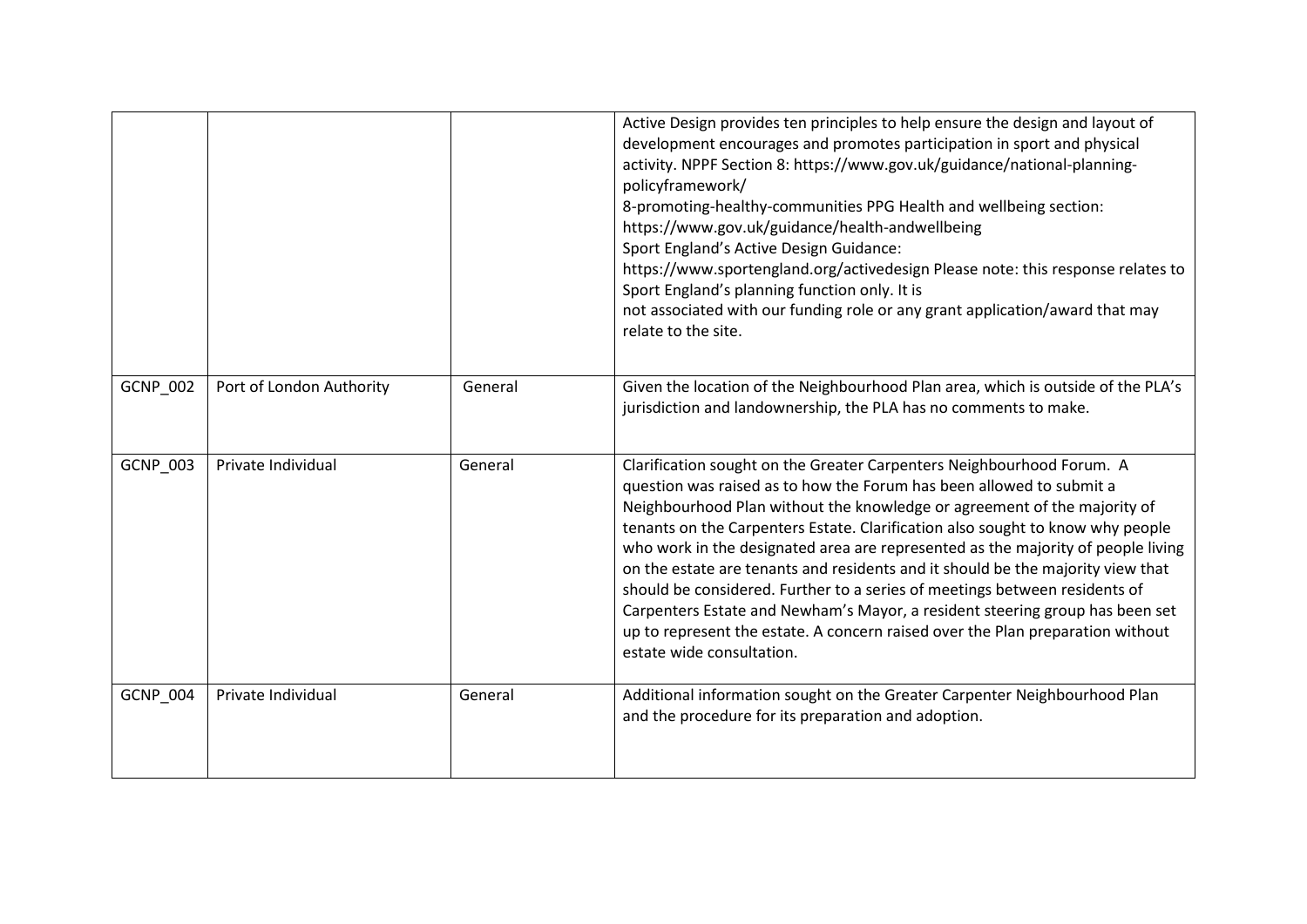| | | | |
|---|---|---|---|
| | | | Active Design provides ten principles to help ensure the design and layout of development encourages and promotes participation in sport and physical activity. NPPF Section 8: https://www.gov.uk/guidance/national-planning-policyframework/ 8-promoting-healthy-communities PPG Health and wellbeing section: https://www.gov.uk/guidance/health-andwellbeing Sport England's Active Design Guidance: https://www.sportengland.org/activedesign Please note: this response relates to Sport England's planning function only. It is not associated with our funding role or any grant application/award that may relate to the site. |
| GCNP_002 | Port of London Authority | General | Given the location of the Neighbourhood Plan area, which is outside of the PLA's jurisdiction and landownership, the PLA has no comments to make. |
| GCNP_003 | Private Individual | General | Clarification sought on the Greater Carpenters Neighbourhood Forum. A question was raised as to how the Forum has been allowed to submit a Neighbourhood Plan without the knowledge or agreement of the majority of tenants on the Carpenters Estate. Clarification also sought to know why people who work in the designated area are represented as the majority of people living on the estate are tenants and residents and it should be the majority view that should be considered. Further to a series of meetings between residents of Carpenters Estate and Newham's Mayor, a resident steering group has been set up to represent the estate. A concern raised over the Plan preparation without estate wide consultation. |
| GCNP_004 | Private Individual | General | Additional information sought on the Greater Carpenter Neighbourhood Plan and the procedure for its preparation and adoption. |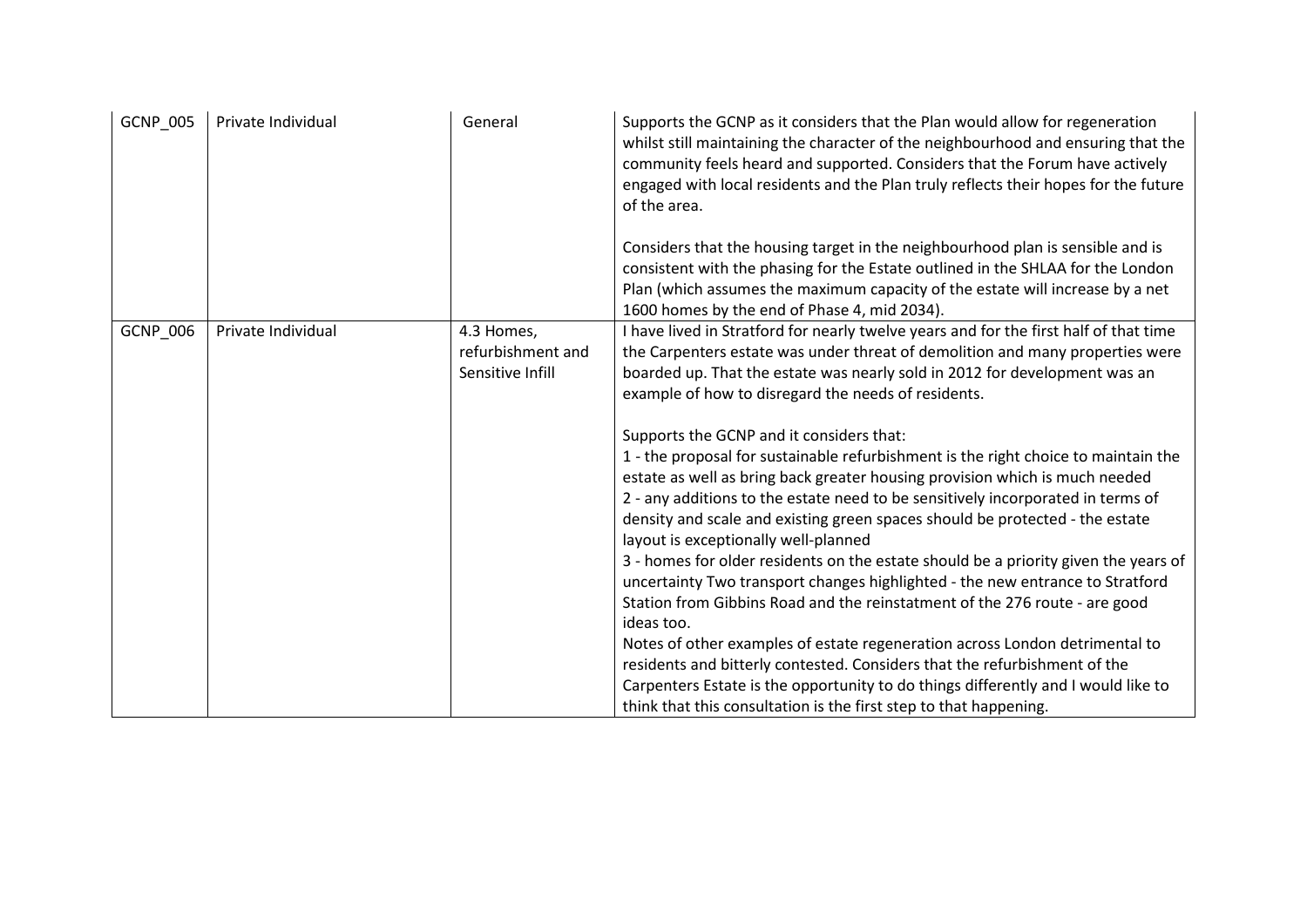| | | | |
|---|---|---|---|
| GCNP_005 | Private Individual | General | Supports the GCNP as it considers that the Plan would allow for regeneration whilst still maintaining the character of the neighbourhood and ensuring that the community feels heard and supported. Considers that the Forum have actively engaged with local residents and the Plan truly reflects their hopes for the future of the area.<br><br>Considers that the housing target in the neighbourhood plan is sensible and is consistent with the phasing for the Estate outlined in the SHLAA for the London Plan (which assumes the maximum capacity of the estate will increase by a net 1600 homes by the end of Phase 4, mid 2034). |
| GCNP_006 | Private Individual | 4.3 Homes, refurbishment and Sensitive Infill | I have lived in Stratford for nearly twelve years and for the first half of that time the Carpenters estate was under threat of demolition and many properties were boarded up. That the estate was nearly sold in 2012 for development was an example of how to disregard the needs of residents.<br><br>Supports the GCNP and it considers that:<br>1 - the proposal for sustainable refurbishment is the right choice to maintain the estate as well as bring back greater housing provision which is much needed<br>2 - any additions to the estate need to be sensitively incorporated in terms of density and scale and existing green spaces should be protected - the estate layout is exceptionally well-planned<br>3 - homes for older residents on the estate should be a priority given the years of uncertainty Two transport changes highlighted - the new entrance to Stratford Station from Gibbins Road and the reinstatment of the 276 route - are good ideas too.<br>Notes of other examples of estate regeneration across London detrimental to residents and bitterly contested. Considers that the refurbishment of the Carpenters Estate is the opportunity to do things differently and I would like to think that this consultation is the first step to that happening. |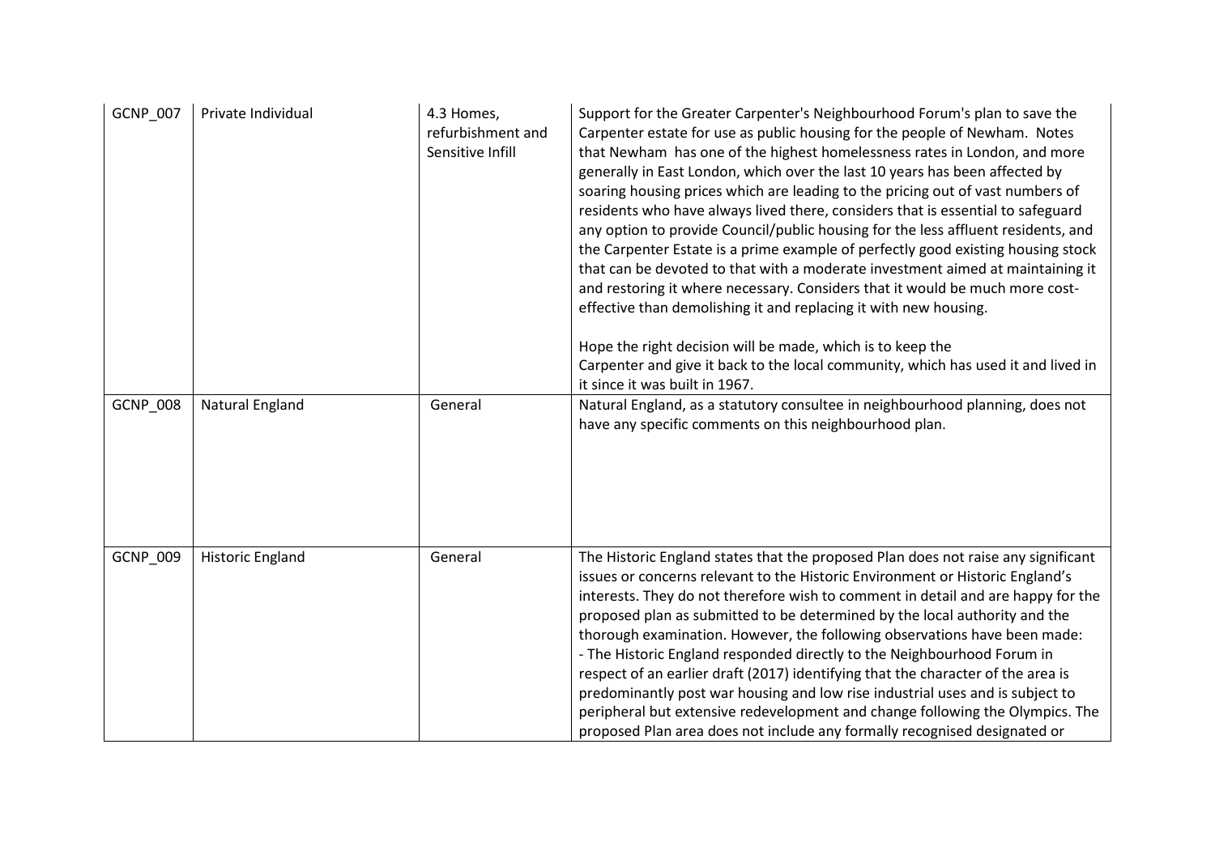| | | | |
|---|---|---|---|
| GCNP_007 | Private Individual | 4.3 Homes, refurbishment and Sensitive Infill | Support for the Greater Carpenter's Neighbourhood Forum's plan to save the Carpenter estate for use as public housing for the people of Newham. Notes that Newham has one of the highest homelessness rates in London, and more generally in East London, which over the last 10 years has been affected by soaring housing prices which are leading to the pricing out of vast numbers of residents who have always lived there, considers that is essential to safeguard any option to provide Council/public housing for the less affluent residents, and the Carpenter Estate is a prime example of perfectly good existing housing stock that can be devoted to that with a moderate investment aimed at maintaining it and restoring it where necessary. Considers that it would be much more cost-effective than demolishing it and replacing it with new housing.<br><br>Hope the right decision will be made, which is to keep the Carpenter and give it back to the local community, which has used it and lived in it since it was built in 1967. |
| GCNP_008 | Natural England | General | Natural England, as a statutory consultee in neighbourhood planning, does not have any specific comments on this neighbourhood plan. |
| GCNP_009 | Historic England | General | The Historic England states that the proposed Plan does not raise any significant issues or concerns relevant to the Historic Environment or Historic England's interests. They do not therefore wish to comment in detail and are happy for the proposed plan as submitted to be determined by the local authority and the thorough examination. However, the following observations have been made:<br>- The Historic England responded directly to the Neighbourhood Forum in respect of an earlier draft (2017) identifying that the character of the area is predominantly post war housing and low rise industrial uses and is subject to peripheral but extensive redevelopment and change following the Olympics. The proposed Plan area does not include any formally recognised designated or |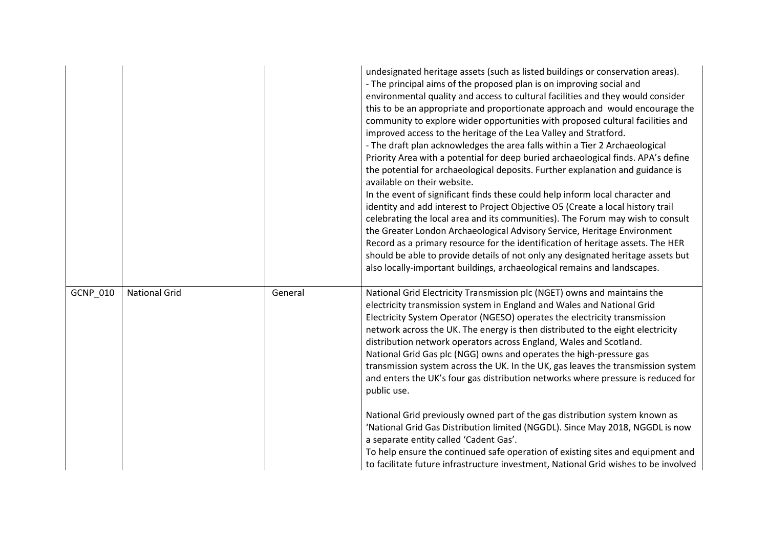| | | | |
|---|---|---|---|
| | | | undesignated heritage assets (such as listed buildings or conservation areas).<br>- The principal aims of the proposed plan is on improving social and environmental quality and access to cultural facilities and they would consider this to be an appropriate and proportionate approach and would encourage the community to explore wider opportunities with proposed cultural facilities and improved access to the heritage of the Lea Valley and Stratford.<br>- The draft plan acknowledges the area falls within a Tier 2 Archaeological Priority Area with a potential for deep buried archaeological finds. APA's define the potential for archaeological deposits. Further explanation and guidance is available on their website.<br>In the event of significant finds these could help inform local character and identity and add interest to Project Objective O5 (Create a local history trail celebrating the local area and its communities). The Forum may wish to consult the Greater London Archaeological Advisory Service, Heritage Environment Record as a primary resource for the identification of heritage assets. The HER should be able to provide details of not only any designated heritage assets but also locally-important buildings, archaeological remains and landscapes. |
| GCNP_010 | National Grid | General | National Grid Electricity Transmission plc (NGET) owns and maintains the electricity transmission system in England and Wales and National Grid Electricity System Operator (NGESO) operates the electricity transmission network across the UK. The energy is then distributed to the eight electricity distribution network operators across England, Wales and Scotland.<br>National Grid Gas plc (NGG) owns and operates the high-pressure gas transmission system across the UK. In the UK, gas leaves the transmission system and enters the UK's four gas distribution networks where pressure is reduced for public use.<br><br>National Grid previously owned part of the gas distribution system known as 'National Grid Gas Distribution limited (NGGDL). Since May 2018, NGGDL is now a separate entity called 'Cadent Gas'.<br>To help ensure the continued safe operation of existing sites and equipment and to facilitate future infrastructure investment, National Grid wishes to be involved |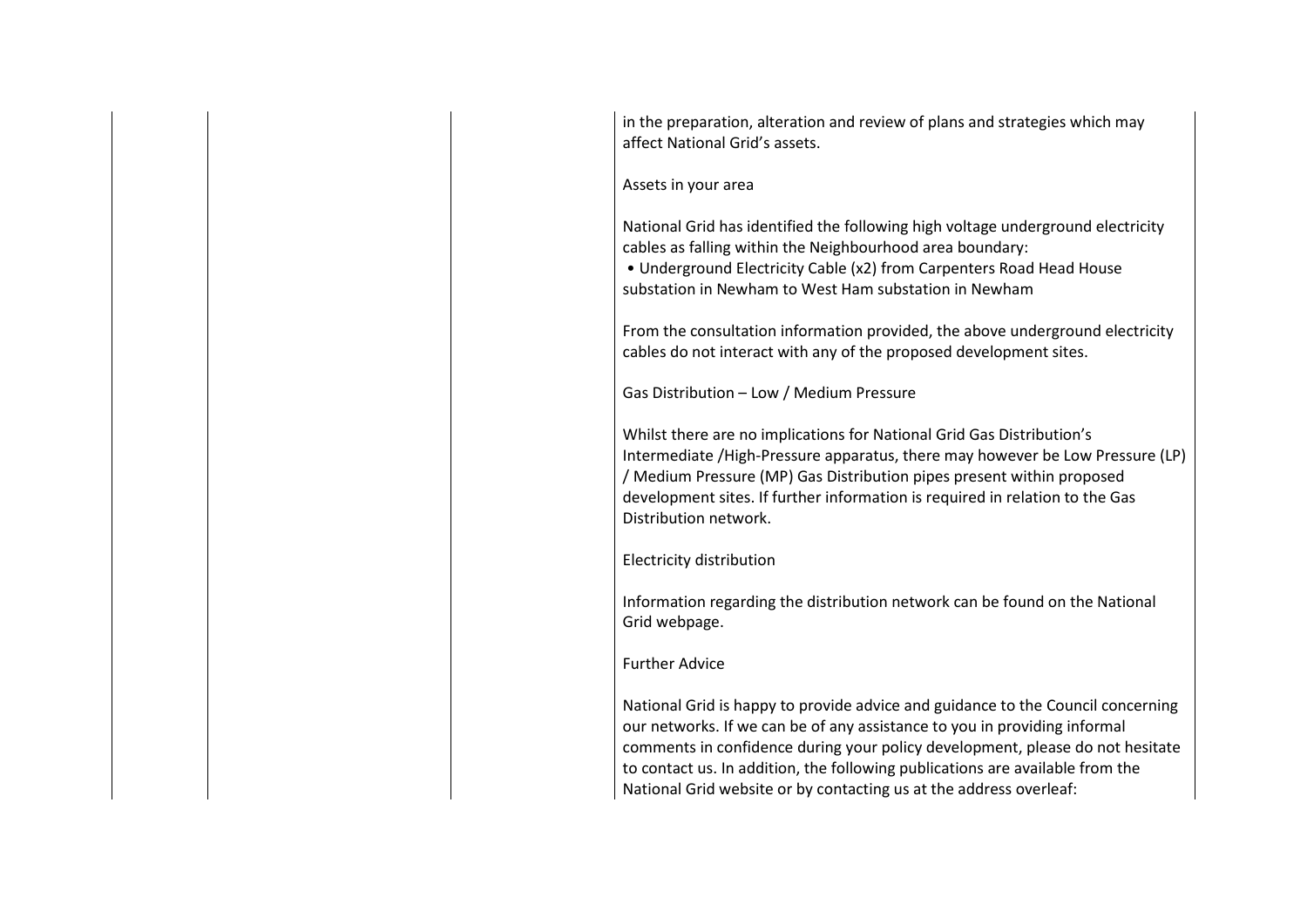| | | | |
|---|---|---|---|
| | | | in the preparation, alteration and review of plans and strategies which may affect National Grid's assets.<br><br>Assets in your area<br><br>National Grid has identified the following high voltage underground electricity cables as falling within the Neighbourhood area boundary:<br>• Underground Electricity Cable (x2) from Carpenters Road Head House substation in Newham to West Ham substation in Newham<br><br>From the consultation information provided, the above underground electricity cables do not interact with any of the proposed development sites.<br><br>Gas Distribution – Low / Medium Pressure<br><br>Whilst there are no implications for National Grid Gas Distribution's Intermediate /High-Pressure apparatus, there may however be Low Pressure (LP) / Medium Pressure (MP) Gas Distribution pipes present within proposed development sites. If further information is required in relation to the Gas Distribution network.<br><br>Electricity distribution<br><br>Information regarding the distribution network can be found on the National Grid webpage.<br><br>Further Advice<br><br>National Grid is happy to provide advice and guidance to the Council concerning our networks. If we can be of any assistance to you in providing informal comments in confidence during your policy development, please do not hesitate to contact us. In addition, the following publications are available from the National Grid website or by contacting us at the address overleaf: |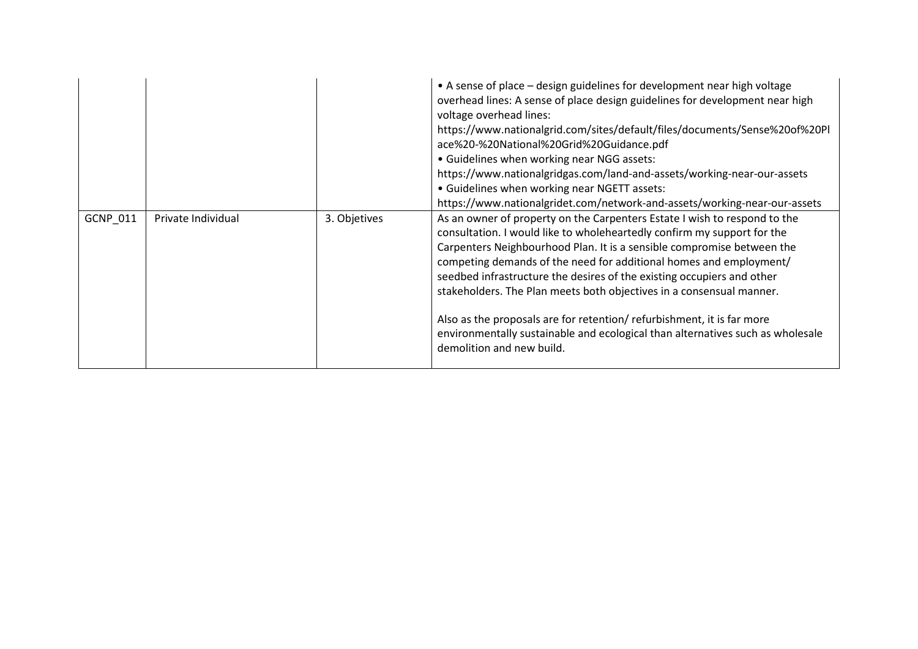| | | | |
|---|---|---|---|
| | | | • A sense of place – design guidelines for development near high voltage overhead lines: A sense of place design guidelines for development near high voltage overhead lines: https://www.nationalgrid.com/sites/default/files/documents/Sense%20of%20Place%20-%20National%20Grid%20Guidance.pdf<br>• Guidelines when working near NGG assets: https://www.nationalgridgas.com/land-and-assets/working-near-our-assets<br>• Guidelines when working near NGETT assets: https://www.nationalgridet.com/network-and-assets/working-near-our-assets |
| GCNP_011 | Private Individual | 3. Objetives | As an owner of property on the Carpenters Estate I wish to respond to the consultation. I would like to wholeheartedly confirm my support for the Carpenters Neighbourhood Plan. It is a sensible compromise between the competing demands of the need for additional homes and employment/ seedbed infrastructure the desires of the existing occupiers and other stakeholders. The Plan meets both objectives in a consensual manner.<br><br>Also as the proposals are for retention/ refurbishment, it is far more environmentally sustainable and ecological than alternatives such as wholesale demolition and new build. |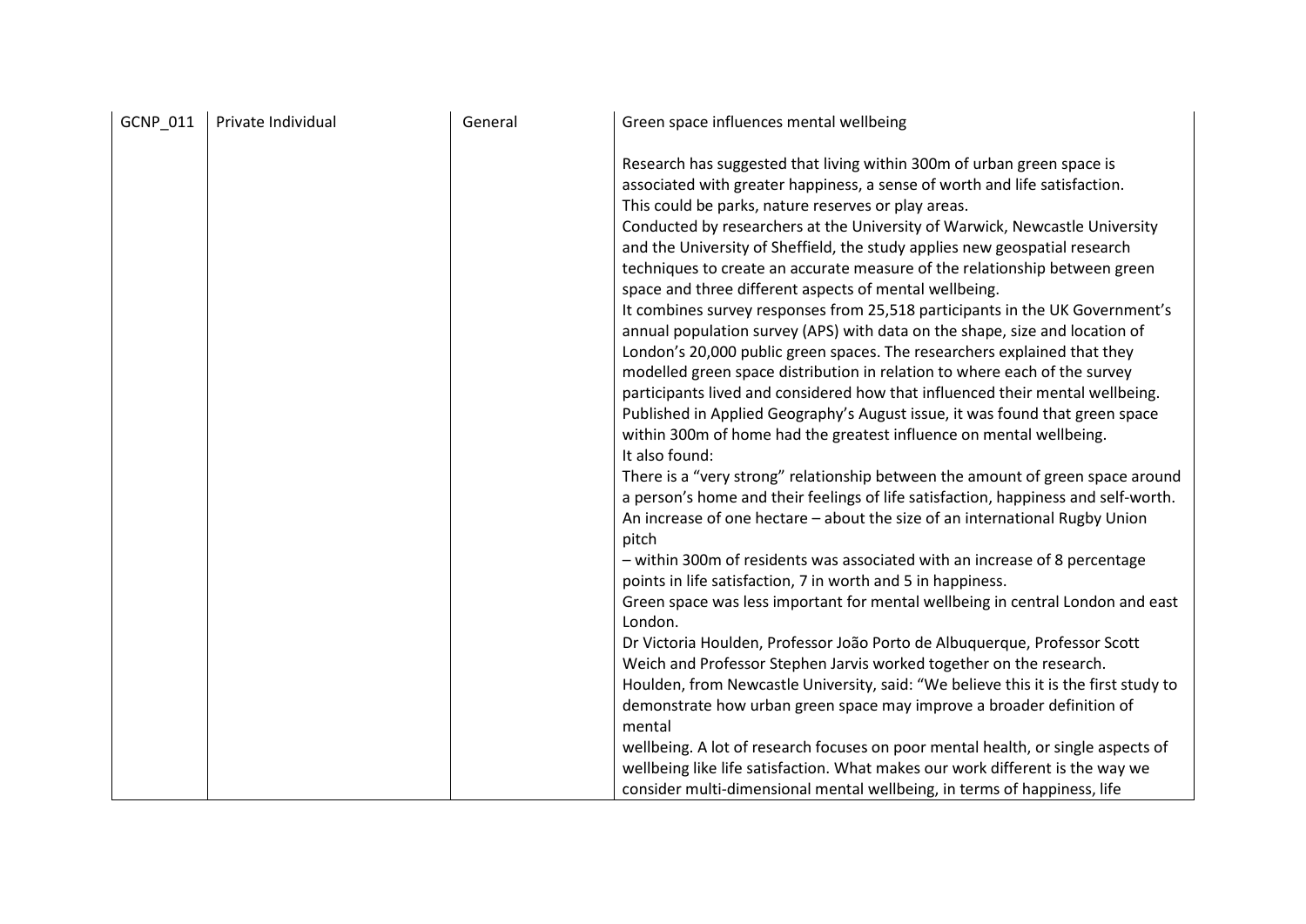| GCNP_011 | Private Individual | General | Green space influences mental wellbeing<br><br>Research has suggested that living within 300m of urban green space is associated with greater happiness, a sense of worth and life satisfaction. This could be parks, nature reserves or play areas.<br>Conducted by researchers at the University of Warwick, Newcastle University and the University of Sheffield, the study applies new geospatial research techniques to create an accurate measure of the relationship between green space and three different aspects of mental wellbeing.<br>It combines survey responses from 25,518 participants in the UK Government's annual population survey (APS) with data on the shape, size and location of London's 20,000 public green spaces. The researchers explained that they modelled green space distribution in relation to where each of the survey participants lived and considered how that influenced their mental wellbeing.<br>Published in Applied Geography's August issue, it was found that green space within 300m of home had the greatest influence on mental wellbeing.<br>It also found:<br>There is a "very strong" relationship between the amount of green space around a person's home and their feelings of life satisfaction, happiness and self-worth.<br>An increase of one hectare – about the size of an international Rugby Union pitch<br>– within 300m of residents was associated with an increase of 8 percentage points in life satisfaction, 7 in worth and 5 in happiness.<br>Green space was less important for mental wellbeing in central London and east London.<br>Dr Victoria Houlden, Professor João Porto de Albuquerque, Professor Scott Weich and Professor Stephen Jarvis worked together on the research.<br>Houlden, from Newcastle University, said: "We believe this it is the first study to demonstrate how urban green space may improve a broader definition of mental<br>wellbeing. A lot of research focuses on poor mental health, or single aspects of wellbeing like life satisfaction. What makes our work different is the way we consider multi-dimensional mental wellbeing, in terms of happiness, life |
|---|---|---|---|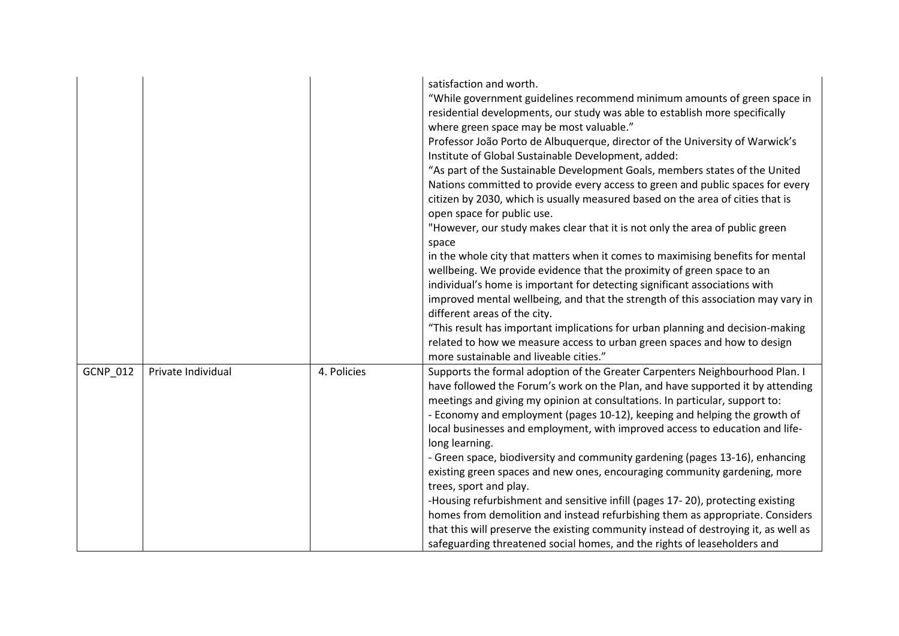| | | | |
|---|---|---|---|
| | | | satisfaction and worth.<br>"While government guidelines recommend minimum amounts of green space in residential developments, our study was able to establish more specifically where green space may be most valuable."<br>Professor João Porto de Albuquerque, director of the University of Warwick's Institute of Global Sustainable Development, added:<br>"As part of the Sustainable Development Goals, members states of the United Nations committed to provide every access to green and public spaces for every citizen by 2030, which is usually measured based on the area of cities that is open space for public use.<br>"However, our study makes clear that it is not only the area of public green space<br>in the whole city that matters when it comes to maximising benefits for mental wellbeing. We provide evidence that the proximity of green space to an individual's home is important for detecting significant associations with improved mental wellbeing, and that the strength of this association may vary in different areas of the city.<br>"This result has important implications for urban planning and decision-making related to how we measure access to urban green spaces and how to design more sustainable and liveable cities." |
| GCNP_012 | Private Individual | 4. Policies | Supports the formal adoption of the Greater Carpenters Neighbourhood Plan. I have followed the Forum's work on the Plan, and have supported it by attending meetings and giving my opinion at consultations. In particular, support to:<br>- Economy and employment (pages 10-12), keeping and helping the growth of local businesses and employment, with improved access to education and life-long learning.<br>- Green space, biodiversity and community gardening (pages 13-16), enhancing existing green spaces and new ones, encouraging community gardening, more trees, sport and play.<br>-Housing refurbishment and sensitive infill (pages 17- 20), protecting existing homes from demolition and instead refurbishing them as appropriate. Considers that this will preserve the existing community instead of destroying it, as well as safeguarding threatened social homes, and the rights of leaseholders and |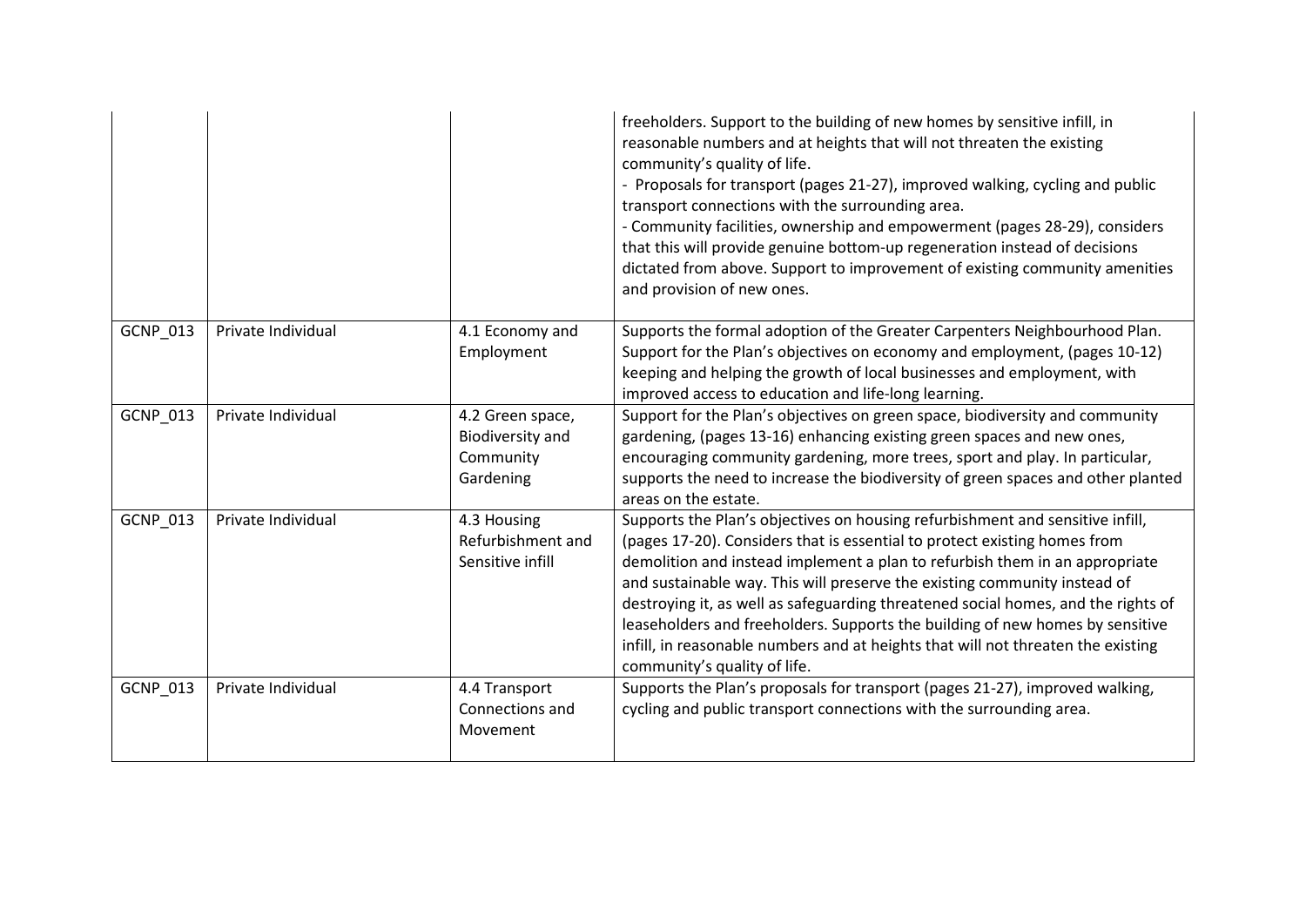| | | | freeholders. Support to the building of new homes by sensitive infill, in reasonable numbers and at heights that will not threaten the existing community's quality of life.<br>- Proposals for transport (pages 21-27), improved walking, cycling and public transport connections with the surrounding area.<br>- Community facilities, ownership and empowerment (pages 28-29), considers that this will provide genuine bottom-up regeneration instead of decisions dictated from above. Support to improvement of existing community amenities and provision of new ones. |
|---|---|---|---|
| GCNP_013 | Private Individual | 4.1 Economy and Employment | Supports the formal adoption of the Greater Carpenters Neighbourhood Plan. Support for the Plan's objectives on economy and employment, (pages 10-12) keeping and helping the growth of local businesses and employment, with improved access to education and life-long learning. |
| GCNP_013 | Private Individual | 4.2 Green space, Biodiversity and Community Gardening | Support for the Plan's objectives on green space, biodiversity and community gardening, (pages 13-16) enhancing existing green spaces and new ones, encouraging community gardening, more trees, sport and play. In particular, supports the need to increase the biodiversity of green spaces and other planted areas on the estate. |
| GCNP_013 | Private Individual | 4.3 Housing Refurbishment and Sensitive infill | Supports the Plan's objectives on housing refurbishment and sensitive infill, (pages 17-20). Considers that is essential to protect existing homes from demolition and instead implement a plan to refurbish them in an appropriate and sustainable way. This will preserve the existing community instead of destroying it, as well as safeguarding threatened social homes, and the rights of leaseholders and freeholders. Supports the building of new homes by sensitive infill, in reasonable numbers and at heights that will not threaten the existing community's quality of life. |
| GCNP_013 | Private Individual | 4.4 Transport Connections and Movement | Supports the Plan's proposals for transport (pages 21-27), improved walking, cycling and public transport connections with the surrounding area. |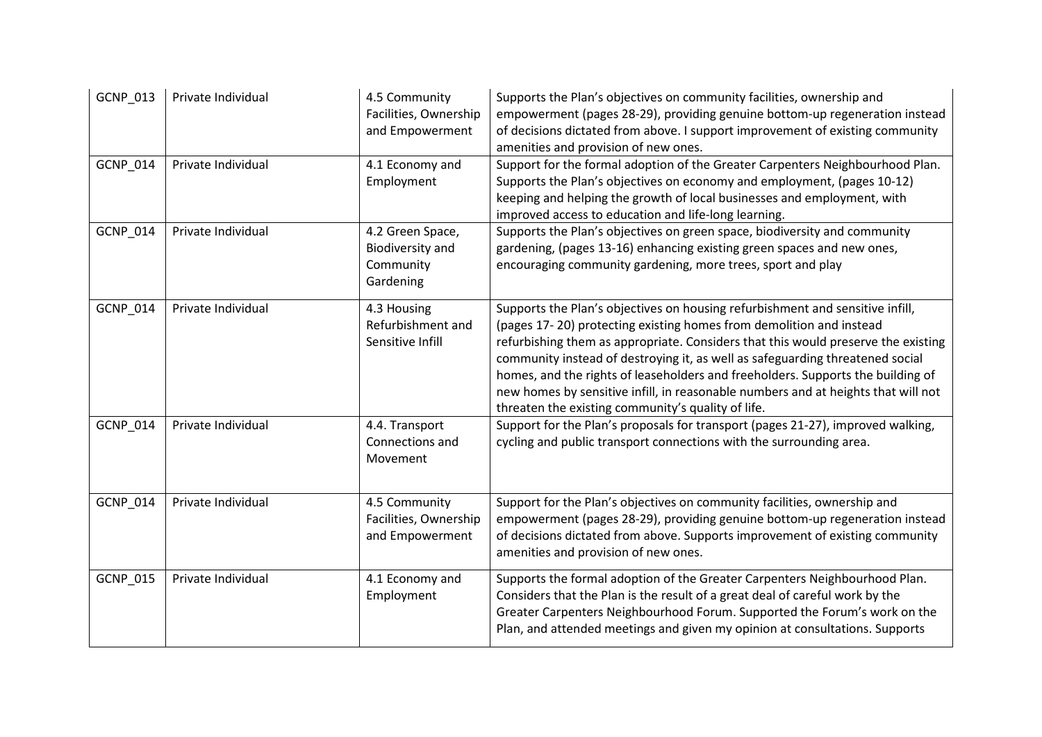| GCNP_013 | Private Individual | 4.5 Community Facilities, Ownership and Empowerment | Supports the Plan's objectives on community facilities, ownership and empowerment (pages 28-29), providing genuine bottom-up regeneration instead of decisions dictated from above. I support improvement of existing community amenities and provision of new ones. |
|---|---|---|---|
| GCNP_014 | Private Individual | 4.1 Economy and Employment | Support for the formal adoption of the Greater Carpenters Neighbourhood Plan. Supports the Plan's objectives on economy and employment, (pages 10-12) keeping and helping the growth of local businesses and employment, with improved access to education and life-long learning. |
| GCNP_014 | Private Individual | 4.2 Green Space, Biodiversity and Community Gardening | Supports the Plan's objectives on green space, biodiversity and community gardening, (pages 13-16) enhancing existing green spaces and new ones, encouraging community gardening, more trees, sport and play |
| GCNP_014 | Private Individual | 4.3 Housing Refurbishment and Sensitive Infill | Supports the Plan's objectives on housing refurbishment and sensitive infill, (pages 17- 20) protecting existing homes from demolition and instead refurbishing them as appropriate. Considers that this would preserve the existing community instead of destroying it, as well as safeguarding threatened social homes, and the rights of leaseholders and freeholders. Supports the building of new homes by sensitive infill, in reasonable numbers and at heights that will not threaten the existing community's quality of life. |
| GCNP_014 | Private Individual | 4.4. Transport Connections and Movement | Support for the Plan's proposals for transport (pages 21-27), improved walking, cycling and public transport connections with the surrounding area. |
| GCNP_014 | Private Individual | 4.5 Community Facilities, Ownership and Empowerment | Support for the Plan's objectives on community facilities, ownership and empowerment (pages 28-29), providing genuine bottom-up regeneration instead of decisions dictated from above. Supports improvement of existing community amenities and provision of new ones. |
| GCNP_015 | Private Individual | 4.1 Economy and Employment | Supports the formal adoption of the Greater Carpenters Neighbourhood Plan. Considers that the Plan is the result of a great deal of careful work by the Greater Carpenters Neighbourhood Forum. Supported the Forum's work on the Plan, and attended meetings and given my opinion at consultations. Supports |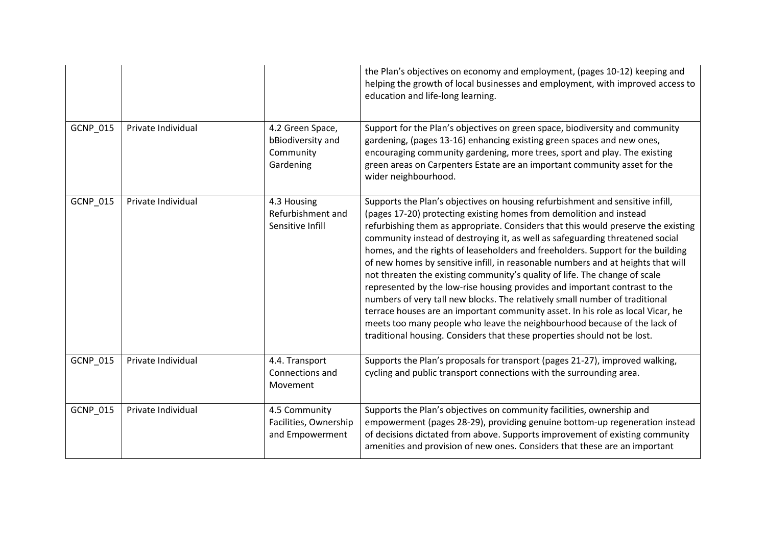| | | | |
|---|---|---|---|
| | | | the Plan's objectives on economy and employment, (pages 10-12) keeping and helping the growth of local businesses and employment, with improved access to education and life-long learning. |
| GCNP_015 | Private Individual | 4.2 Green Space, bBiodiversity and Community Gardening | Support for the Plan's objectives on green space, biodiversity and community gardening, (pages 13-16) enhancing existing green spaces and new ones, encouraging community gardening, more trees, sport and play. The existing green areas on Carpenters Estate are an important community asset for the wider neighbourhood. |
| GCNP_015 | Private Individual | 4.3 Housing Refurbishment and Sensitive Infill | Supports the Plan's objectives on housing refurbishment and sensitive infill, (pages 17-20) protecting existing homes from demolition and instead refurbishing them as appropriate. Considers that this would preserve the existing community instead of destroying it, as well as safeguarding threatened social homes, and the rights of leaseholders and freeholders. Support for the building of new homes by sensitive infill, in reasonable numbers and at heights that will not threaten the existing community's quality of life. The change of scale represented by the low-rise housing provides and important contrast to the numbers of very tall new blocks. The relatively small number of traditional terrace houses are an important community asset. In his role as local Vicar, he meets too many people who leave the neighbourhood because of the lack of traditional housing. Considers that these properties should not be lost. |
| GCNP_015 | Private Individual | 4.4. Transport Connections and Movement | Supports the Plan's proposals for transport (pages 21-27), improved walking, cycling and public transport connections with the surrounding area. |
| GCNP_015 | Private Individual | 4.5 Community Facilities, Ownership and Empowerment | Supports the Plan's objectives on community facilities, ownership and empowerment (pages 28-29), providing genuine bottom-up regeneration instead of decisions dictated from above. Supports improvement of existing community amenities and provision of new ones. Considers that these are an important |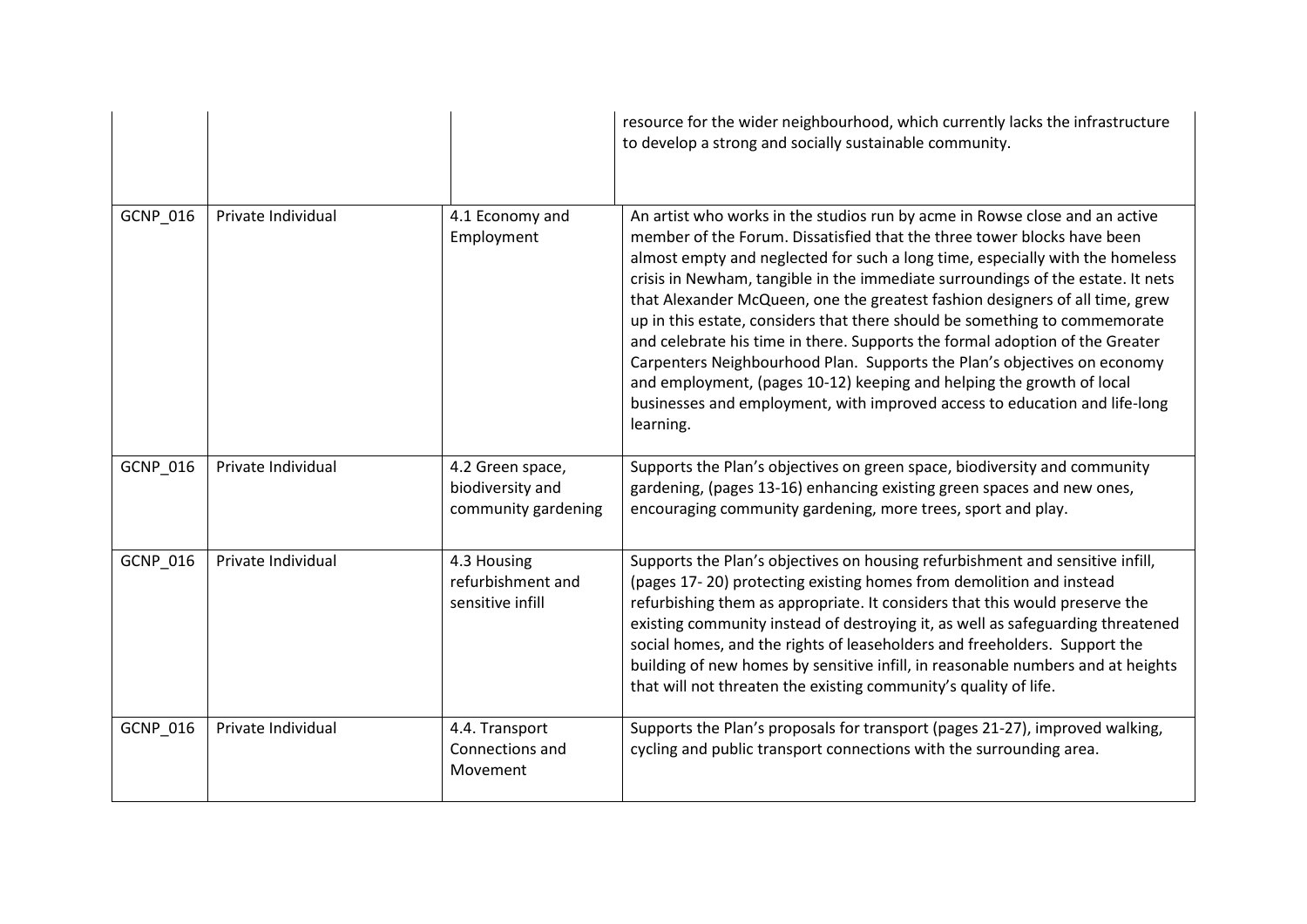| | | | |
|---|---|---|---|
| | | | resource for the wider neighbourhood, which currently lacks the infrastructure to develop a strong and socially sustainable community. |
| GCNP_016 | Private Individual | 4.1 Economy and Employment | An artist who works in the studios run by acme in Rowse close and an active member of the Forum. Dissatisfied that the three tower blocks have been almost empty and neglected for such a long time, especially with the homeless crisis in Newham, tangible in the immediate surroundings of the estate. It nets that Alexander McQueen, one the greatest fashion designers of all time, grew up in this estate, considers that there should be something to commemorate and celebrate his time in there. Supports the formal adoption of the Greater Carpenters Neighbourhood Plan. Supports the Plan's objectives on economy and employment, (pages 10-12) keeping and helping the growth of local businesses and employment, with improved access to education and life-long learning. |
| GCNP_016 | Private Individual | 4.2 Green space, biodiversity and community gardening | Supports the Plan's objectives on green space, biodiversity and community gardening, (pages 13-16) enhancing existing green spaces and new ones, encouraging community gardening, more trees, sport and play. |
| GCNP_016 | Private Individual | 4.3 Housing refurbishment and sensitive infill | Supports the Plan's objectives on housing refurbishment and sensitive infill, (pages 17- 20) protecting existing homes from demolition and instead refurbishing them as appropriate. It considers that this would preserve the existing community instead of destroying it, as well as safeguarding threatened social homes, and the rights of leaseholders and freeholders. Support the building of new homes by sensitive infill, in reasonable numbers and at heights that will not threaten the existing community's quality of life. |
| GCNP_016 | Private Individual | 4.4. Transport Connections and Movement | Supports the Plan's proposals for transport (pages 21-27), improved walking, cycling and public transport connections with the surrounding area. |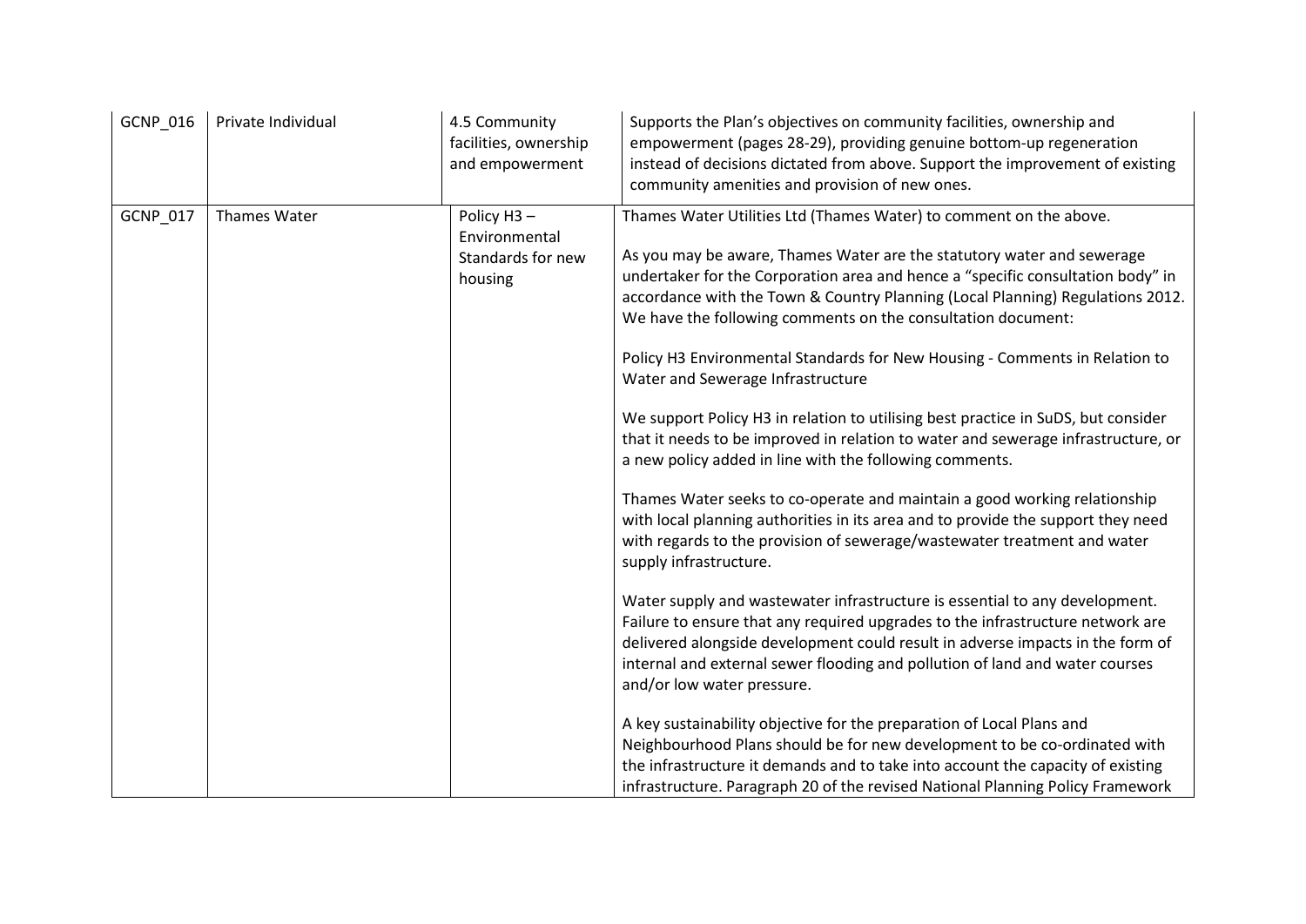| | | | |
|---|---|---|---|
| GCNP_016 | Private Individual | 4.5 Community facilities, ownership and empowerment | Supports the Plan's objectives on community facilities, ownership and empowerment (pages 28-29), providing genuine bottom-up regeneration instead of decisions dictated from above. Support the improvement of existing community amenities and provision of new ones. |
| GCNP_017 | Thames Water | Policy H3 – Environmental Standards for new housing | Thames Water Utilities Ltd (Thames Water) to comment on the above.<br><br>As you may be aware, Thames Water are the statutory water and sewerage undertaker for the Corporation area and hence a "specific consultation body" in accordance with the Town & Country Planning (Local Planning) Regulations 2012. We have the following comments on the consultation document:<br><br>Policy H3 Environmental Standards for New Housing - Comments in Relation to Water and Sewerage Infrastructure<br><br>We support Policy H3 in relation to utilising best practice in SuDS, but consider that it needs to be improved in relation to water and sewerage infrastructure, or a new policy added in line with the following comments.<br><br>Thames Water seeks to co-operate and maintain a good working relationship with local planning authorities in its area and to provide the support they need with regards to the provision of sewerage/wastewater treatment and water supply infrastructure.<br><br>Water supply and wastewater infrastructure is essential to any development. Failure to ensure that any required upgrades to the infrastructure network are delivered alongside development could result in adverse impacts in the form of internal and external sewer flooding and pollution of land and water courses and/or low water pressure.<br><br>A key sustainability objective for the preparation of Local Plans and Neighbourhood Plans should be for new development to be co-ordinated with the infrastructure it demands and to take into account the capacity of existing infrastructure. Paragraph 20 of the revised National Planning Policy Framework |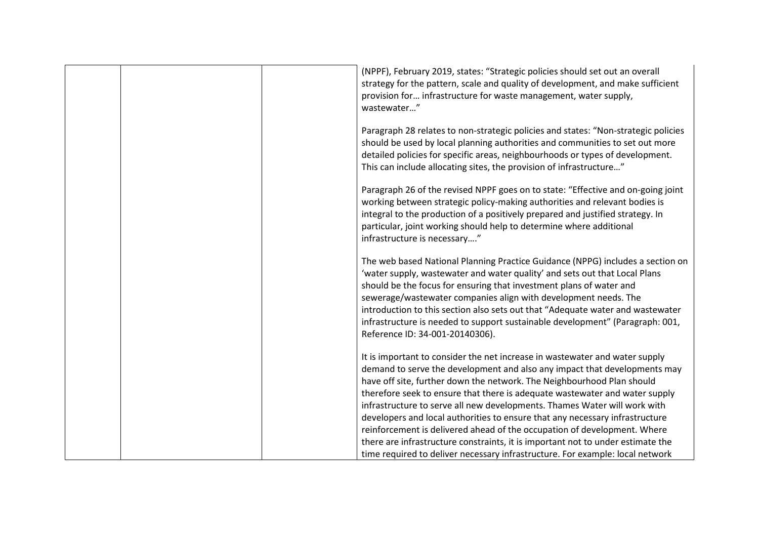| | | | (NPPF), February 2019, states: "Strategic policies should set out an overall strategy for the pattern, scale and quality of development, and make sufficient provision for… infrastructure for waste management, water supply, wastewater…"<br><br>Paragraph 28 relates to non-strategic policies and states: "Non-strategic policies should be used by local planning authorities and communities to set out more detailed policies for specific areas, neighbourhoods or types of development. This can include allocating sites, the provision of infrastructure…"<br><br>Paragraph 26 of the revised NPPF goes on to state: "Effective and on-going joint working between strategic policy-making authorities and relevant bodies is integral to the production of a positively prepared and justified strategy. In particular, joint working should help to determine where additional infrastructure is necessary…."<br><br>The web based National Planning Practice Guidance (NPPG) includes a section on 'water supply, wastewater and water quality' and sets out that Local Plans should be the focus for ensuring that investment plans of water and sewerage/wastewater companies align with development needs. The introduction to this section also sets out that "Adequate water and wastewater infrastructure is needed to support sustainable development" (Paragraph: 001, Reference ID: 34-001-20140306).<br><br>It is important to consider the net increase in wastewater and water supply demand to serve the development and also any impact that developments may have off site, further down the network. The Neighbourhood Plan should therefore seek to ensure that there is adequate wastewater and water supply infrastructure to serve all new developments. Thames Water will work with developers and local authorities to ensure that any necessary infrastructure reinforcement is delivered ahead of the occupation of development. Where there are infrastructure constraints, it is important not to under estimate the time required to deliver necessary infrastructure. For example: local network |
|---|---|---|---|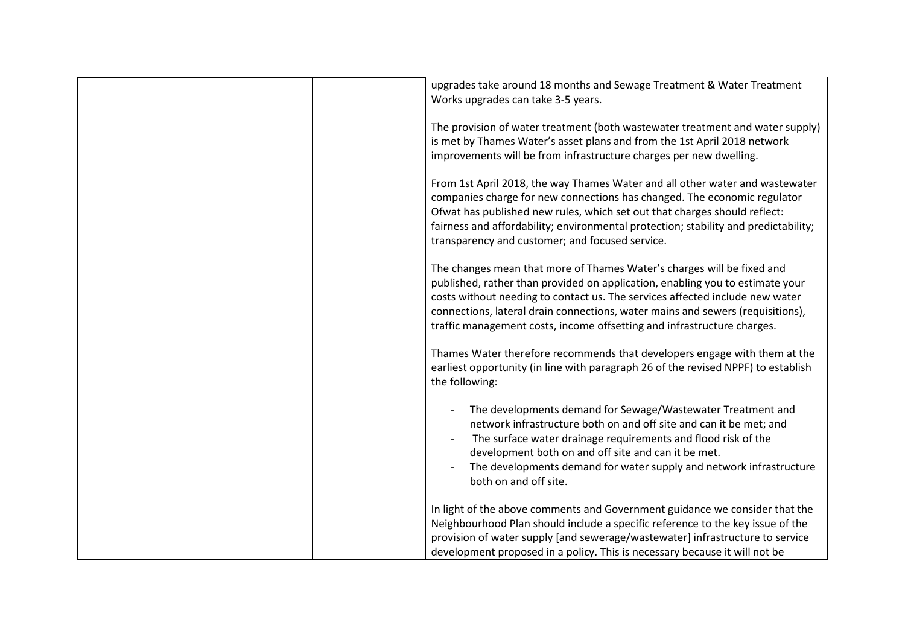| | | | upgrades take around 18 months and Sewage Treatment & Water Treatment Works upgrades can take 3-5 years.<br><br>The provision of water treatment (both wastewater treatment and water supply) is met by Thames Water's asset plans and from the 1st April 2018 network improvements will be from infrastructure charges per new dwelling.<br><br>From 1st April 2018, the way Thames Water and all other water and wastewater companies charge for new connections has changed. The economic regulator Ofwat has published new rules, which set out that charges should reflect: fairness and affordability; environmental protection; stability and predictability; transparency and customer; and focused service.<br><br>The changes mean that more of Thames Water's charges will be fixed and published, rather than provided on application, enabling you to estimate your costs without needing to contact us. The services affected include new water connections, lateral drain connections, water mains and sewers (requisitions), traffic management costs, income offsetting and infrastructure charges.<br><br>Thames Water therefore recommends that developers engage with them at the earliest opportunity (in line with paragraph 26 of the revised NPPF) to establish the following:<br><br>- The developments demand for Sewage/Wastewater Treatment and network infrastructure both on and off site and can it be met; and<br>- The surface water drainage requirements and flood risk of the development both on and off site and can it be met.<br>- The developments demand for water supply and network infrastructure both on and off site.<br><br>In light of the above comments and Government guidance we consider that the Neighbourhood Plan should include a specific reference to the key issue of the provision of water supply [and sewerage/wastewater] infrastructure to service development proposed in a policy. This is necessary because it will not be |
|---|---|---|---|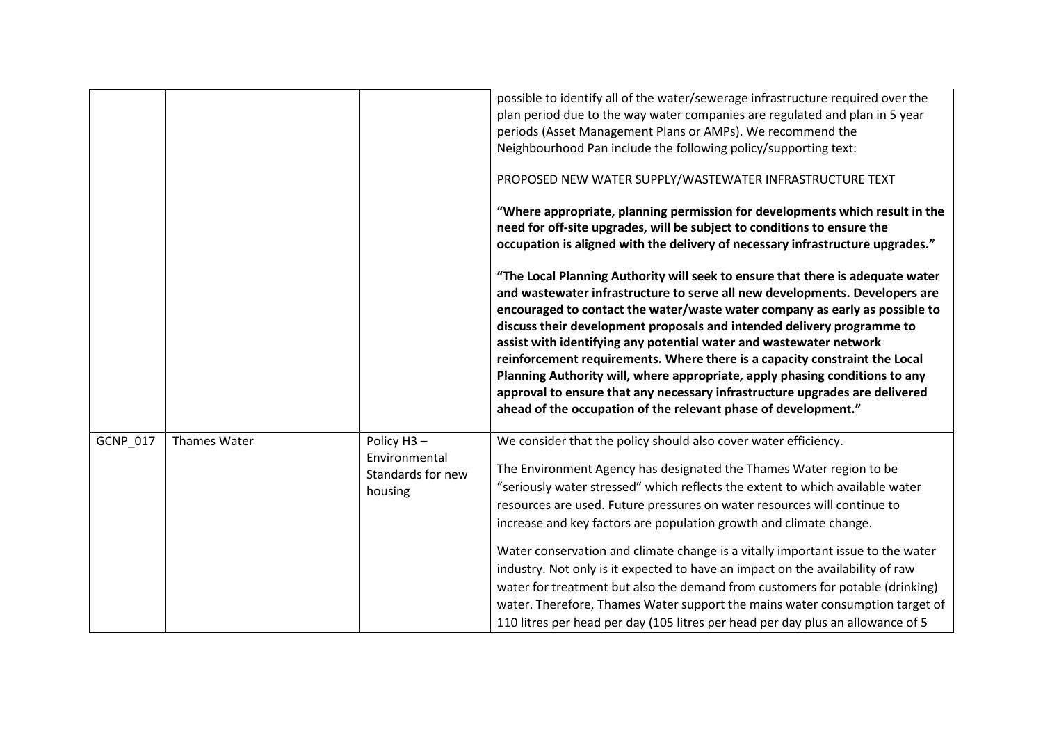| | | | |
|---|---|---|---|
| | | | possible to identify all of the water/sewerage infrastructure required over the plan period due to the way water companies are regulated and plan in 5 year periods (Asset Management Plans or AMPs). We recommend the Neighbourhood Pan include the following policy/supporting text:<br><br>PROPOSED NEW WATER SUPPLY/WASTEWATER INFRASTRUCTURE TEXT<br><br>**"Where appropriate, planning permission for developments which result in the need for off-site upgrades, will be subject to conditions to ensure the occupation is aligned with the delivery of necessary infrastructure upgrades."**<br><br>**"The Local Planning Authority will seek to ensure that there is adequate water and wastewater infrastructure to serve all new developments. Developers are encouraged to contact the water/waste water company as early as possible to discuss their development proposals and intended delivery programme to assist with identifying any potential water and wastewater network reinforcement requirements. Where there is a capacity constraint the Local Planning Authority will, where appropriate, apply phasing conditions to any approval to ensure that any necessary infrastructure upgrades are delivered ahead of the occupation of the relevant phase of development."** |
| GCNP_017 | Thames Water | Policy H3 – Environmental Standards for new housing | We consider that the policy should also cover water efficiency.<br><br>The Environment Agency has designated the Thames Water region to be "seriously water stressed" which reflects the extent to which available water resources are used. Future pressures on water resources will continue to increase and key factors are population growth and climate change.<br><br>Water conservation and climate change is a vitally important issue to the water industry. Not only is it expected to have an impact on the availability of raw water for treatment but also the demand from customers for potable (drinking) water. Therefore, Thames Water support the mains water consumption target of 110 litres per head per day (105 litres per head per day plus an allowance of 5 |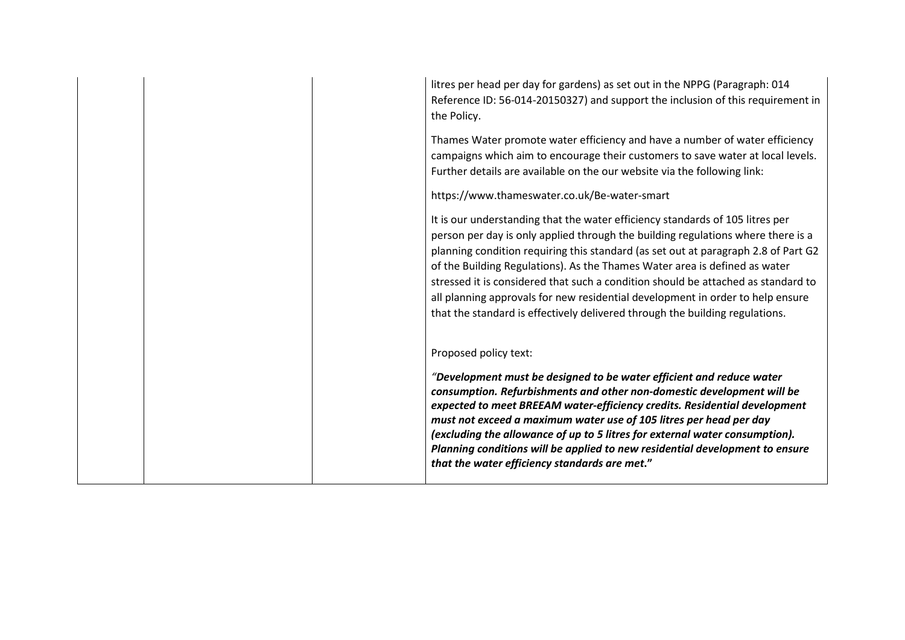| | | | litres per head per day for gardens) as set out in the NPPG (Paragraph: 014 Reference ID: 56-014-20150327) and support the inclusion of this requirement in the Policy.<br><br>Thames Water promote water efficiency and have a number of water efficiency campaigns which aim to encourage their customers to save water at local levels. Further details are available on the our website via the following link:<br><br>https://www.thameswater.co.uk/Be-water-smart<br><br>It is our understanding that the water efficiency standards of 105 litres per person per day is only applied through the building regulations where there is a planning condition requiring this standard (as set out at paragraph 2.8 of Part G2 of the Building Regulations). As the Thames Water area is defined as water stressed it is considered that such a condition should be attached as standard to all planning approvals for new residential development in order to help ensure that the standard is effectively delivered through the building regulations.<br><br>Proposed policy text:<br><br>*"**Development must be designed to be water efficient and reduce water consumption. Refurbishments and other non-domestic development will be expected to meet BREEAM water-efficiency credits. Residential development must not exceed a maximum water use of 105 litres per head per day (excluding the allowance of up to 5 litres for external water consumption). Planning conditions will be applied to new residential development to ensure that the water efficiency standards are met.**"* |
|---|---|---|---|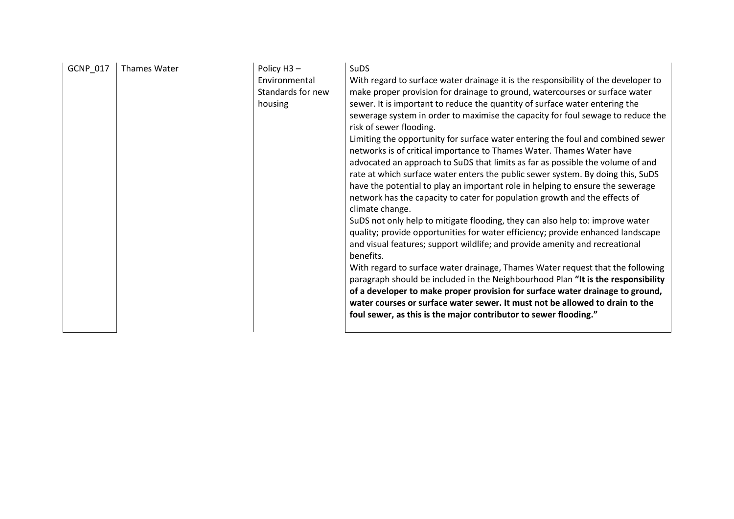| GCNP_017 | Thames Water | Policy H3 – Environmental Standards for new housing | SuDS<br>With regard to surface water drainage it is the responsibility of the developer to make proper provision for drainage to ground, watercourses or surface water sewer. It is important to reduce the quantity of surface water entering the sewerage system in order to maximise the capacity for foul sewage to reduce the risk of sewer flooding.<br>Limiting the opportunity for surface water entering the foul and combined sewer networks is of critical importance to Thames Water. Thames Water have advocated an approach to SuDS that limits as far as possible the volume of and rate at which surface water enters the public sewer system. By doing this, SuDS have the potential to play an important role in helping to ensure the sewerage network has the capacity to cater for population growth and the effects of climate change.<br>SuDS not only help to mitigate flooding, they can also help to: improve water quality; provide opportunities for water efficiency; provide enhanced landscape and visual features; support wildlife; and provide amenity and recreational benefits.<br>With regard to surface water drainage, Thames Water request that the following paragraph should be included in the Neighbourhood Plan **"It is the responsibility of a developer to make proper provision for surface water drainage to ground, water courses or surface water sewer. It must not be allowed to drain to the foul sewer, as this is the major contributor to sewer flooding."** |
|---|---|---|---|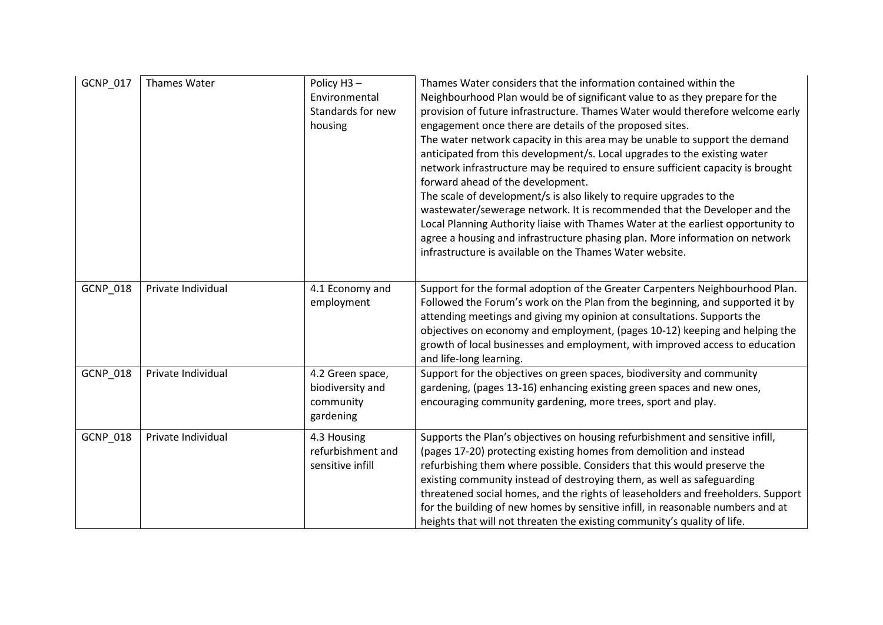| | | | |
|---|---|---|---|
| GCNP_017 | Thames Water | Policy H3 – Environmental Standards for new housing | Thames Water considers that the information contained within the Neighbourhood Plan would be of significant value to as they prepare for the provision of future infrastructure. Thames Water would therefore welcome early engagement once there are details of the proposed sites.<br>The water network capacity in this area may be unable to support the demand anticipated from this development/s. Local upgrades to the existing water network infrastructure may be required to ensure sufficient capacity is brought forward ahead of the development.<br>The scale of development/s is also likely to require upgrades to the wastewater/sewerage network. It is recommended that the Developer and the Local Planning Authority liaise with Thames Water at the earliest opportunity to agree a housing and infrastructure phasing plan. More information on network infrastructure is available on the Thames Water website. |
| GCNP_018 | Private Individual | 4.1 Economy and employment | Support for the formal adoption of the Greater Carpenters Neighbourhood Plan. Followed the Forum's work on the Plan from the beginning, and supported it by attending meetings and giving my opinion at consultations. Supports the objectives on economy and employment, (pages 10-12) keeping and helping the growth of local businesses and employment, with improved access to education and life-long learning. |
| GCNP_018 | Private Individual | 4.2 Green space, biodiversity and community gardening | Support for the objectives on green spaces, biodiversity and community gardening, (pages 13-16) enhancing existing green spaces and new ones, encouraging community gardening, more trees, sport and play. |
| GCNP_018 | Private Individual | 4.3 Housing refurbishment and sensitive infill | Supports the Plan's objectives on housing refurbishment and sensitive infill, (pages 17-20) protecting existing homes from demolition and instead refurbishing them where possible. Considers that this would preserve the existing community instead of destroying them, as well as safeguarding threatened social homes, and the rights of leaseholders and freeholders. Support for the building of new homes by sensitive infill, in reasonable numbers and at heights that will not threaten the existing community's quality of life. |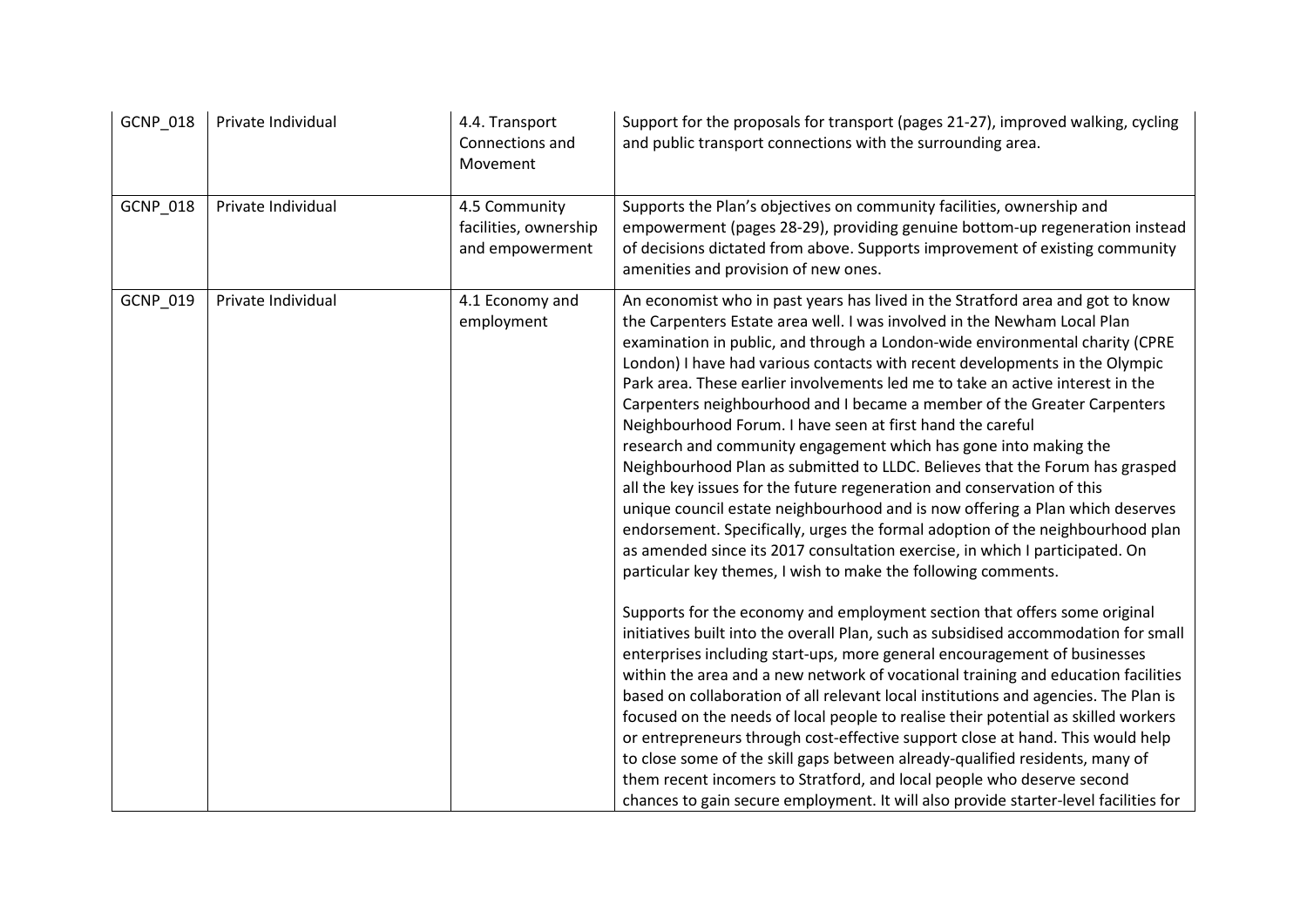| GCNP_018 | Private Individual | 4.4. Transport Connections and Movement | Support for the proposals for transport (pages 21-27), improved walking, cycling and public transport connections with the surrounding area. |
|---|---|---|---|
| GCNP_018 | Private Individual | 4.5 Community facilities, ownership and empowerment | Supports the Plan's objectives on community facilities, ownership and empowerment (pages 28-29), providing genuine bottom-up regeneration instead of decisions dictated from above. Supports improvement of existing community amenities and provision of new ones. |
| GCNP_019 | Private Individual | 4.1 Economy and employment | An economist who in past years has lived in the Stratford area and got to know the Carpenters Estate area well. I was involved in the Newham Local Plan examination in public, and through a London-wide environmental charity (CPRE London) I have had various contacts with recent developments in the Olympic Park area. These earlier involvements led me to take an active interest in the Carpenters neighbourhood and I became a member of the Greater Carpenters Neighbourhood Forum. I have seen at first hand the careful research and community engagement which has gone into making the Neighbourhood Plan as submitted to LLDC. Believes that the Forum has grasped all the key issues for the future regeneration and conservation of this unique council estate neighbourhood and is now offering a Plan which deserves endorsement. Specifically, urges the formal adoption of the neighbourhood plan as amended since its 2017 consultation exercise, in which I participated. On particular key themes, I wish to make the following comments.<br><br>Supports for the economy and employment section that offers some original initiatives built into the overall Plan, such as subsidised accommodation for small enterprises including start-ups, more general encouragement of businesses within the area and a new network of vocational training and education facilities based on collaboration of all relevant local institutions and agencies. The Plan is focused on the needs of local people to realise their potential as skilled workers or entrepreneurs through cost-effective support close at hand. This would help to close some of the skill gaps between already-qualified residents, many of them recent incomers to Stratford, and local people who deserve second chances to gain secure employment. It will also provide starter-level facilities for |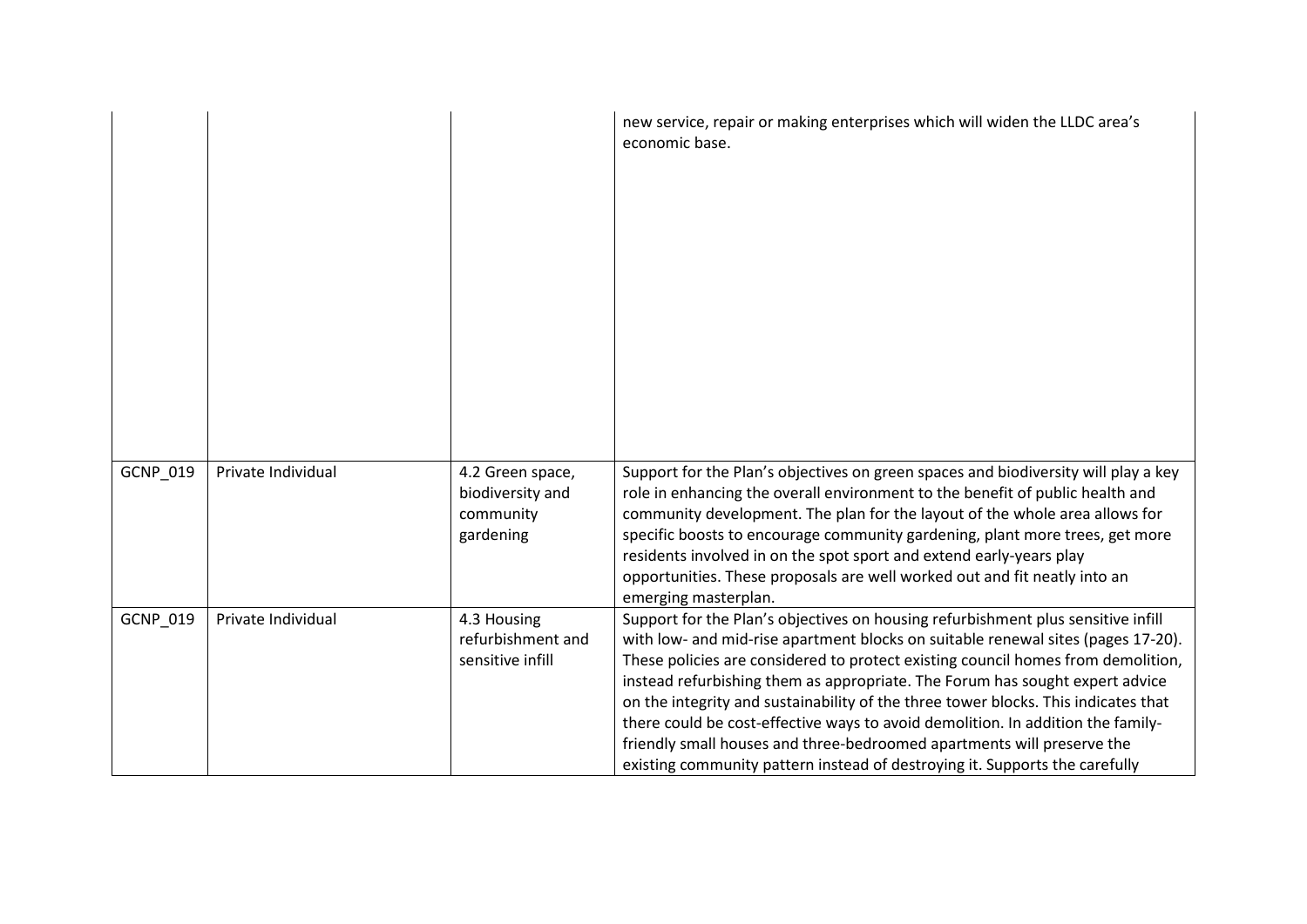| | | | |
|---|---|---|---|
| | | | new service, repair or making enterprises which will widen the LLDC area's economic base. |
| GCNP_019 | Private Individual | 4.2 Green space, biodiversity and community gardening | Support for the Plan's objectives on green spaces and biodiversity will play a key role in enhancing the overall environment to the benefit of public health and community development. The plan for the layout of the whole area allows for specific boosts to encourage community gardening, plant more trees, get more residents involved in on the spot sport and extend early-years play opportunities. These proposals are well worked out and fit neatly into an emerging masterplan. |
| GCNP_019 | Private Individual | 4.3 Housing refurbishment and sensitive infill | Support for the Plan's objectives on housing refurbishment plus sensitive infill with low- and mid-rise apartment blocks on suitable renewal sites (pages 17-20). These policies are considered to protect existing council homes from demolition, instead refurbishing them as appropriate. The Forum has sought expert advice on the integrity and sustainability of the three tower blocks. This indicates that there could be cost-effective ways to avoid demolition. In addition the family-friendly small houses and three-bedroomed apartments will preserve the existing community pattern instead of destroying it. Supports the carefully |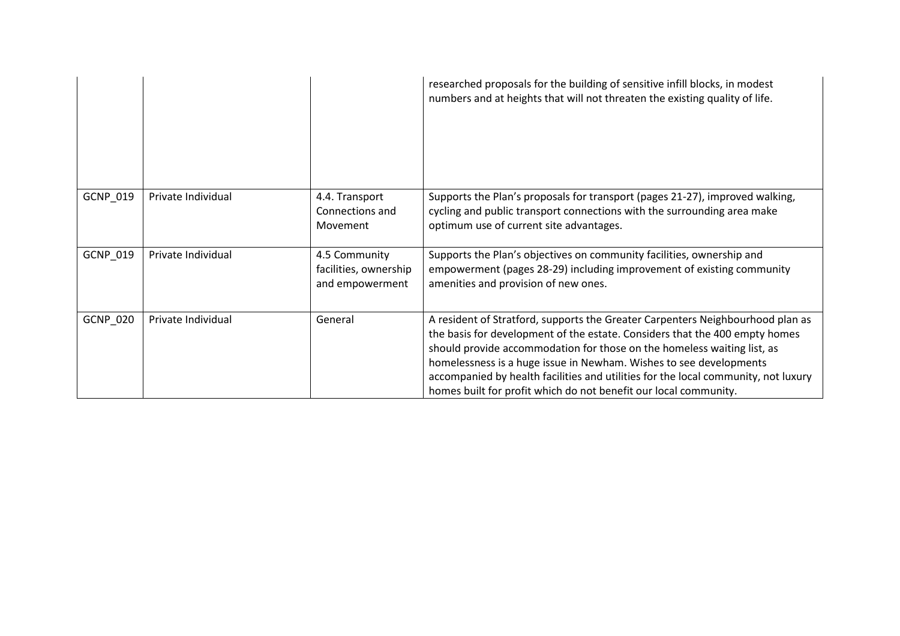| | | | |
|---|---|---|---|
| | | | researched proposals for the building of sensitive infill blocks, in modest numbers and at heights that will not threaten the existing quality of life. |
| GCNP_019 | Private Individual | 4.4. Transport Connections and Movement | Supports the Plan's proposals for transport (pages 21-27), improved walking, cycling and public transport connections with the surrounding area make optimum use of current site advantages. |
| GCNP_019 | Private Individual | 4.5 Community facilities, ownership and empowerment | Supports the Plan's objectives on community facilities, ownership and empowerment (pages 28-29) including improvement of existing community amenities and provision of new ones. |
| GCNP_020 | Private Individual | General | A resident of Stratford, supports the Greater Carpenters Neighbourhood plan as the basis for development of the estate. Considers that the 400 empty homes should provide accommodation for those on the homeless waiting list, as homelessness is a huge issue in Newham. Wishes to see developments accompanied by health facilities and utilities for the local community, not luxury homes built for profit which do not benefit our local community. |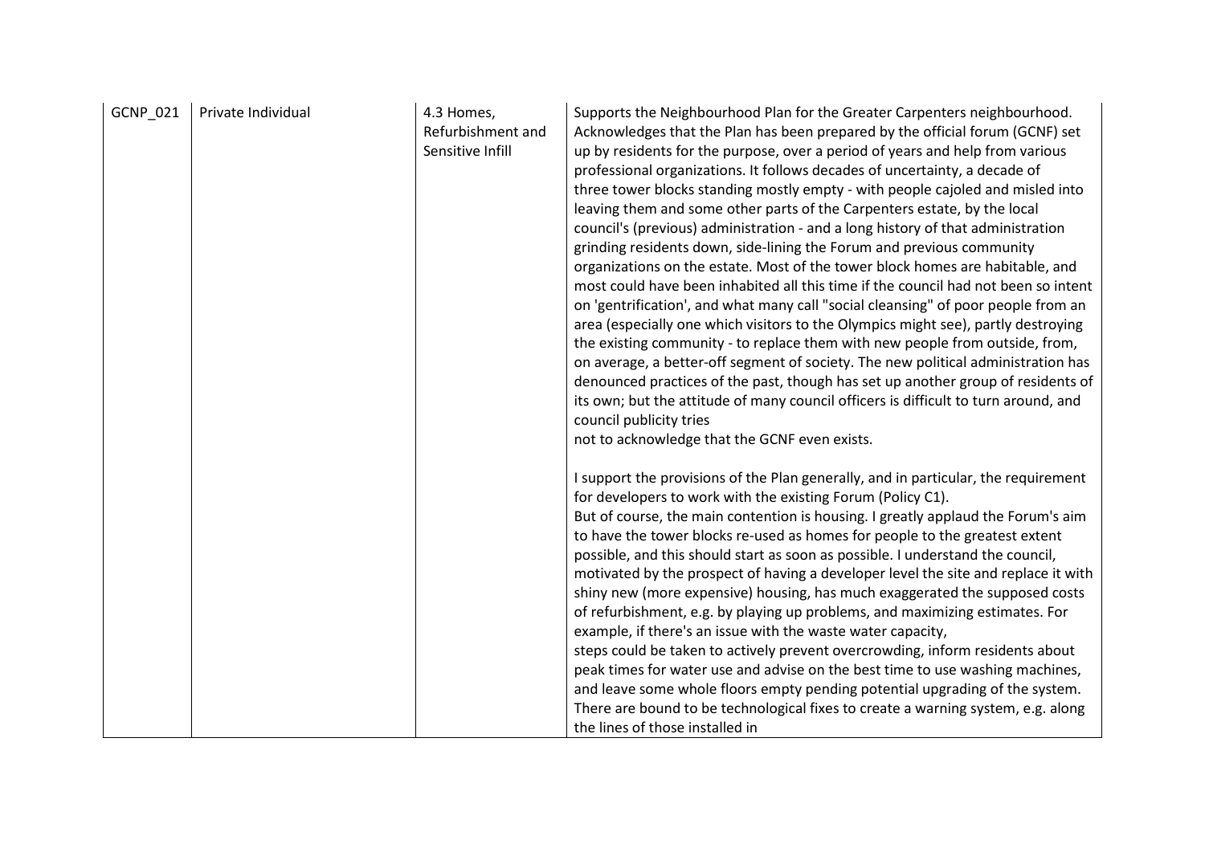| GCNP_021 | Private Individual | 4.3 Homes, Refurbishment and Sensitive Infill | Supports the Neighbourhood Plan for the Greater Carpenters neighbourhood. Acknowledges that the Plan has been prepared by the official forum (GCNF) set up by residents for the purpose, over a period of years and help from various professional organizations. It follows decades of uncertainty, a decade of three tower blocks standing mostly empty - with people cajoled and misled into leaving them and some other parts of the Carpenters estate, by the local council's (previous) administration - and a long history of that administration grinding residents down, side-lining the Forum and previous community organizations on the estate. Most of the tower block homes are habitable, and most could have been inhabited all this time if the council had not been so intent on 'gentrification', and what many call "social cleansing" of poor people from an area (especially one which visitors to the Olympics might see), partly destroying the existing community - to replace them with new people from outside, from, on average, a better-off segment of society. The new political administration has denounced practices of the past, though has set up another group of residents of its own; but the attitude of many council officers is difficult to turn around, and council publicity tries not to acknowledge that the GCNF even exists.<br><br>I support the provisions of the Plan generally, and in particular, the requirement for developers to work with the existing Forum (Policy C1).<br>But of course, the main contention is housing. I greatly applaud the Forum's aim to have the tower blocks re-used as homes for people to the greatest extent possible, and this should start as soon as possible. I understand the council, motivated by the prospect of having a developer level the site and replace it with shiny new (more expensive) housing, has much exaggerated the supposed costs of refurbishment, e.g. by playing up problems, and maximizing estimates. For example, if there's an issue with the waste water capacity, steps could be taken to actively prevent overcrowding, inform residents about peak times for water use and advise on the best time to use washing machines, and leave some whole floors empty pending potential upgrading of the system. There are bound to be technological fixes to create a warning system, e.g. along the lines of those installed in |
|---|---|---|---|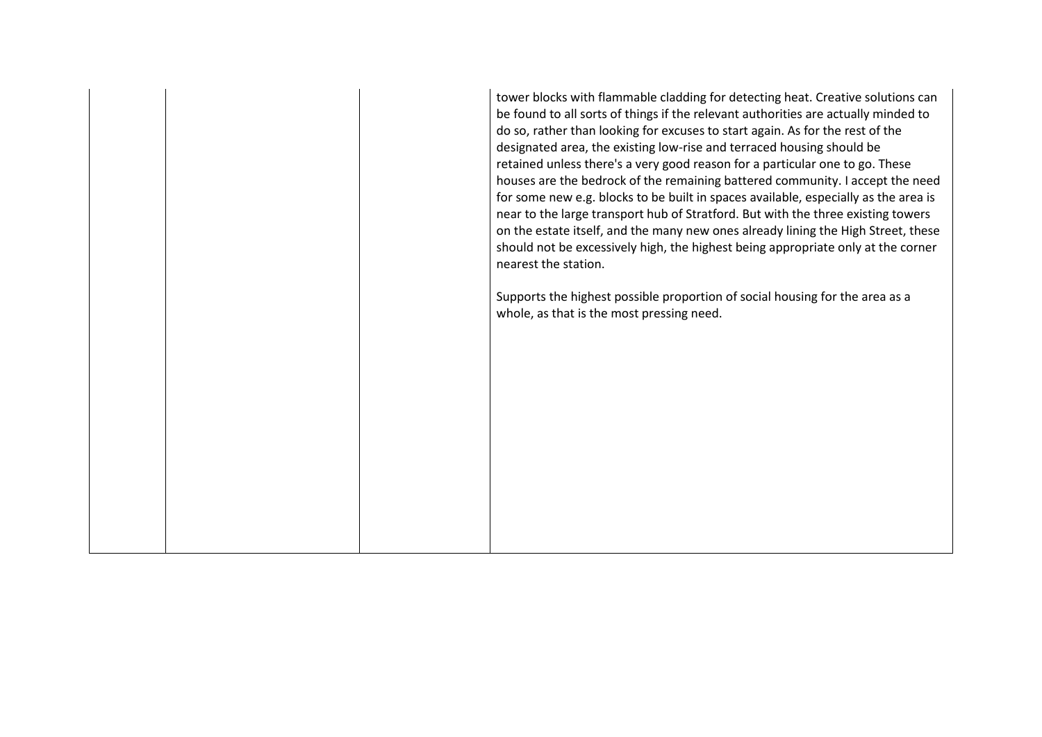| | | | |
|---|---|---|---|
| | | | tower blocks with flammable cladding for detecting heat. Creative solutions can be found to all sorts of things if the relevant authorities are actually minded to do so, rather than looking for excuses to start again. As for the rest of the designated area, the existing low-rise and terraced housing should be retained unless there's a very good reason for a particular one to go. These houses are the bedrock of the remaining battered community. I accept the need for some new e.g. blocks to be built in spaces available, especially as the area is near to the large transport hub of Stratford. But with the three existing towers on the estate itself, and the many new ones already lining the High Street, these should not be excessively high, the highest being appropriate only at the corner nearest the station.<br><br>Supports the highest possible proportion of social housing for the area as a whole, as that is the most pressing need. |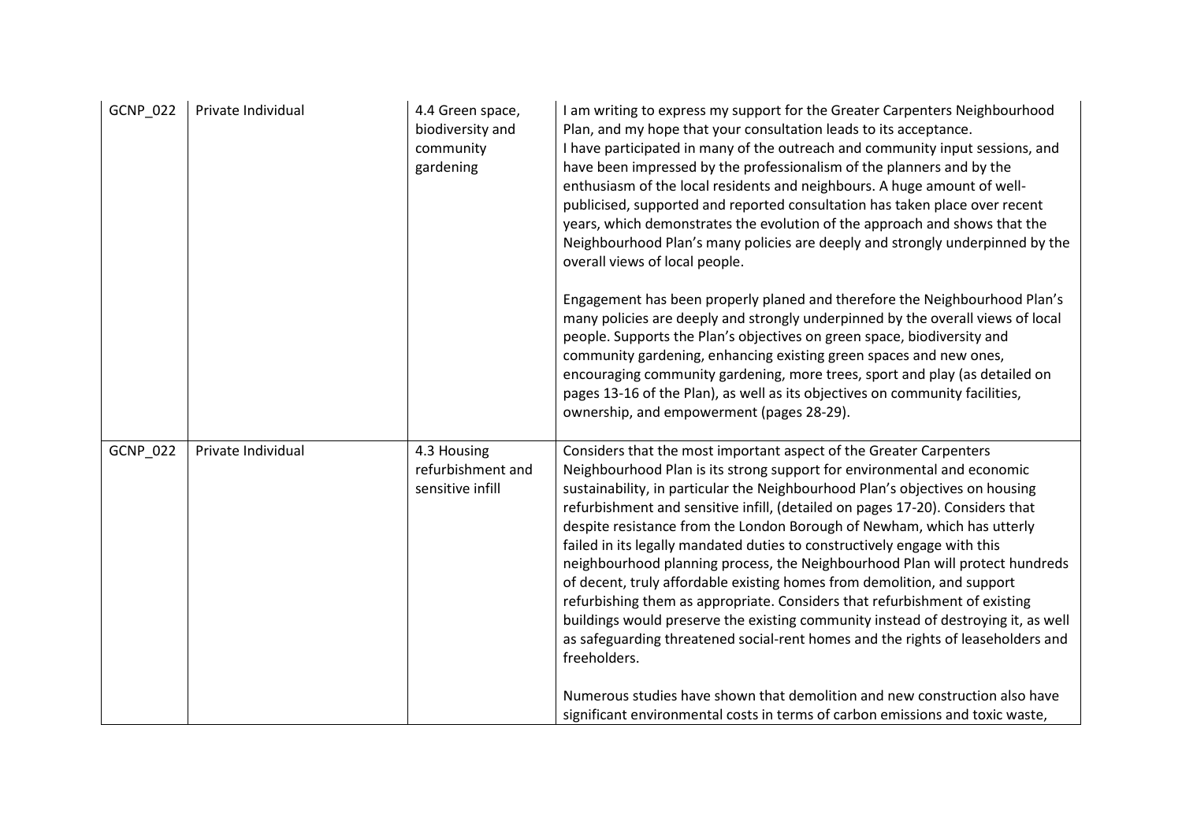| GCNP_022 | Private Individual | 4.4 Green space, biodiversity and community gardening | I am writing to express my support for the Greater Carpenters Neighbourhood Plan, and my hope that your consultation leads to its acceptance.<br>I have participated in many of the outreach and community input sessions, and have been impressed by the professionalism of the planners and by the enthusiasm of the local residents and neighbours. A huge amount of well-publicised, supported and reported consultation has taken place over recent years, which demonstrates the evolution of the approach and shows that the Neighbourhood Plan's many policies are deeply and strongly underpinned by the overall views of local people.<br><br>Engagement has been properly planed and therefore the Neighbourhood Plan's many policies are deeply and strongly underpinned by the overall views of local people. Supports the Plan's objectives on green space, biodiversity and community gardening, enhancing existing green spaces and new ones, encouraging community gardening, more trees, sport and play (as detailed on pages 13-16 of the Plan), as well as its objectives on community facilities, ownership, and empowerment (pages 28-29). |
|---|---|---|---|
| GCNP_022 | Private Individual | 4.3 Housing refurbishment and sensitive infill | Considers that the most important aspect of the Greater Carpenters Neighbourhood Plan is its strong support for environmental and economic sustainability, in particular the Neighbourhood Plan's objectives on housing refurbishment and sensitive infill, (detailed on pages 17-20). Considers that despite resistance from the London Borough of Newham, which has utterly failed in its legally mandated duties to constructively engage with this neighbourhood planning process, the Neighbourhood Plan will protect hundreds of decent, truly affordable existing homes from demolition, and support refurbishing them as appropriate. Considers that refurbishment of existing buildings would preserve the existing community instead of destroying it, as well as safeguarding threatened social-rent homes and the rights of leaseholders and freeholders.<br><br>Numerous studies have shown that demolition and new construction also have significant environmental costs in terms of carbon emissions and toxic waste, |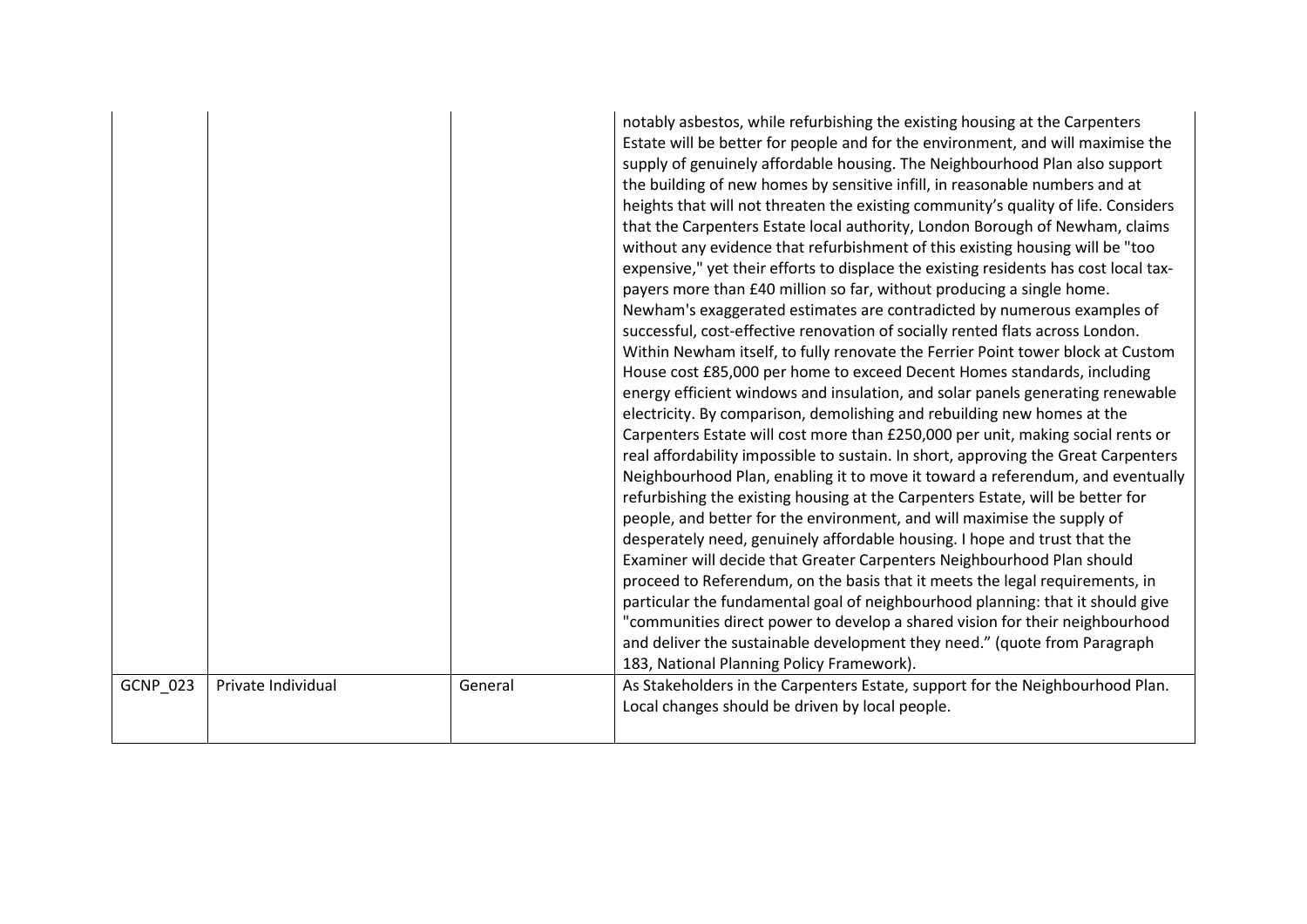| | | | |
|---|---|---|---|
| | | | notably asbestos, while refurbishing the existing housing at the Carpenters Estate will be better for people and for the environment, and will maximise the supply of genuinely affordable housing. The Neighbourhood Plan also support the building of new homes by sensitive infill, in reasonable numbers and at heights that will not threaten the existing community's quality of life. Considers that the Carpenters Estate local authority, London Borough of Newham, claims without any evidence that refurbishment of this existing housing will be "too expensive," yet their efforts to displace the existing residents has cost local tax-payers more than £40 million so far, without producing a single home. Newham's exaggerated estimates are contradicted by numerous examples of successful, cost-effective renovation of socially rented flats across London. Within Newham itself, to fully renovate the Ferrier Point tower block at Custom House cost £85,000 per home to exceed Decent Homes standards, including energy efficient windows and insulation, and solar panels generating renewable electricity. By comparison, demolishing and rebuilding new homes at the Carpenters Estate will cost more than £250,000 per unit, making social rents or real affordability impossible to sustain. In short, approving the Great Carpenters Neighbourhood Plan, enabling it to move it toward a referendum, and eventually refurbishing the existing housing at the Carpenters Estate, will be better for people, and better for the environment, and will maximise the supply of desperately need, genuinely affordable housing. I hope and trust that the Examiner will decide that Greater Carpenters Neighbourhood Plan should proceed to Referendum, on the basis that it meets the legal requirements, in particular the fundamental goal of neighbourhood planning: that it should give "communities direct power to develop a shared vision for their neighbourhood and deliver the sustainable development they need." (quote from Paragraph 183, National Planning Policy Framework). |
| GCNP_023 | Private Individual | General | As Stakeholders in the Carpenters Estate, support for the Neighbourhood Plan. Local changes should be driven by local people. |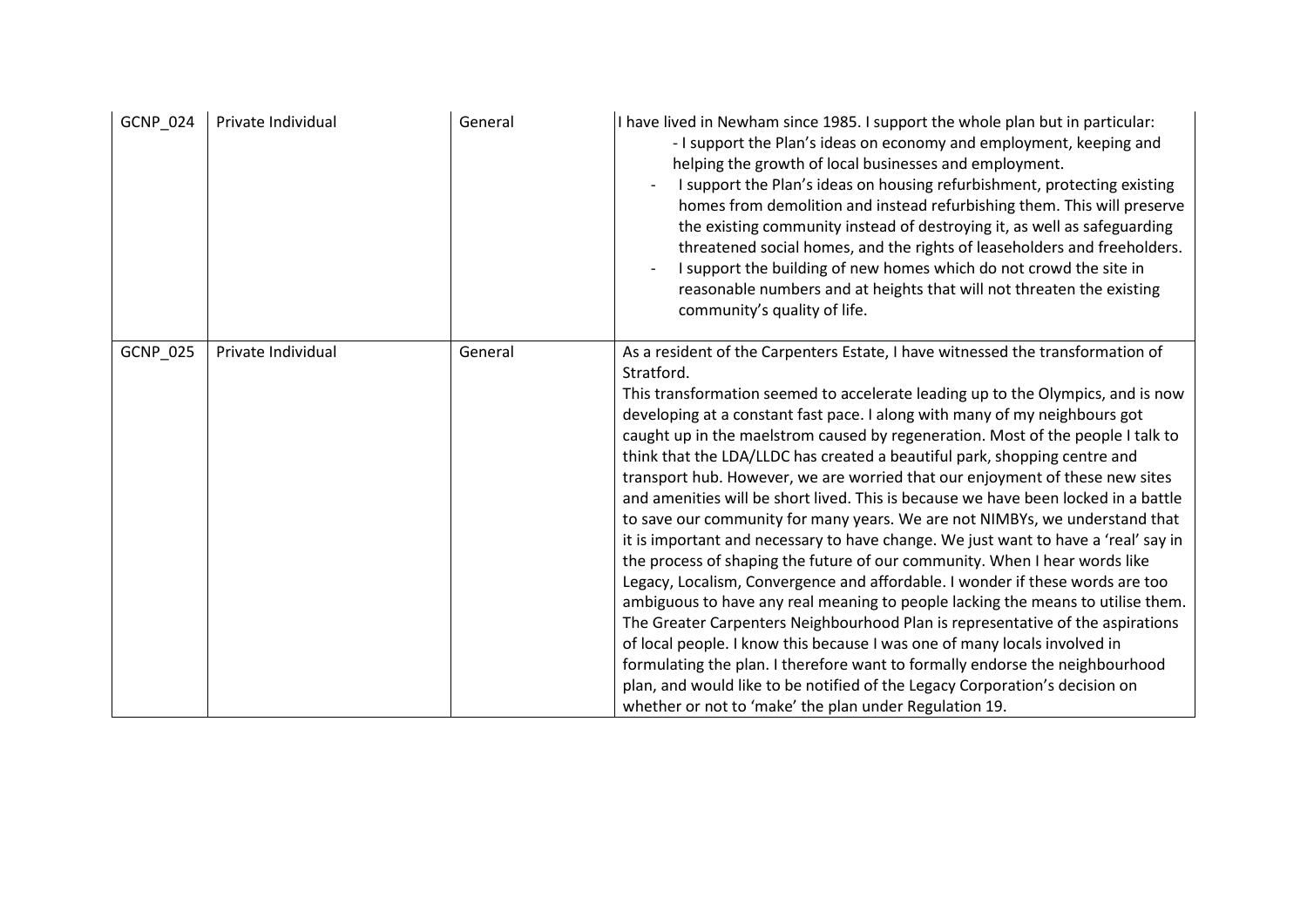| | | | |
|---|---|---|---|
| GCNP_024 | Private Individual | General | I have lived in Newham since 1985. I support the whole plan but in particular:<br>- I support the Plan's ideas on economy and employment, keeping and helping the growth of local businesses and employment.<br>- I support the Plan's ideas on housing refurbishment, protecting existing homes from demolition and instead refurbishing them. This will preserve the existing community instead of destroying it, as well as safeguarding threatened social homes, and the rights of leaseholders and freeholders.<br>- I support the building of new homes which do not crowd the site in reasonable numbers and at heights that will not threaten the existing community's quality of life. |
| GCNP_025 | Private Individual | General | As a resident of the Carpenters Estate, I have witnessed the transformation of Stratford.<br>This transformation seemed to accelerate leading up to the Olympics, and is now developing at a constant fast pace. I along with many of my neighbours got caught up in the maelstrom caused by regeneration. Most of the people I talk to think that the LDA/LLDC has created a beautiful park, shopping centre and transport hub. However, we are worried that our enjoyment of these new sites and amenities will be short lived. This is because we have been locked in a battle to save our community for many years. We are not NIMBYs, we understand that it is important and necessary to have change. We just want to have a 'real' say in the process of shaping the future of our community. When I hear words like Legacy, Localism, Convergence and affordable. I wonder if these words are too ambiguous to have any real meaning to people lacking the means to utilise them. The Greater Carpenters Neighbourhood Plan is representative of the aspirations of local people. I know this because I was one of many locals involved in formulating the plan. I therefore want to formally endorse the neighbourhood plan, and would like to be notified of the Legacy Corporation's decision on whether or not to 'make' the plan under Regulation 19. |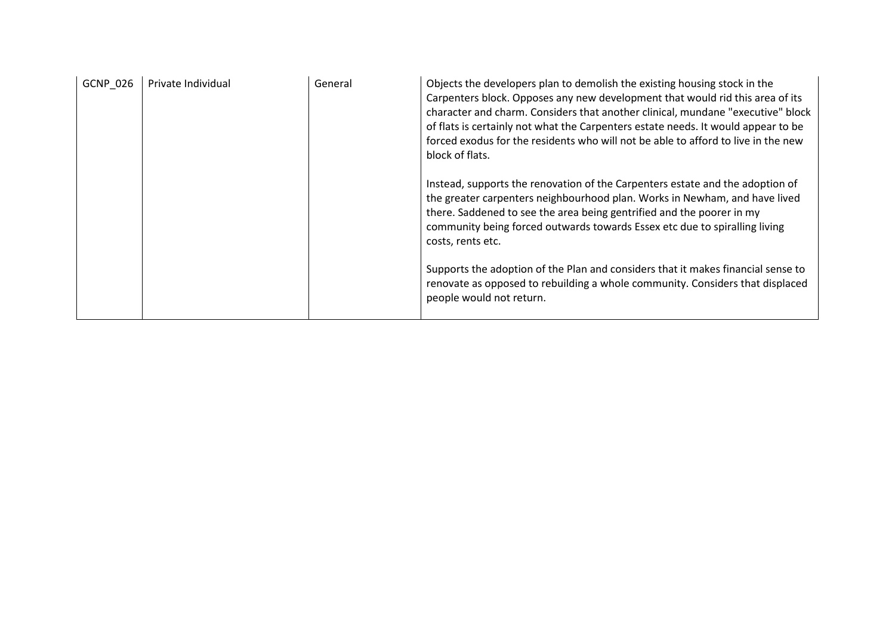| GCNP_026 | Private Individual | General | Objects the developers plan to demolish the existing housing stock in the Carpenters block. Opposes any new development that would rid this area of its character and charm. Considers that another clinical, mundane "executive" block of flats is certainly not what the Carpenters estate needs. It would appear to be forced exodus for the residents who will not be able to afford to live in the new block of flats.<br><br>Instead, supports the renovation of the Carpenters estate and the adoption of the greater carpenters neighbourhood plan. Works in Newham, and have lived there. Saddened to see the area being gentrified and the poorer in my community being forced outwards towards Essex etc due to spiralling living costs, rents etc.<br><br>Supports the adoption of the Plan and considers that it makes financial sense to renovate as opposed to rebuilding a whole community. Considers that displaced people would not return. |
|---|---|---|---|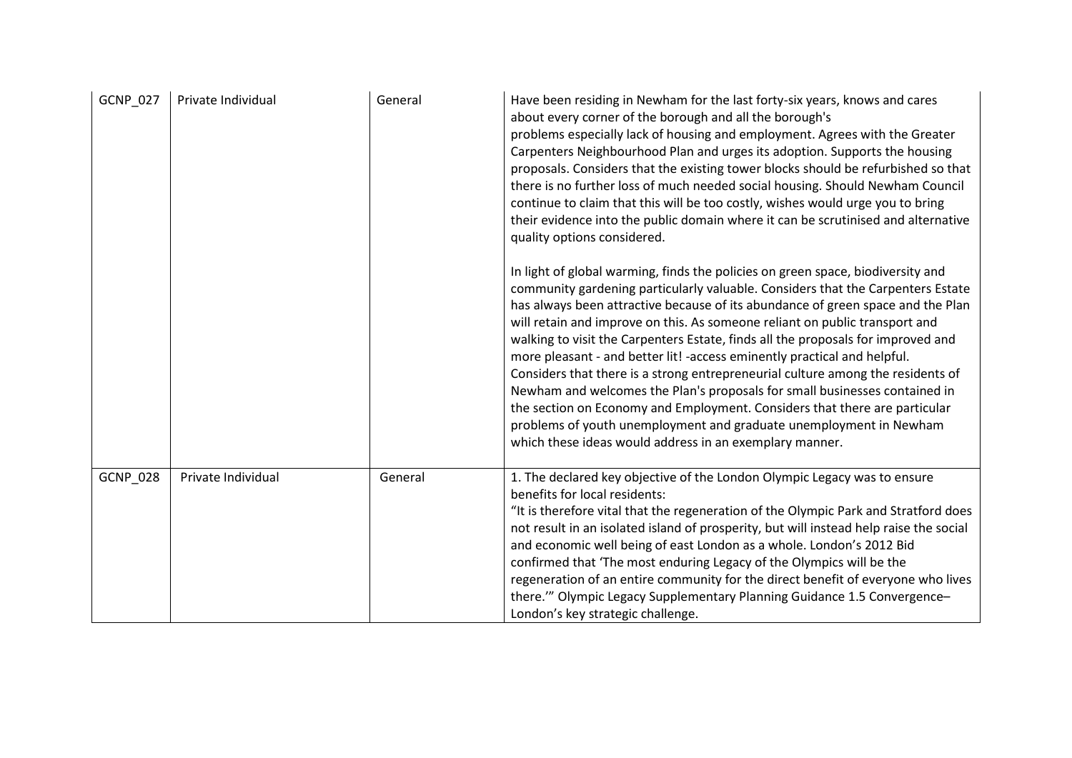| | | | |
|---|---|---|---|
| GCNP_027 | Private Individual | General | Have been residing in Newham for the last forty-six years, knows and cares about every corner of the borough and all the borough's problems especially lack of housing and employment. Agrees with the Greater Carpenters Neighbourhood Plan and urges its adoption. Supports the housing proposals. Considers that the existing tower blocks should be refurbished so that there is no further loss of much needed social housing. Should Newham Council continue to claim that this will be too costly, wishes would urge you to bring their evidence into the public domain where it can be scrutinised and alternative quality options considered.<br><br>In light of global warming, finds the policies on green space, biodiversity and community gardening particularly valuable. Considers that the Carpenters Estate has always been attractive because of its abundance of green space and the Plan will retain and improve on this. As someone reliant on public transport and walking to visit the Carpenters Estate, finds all the proposals for improved and more pleasant - and better lit! -access eminently practical and helpful. Considers that there is a strong entrepreneurial culture among the residents of Newham and welcomes the Plan's proposals for small businesses contained in the section on Economy and Employment. Considers that there are particular problems of youth unemployment and graduate unemployment in Newham which these ideas would address in an exemplary manner. |
| GCNP_028 | Private Individual | General | 1. The declared key objective of the London Olympic Legacy was to ensure benefits for local residents:<br>"It is therefore vital that the regeneration of the Olympic Park and Stratford does not result in an isolated island of prosperity, but will instead help raise the social and economic well being of east London as a whole. London's 2012 Bid confirmed that 'The most enduring Legacy of the Olympics will be the regeneration of an entire community for the direct benefit of everyone who lives there.'" Olympic Legacy Supplementary Planning Guidance 1.5 Convergence– London's key strategic challenge. |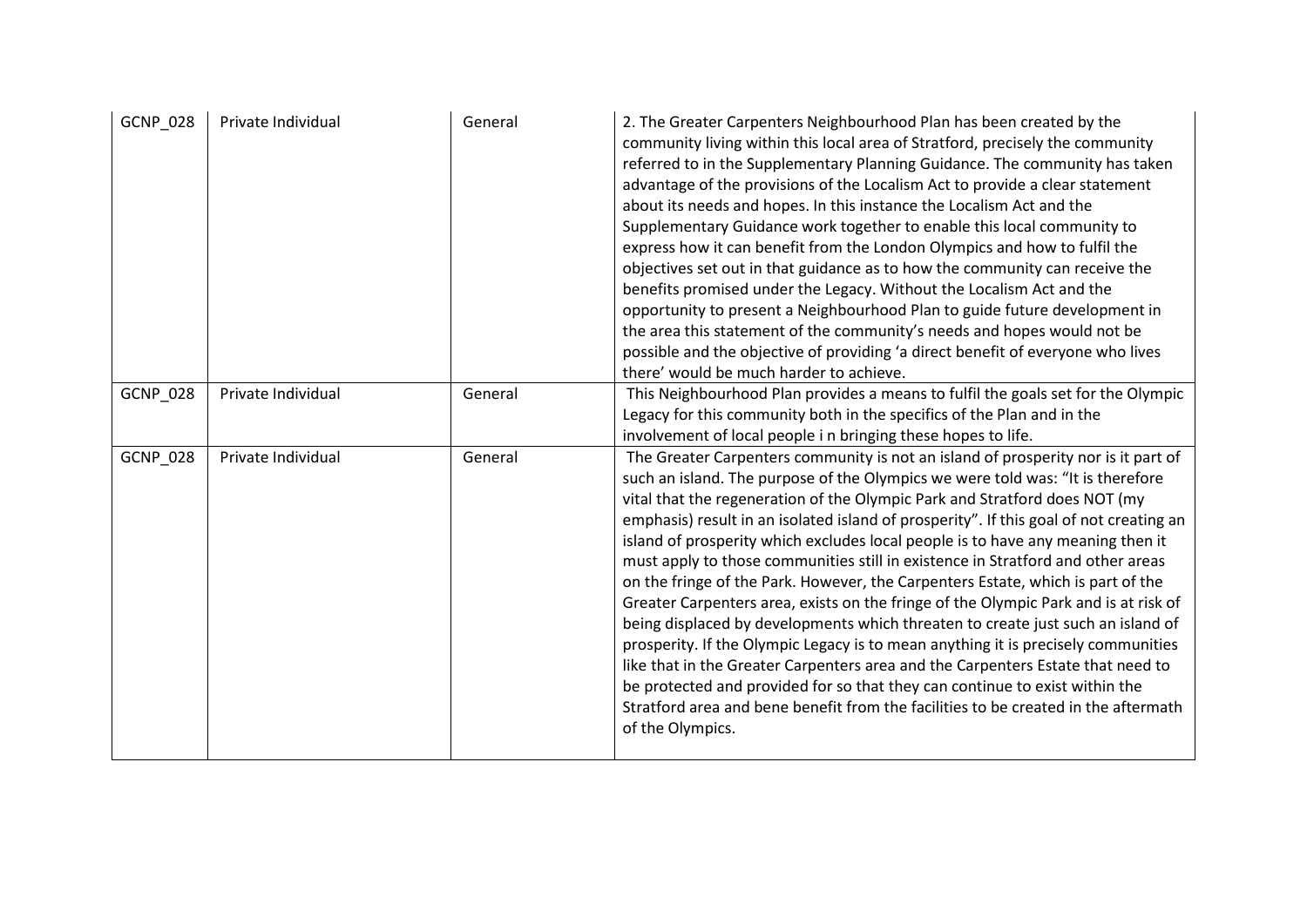| GCNP_028 | Private Individual | General | 2. The Greater Carpenters Neighbourhood Plan has been created by the community living within this local area of Stratford, precisely the community referred to in the Supplementary Planning Guidance. The community has taken advantage of the provisions of the Localism Act to provide a clear statement about its needs and hopes. In this instance the Localism Act and the Supplementary Guidance work together to enable this local community to express how it can benefit from the London Olympics and how to fulfil the objectives set out in that guidance as to how the community can receive the benefits promised under the Legacy. Without the Localism Act and the opportunity to present a Neighbourhood Plan to guide future development in the area this statement of the community's needs and hopes would not be possible and the objective of providing 'a direct benefit of everyone who lives there' would be much harder to achieve. |
|---|---|---|---|
| GCNP_028 | Private Individual | General | This Neighbourhood Plan provides a means to fulfil the goals set for the Olympic Legacy for this community both in the specifics of the Plan and in the involvement of local people i n bringing these hopes to life. |
| GCNP_028 | Private Individual | General | The Greater Carpenters community is not an island of prosperity nor is it part of such an island. The purpose of the Olympics we were told was: "It is therefore vital that the regeneration of the Olympic Park and Stratford does NOT (my emphasis) result in an isolated island of prosperity". If this goal of not creating an island of prosperity which excludes local people is to have any meaning then it must apply to those communities still in existence in Stratford and other areas on the fringe of the Park. However, the Carpenters Estate, which is part of the Greater Carpenters area, exists on the fringe of the Olympic Park and is at risk of being displaced by developments which threaten to create just such an island of prosperity. If the Olympic Legacy is to mean anything it is precisely communities like that in the Greater Carpenters area and the Carpenters Estate that need to be protected and provided for so that they can continue to exist within the Stratford area and bene benefit from the facilities to be created in the aftermath of the Olympics. |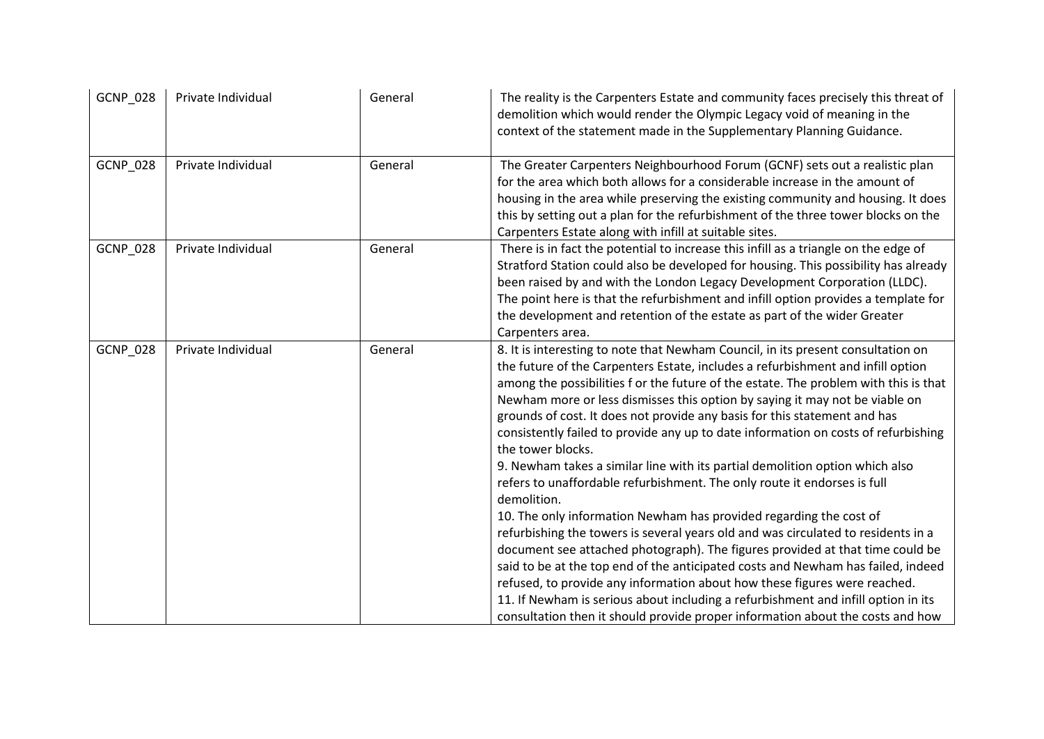| GCNP_028 | Private Individual | General | The reality is the Carpenters Estate and community faces precisely this threat of demolition which would render the Olympic Legacy void of meaning in the context of the statement made in the Supplementary Planning Guidance. |
|---|---|---|---|
| GCNP_028 | Private Individual | General | The Greater Carpenters Neighbourhood Forum (GCNF) sets out a realistic plan for the area which both allows for a considerable increase in the amount of housing in the area while preserving the existing community and housing. It does this by setting out a plan for the refurbishment of the three tower blocks on the Carpenters Estate along with infill at suitable sites. |
| GCNP_028 | Private Individual | General | There is in fact the potential to increase this infill as a triangle on the edge of Stratford Station could also be developed for housing. This possibility has already been raised by and with the London Legacy Development Corporation (LLDC). The point here is that the refurbishment and infill option provides a template for the development and retention of the estate as part of the wider Greater Carpenters area. |
| GCNP_028 | Private Individual | General | 8. It is interesting to note that Newham Council, in its present consultation on the future of the Carpenters Estate, includes a refurbishment and infill option among the possibilities f or the future of the estate. The problem with this is that Newham more or less dismisses this option by saying it may not be viable on grounds of cost. It does not provide any basis for this statement and has consistently failed to provide any up to date information on costs of refurbishing the tower blocks.<br>9. Newham takes a similar line with its partial demolition option which also refers to unaffordable refurbishment. The only route it endorses is full demolition.<br>10. The only information Newham has provided regarding the cost of refurbishing the towers is several years old and was circulated to residents in a document see attached photograph). The figures provided at that time could be said to be at the top end of the anticipated costs and Newham has failed, indeed refused, to provide any information about how these figures were reached.<br>11. If Newham is serious about including a refurbishment and infill option in its consultation then it should provide proper information about the costs and how |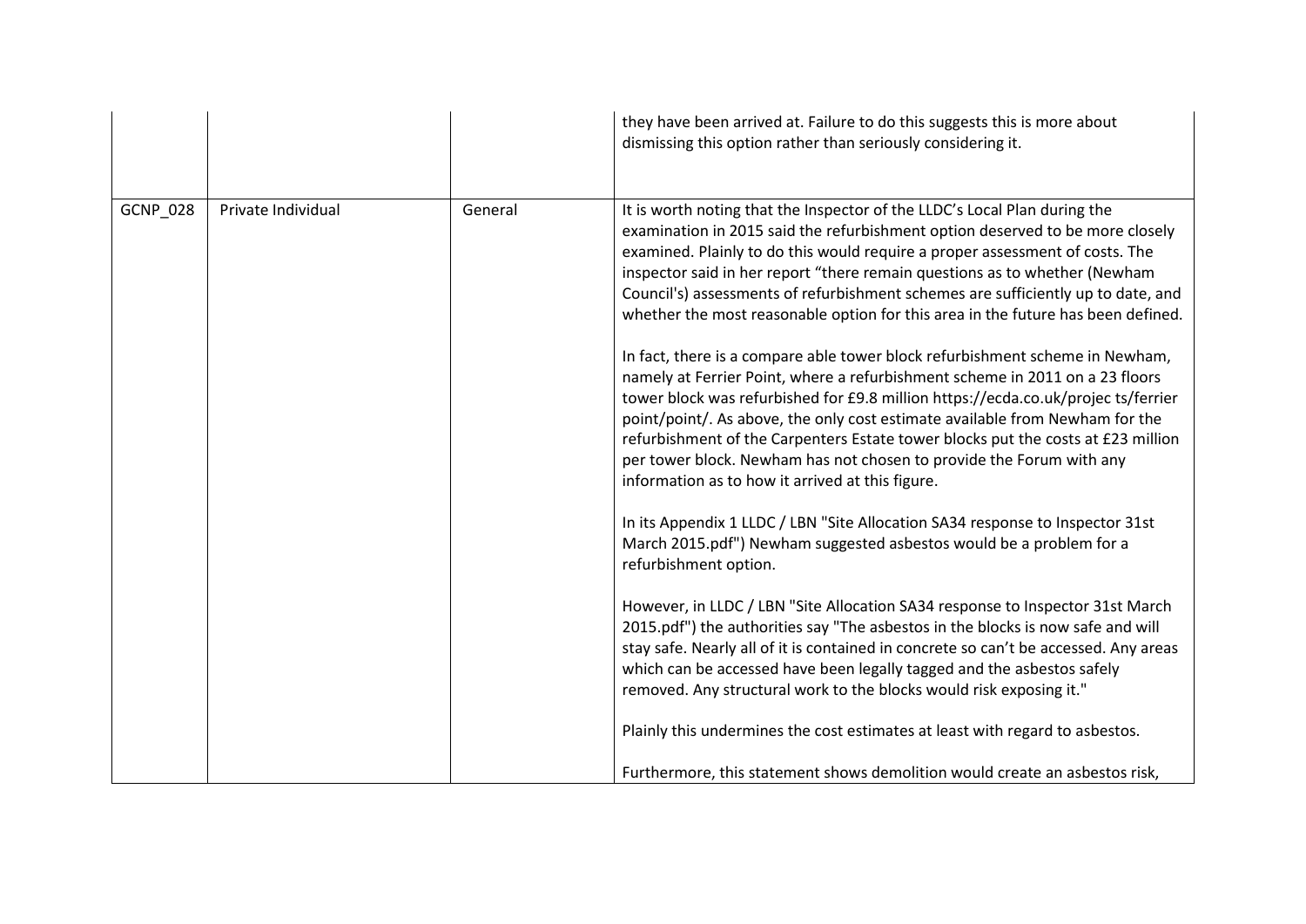| | | | |
|---|---|---|---|
| | | | they have been arrived at. Failure to do this suggests this is more about dismissing this option rather than seriously considering it. |
| GCNP_028 | Private Individual | General | It is worth noting that the Inspector of the LLDC's Local Plan during the examination in 2015 said the refurbishment option deserved to be more closely examined. Plainly to do this would require a proper assessment of costs. The inspector said in her report "there remain questions as to whether (Newham Council's) assessments of refurbishment schemes are sufficiently up to date, and whether the most reasonable option for this area in the future has been defined.<br><br>In fact, there is a compare able tower block refurbishment scheme in Newham, namely at Ferrier Point, where a refurbishment scheme in 2011 on a 23 floors tower block was refurbished for £9.8 million https://ecda.co.uk/projec ts/ferrier point/point/. As above, the only cost estimate available from Newham for the refurbishment of the Carpenters Estate tower blocks put the costs at £23 million per tower block. Newham has not chosen to provide the Forum with any information as to how it arrived at this figure.<br><br>In its Appendix 1 LLDC / LBN "Site Allocation SA34 response to Inspector 31st March 2015.pdf") Newham suggested asbestos would be a problem for a refurbishment option.<br><br>However, in LLDC / LBN "Site Allocation SA34 response to Inspector 31st March 2015.pdf") the authorities say "The asbestos in the blocks is now safe and will stay safe. Nearly all of it is contained in concrete so can't be accessed. Any areas which can be accessed have been legally tagged and the asbestos safely removed. Any structural work to the blocks would risk exposing it."<br><br>Plainly this undermines the cost estimates at least with regard to asbestos.<br><br>Furthermore, this statement shows demolition would create an asbestos risk, |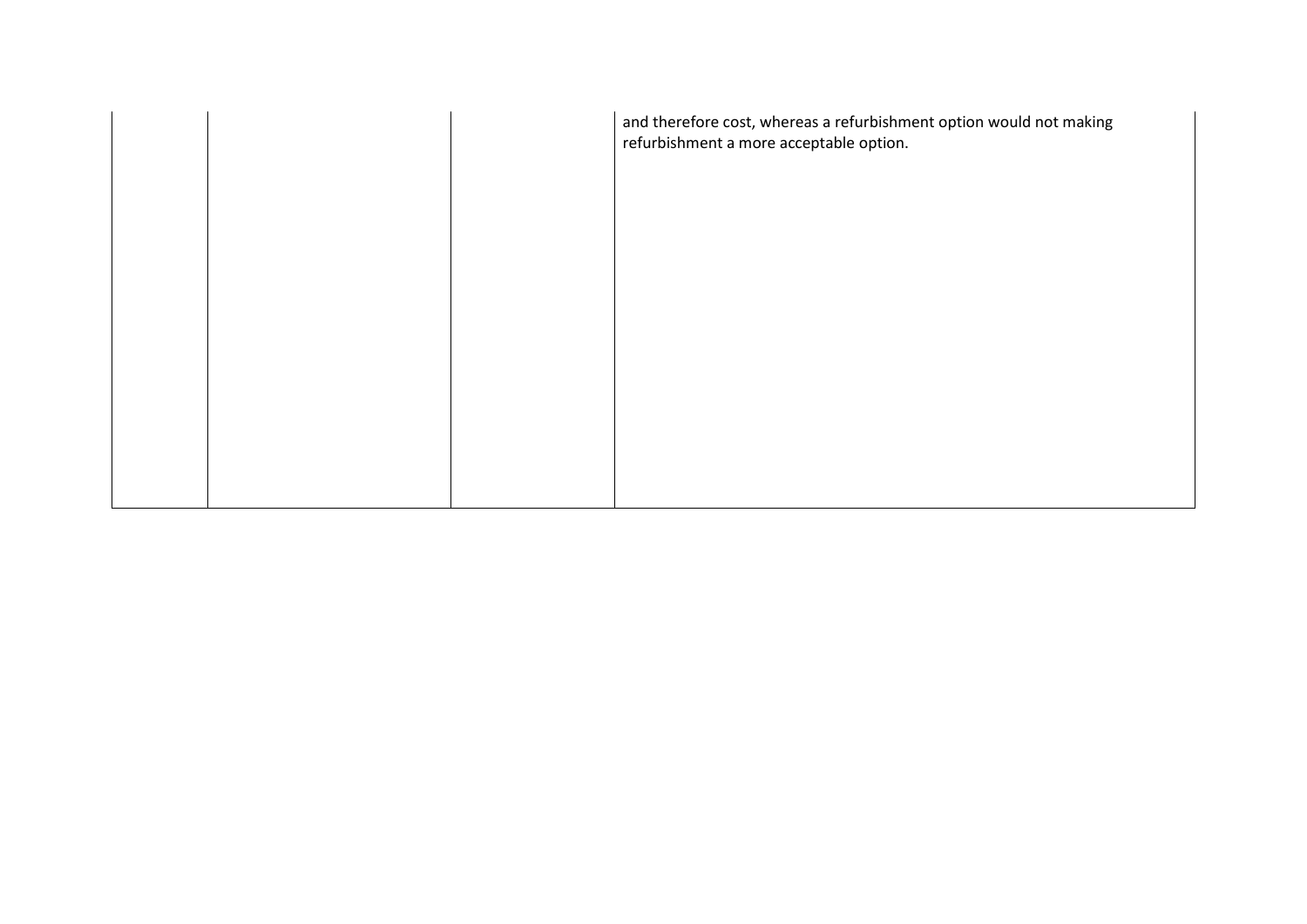| | | | |
|---|---|---|---|
| | | | and therefore cost, whereas a refurbishment option would not making refurbishment a more acceptable option. |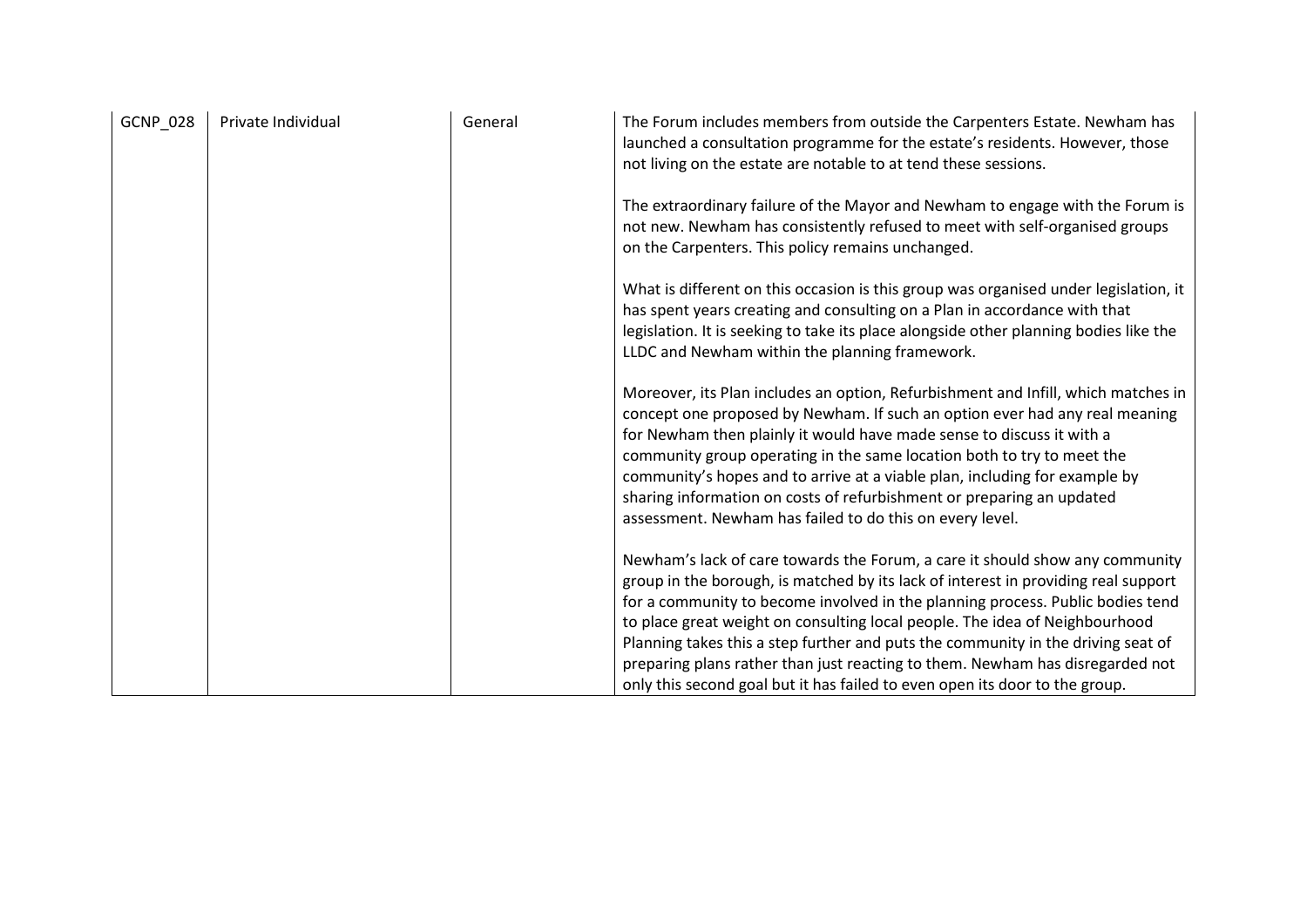| GCNP_028 | Private Individual | General | The Forum includes members from outside the Carpenters Estate. Newham has launched a consultation programme for the estate's residents. However, those not living on the estate are notable to at tend these sessions.<br><br>The extraordinary failure of the Mayor and Newham to engage with the Forum is not new. Newham has consistently refused to meet with self-organised groups on the Carpenters. This policy remains unchanged.<br><br>What is different on this occasion is this group was organised under legislation, it has spent years creating and consulting on a Plan in accordance with that legislation. It is seeking to take its place alongside other planning bodies like the LLDC and Newham within the planning framework.<br><br>Moreover, its Plan includes an option, Refurbishment and Infill, which matches in concept one proposed by Newham. If such an option ever had any real meaning for Newham then plainly it would have made sense to discuss it with a community group operating in the same location both to try to meet the community's hopes and to arrive at a viable plan, including for example by sharing information on costs of refurbishment or preparing an updated assessment. Newham has failed to do this on every level.<br><br>Newham's lack of care towards the Forum, a care it should show any community group in the borough, is matched by its lack of interest in providing real support for a community to become involved in the planning process. Public bodies tend to place great weight on consulting local people. The idea of Neighbourhood Planning takes this a step further and puts the community in the driving seat of preparing plans rather than just reacting to them. Newham has disregarded not only this second goal but it has failed to even open its door to the group. |
|---|---|---|---|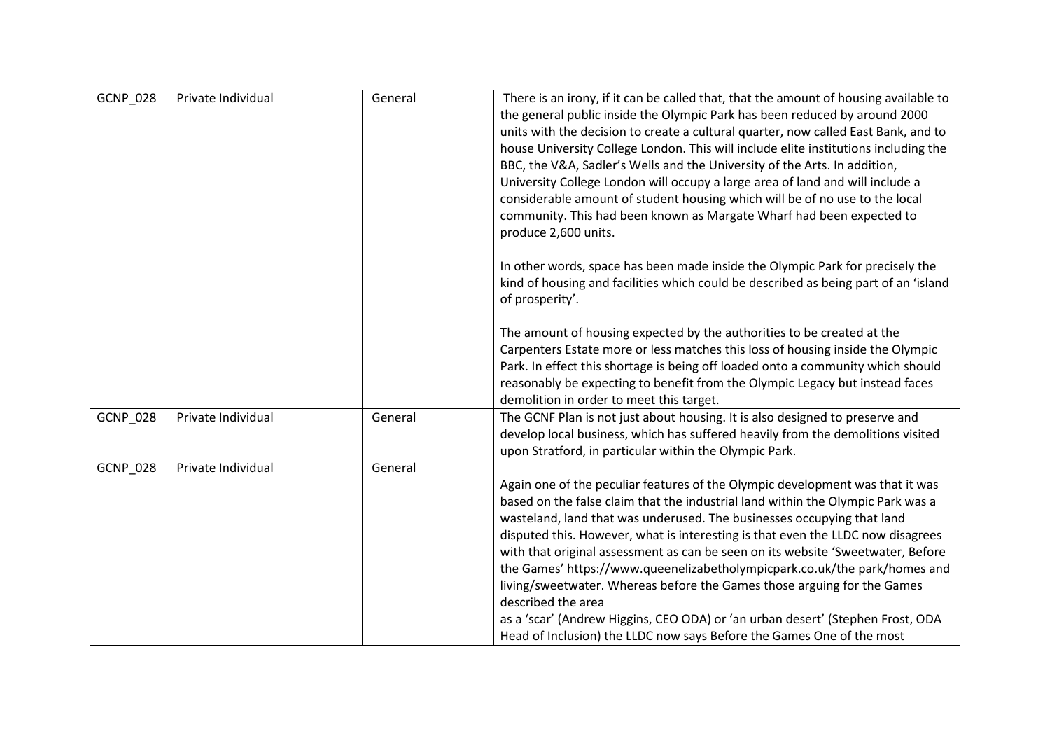| | | | |
|---|---|---|---|
| GCNP_028 | Private Individual | General | There is an irony, if it can be called that, that the amount of housing available to the general public inside the Olympic Park has been reduced by around 2000 units with the decision to create a cultural quarter, now called East Bank, and to house University College London. This will include elite institutions including the BBC, the V&A, Sadler's Wells and the University of the Arts. In addition, University College London will occupy a large area of land and will include a considerable amount of student housing which will be of no use to the local community. This had been known as Margate Wharf had been expected to produce 2,600 units.<br><br>In other words, space has been made inside the Olympic Park for precisely the kind of housing and facilities which could be described as being part of an 'island of prosperity'.<br><br>The amount of housing expected by the authorities to be created at the Carpenters Estate more or less matches this loss of housing inside the Olympic Park. In effect this shortage is being off loaded onto a community which should reasonably be expecting to benefit from the Olympic Legacy but instead faces demolition in order to meet this target. |
| GCNP_028 | Private Individual | General | The GCNF Plan is not just about housing. It is also designed to preserve and develop local business, which has suffered heavily from the demolitions visited upon Stratford, in particular within the Olympic Park. |
| GCNP_028 | Private Individual | General | Again one of the peculiar features of the Olympic development was that it was based on the false claim that the industrial land within the Olympic Park was a wasteland, land that was underused. The businesses occupying that land disputed this. However, what is interesting is that even the LLDC now disagrees with that original assessment as can be seen on its website 'Sweetwater, Before the Games' https://www.queenelizabetholympicpark.co.uk/the park/homes and living/sweetwater. Whereas before the Games those arguing for the Games described the area<br>as a 'scar' (Andrew Higgins, CEO ODA) or 'an urban desert' (Stephen Frost, ODA Head of Inclusion) the LLDC now says Before the Games One of the most |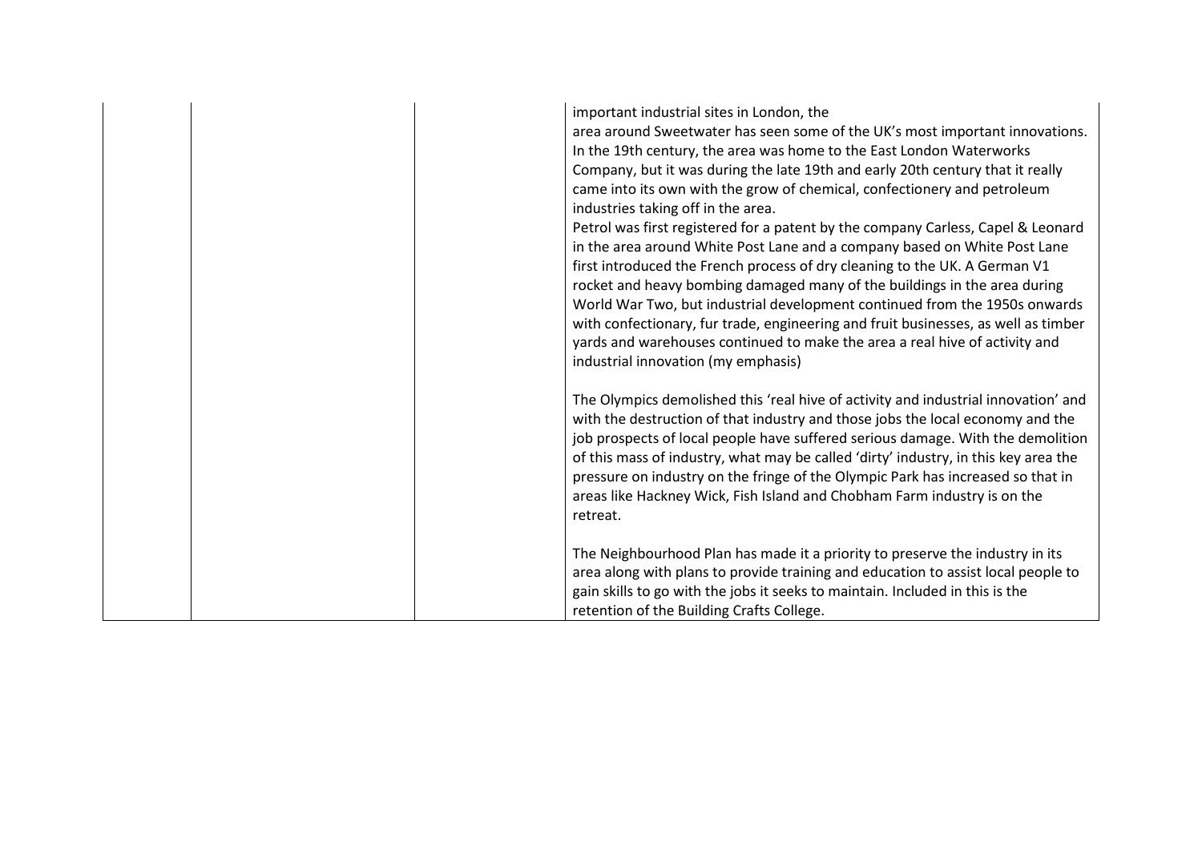| | | | important industrial sites in London, the<br>area around Sweetwater has seen some of the UK's most important innovations. In the 19th century, the area was home to the East London Waterworks Company, but it was during the late 19th and early 20th century that it really came into its own with the grow of chemical, confectionery and petroleum industries taking off in the area.<br>Petrol was first registered for a patent by the company Carless, Capel & Leonard in the area around White Post Lane and a company based on White Post Lane first introduced the French process of dry cleaning to the UK. A German V1 rocket and heavy bombing damaged many of the buildings in the area during World War Two, but industrial development continued from the 1950s onwards with confectionary, fur trade, engineering and fruit businesses, as well as timber yards and warehouses continued to make the area a real hive of activity and industrial innovation (my emphasis)<br><br>The Olympics demolished this 'real hive of activity and industrial innovation' and with the destruction of that industry and those jobs the local economy and the job prospects of local people have suffered serious damage. With the demolition of this mass of industry, what may be called 'dirty' industry, in this key area the pressure on industry on the fringe of the Olympic Park has increased so that in areas like Hackney Wick, Fish Island and Chobham Farm industry is on the retreat.<br><br>The Neighbourhood Plan has made it a priority to preserve the industry in its area along with plans to provide training and education to assist local people to gain skills to go with the jobs it seeks to maintain. Included in this is the retention of the Building Crafts College. |
|---|---|---|---|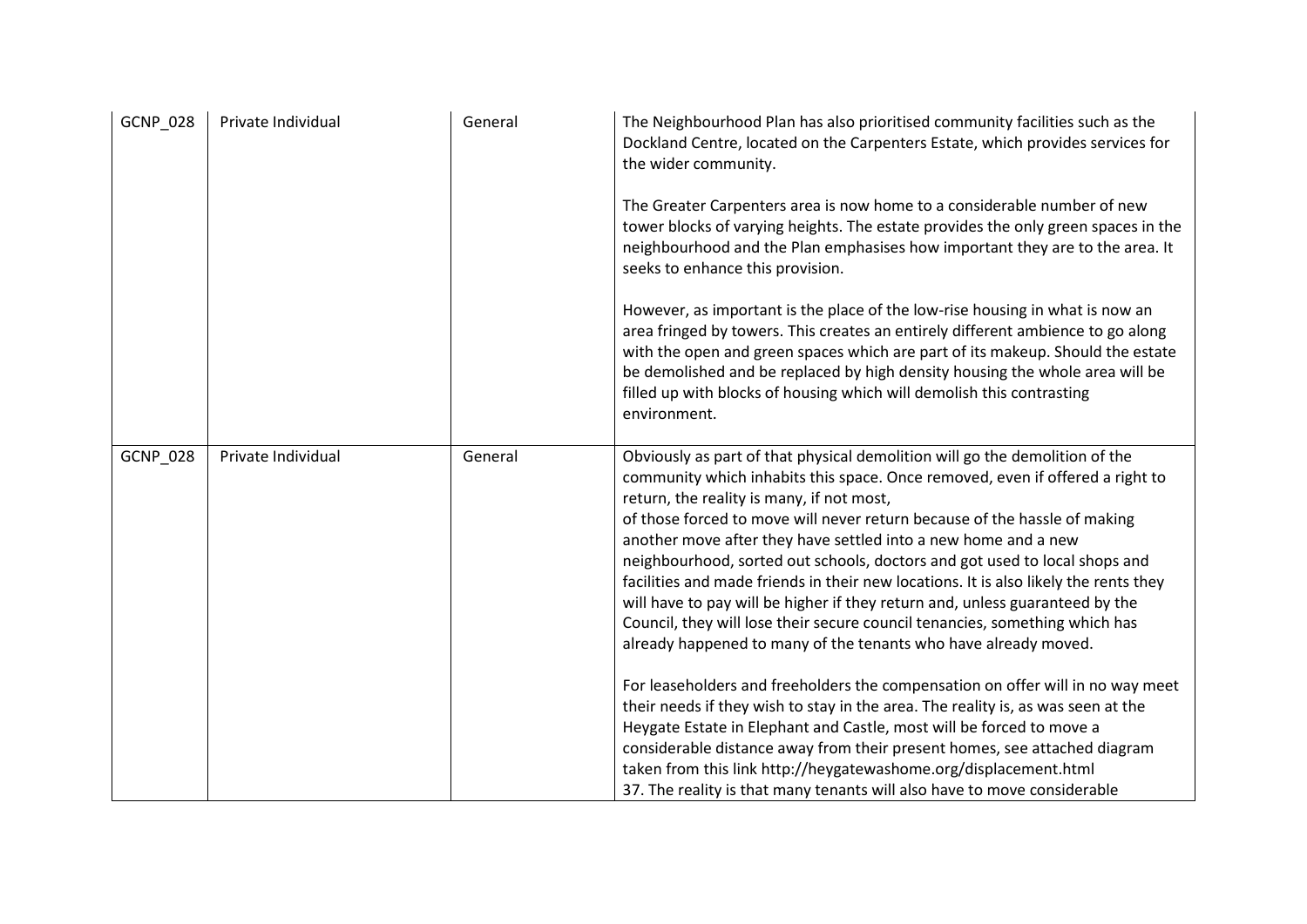| | | | |
|---|---|---|---|
| GCNP_028 | Private Individual | General | The Neighbourhood Plan has also prioritised community facilities such as the Dockland Centre, located on the Carpenters Estate, which provides services for the wider community.<br><br>The Greater Carpenters area is now home to a considerable number of new tower blocks of varying heights. The estate provides the only green spaces in the neighbourhood and the Plan emphasises how important they are to the area. It seeks to enhance this provision.<br><br>However, as important is the place of the low-rise housing in what is now an area fringed by towers. This creates an entirely different ambience to go along with the open and green spaces which are part of its makeup. Should the estate be demolished and be replaced by high density housing the whole area will be filled up with blocks of housing which will demolish this contrasting environment. |
| GCNP_028 | Private Individual | General | Obviously as part of that physical demolition will go the demolition of the community which inhabits this space. Once removed, even if offered a right to return, the reality is many, if not most,<br>of those forced to move will never return because of the hassle of making another move after they have settled into a new home and a new neighbourhood, sorted out schools, doctors and got used to local shops and facilities and made friends in their new locations. It is also likely the rents they will have to pay will be higher if they return and, unless guaranteed by the Council, they will lose their secure council tenancies, something which has already happened to many of the tenants who have already moved.<br><br>For leaseholders and freeholders the compensation on offer will in no way meet their needs if they wish to stay in the area. The reality is, as was seen at the Heygate Estate in Elephant and Castle, most will be forced to move a considerable distance away from their present homes, see attached diagram taken from this link http://heygatewashome.org/displacement.html<br>37. The reality is that many tenants will also have to move considerable |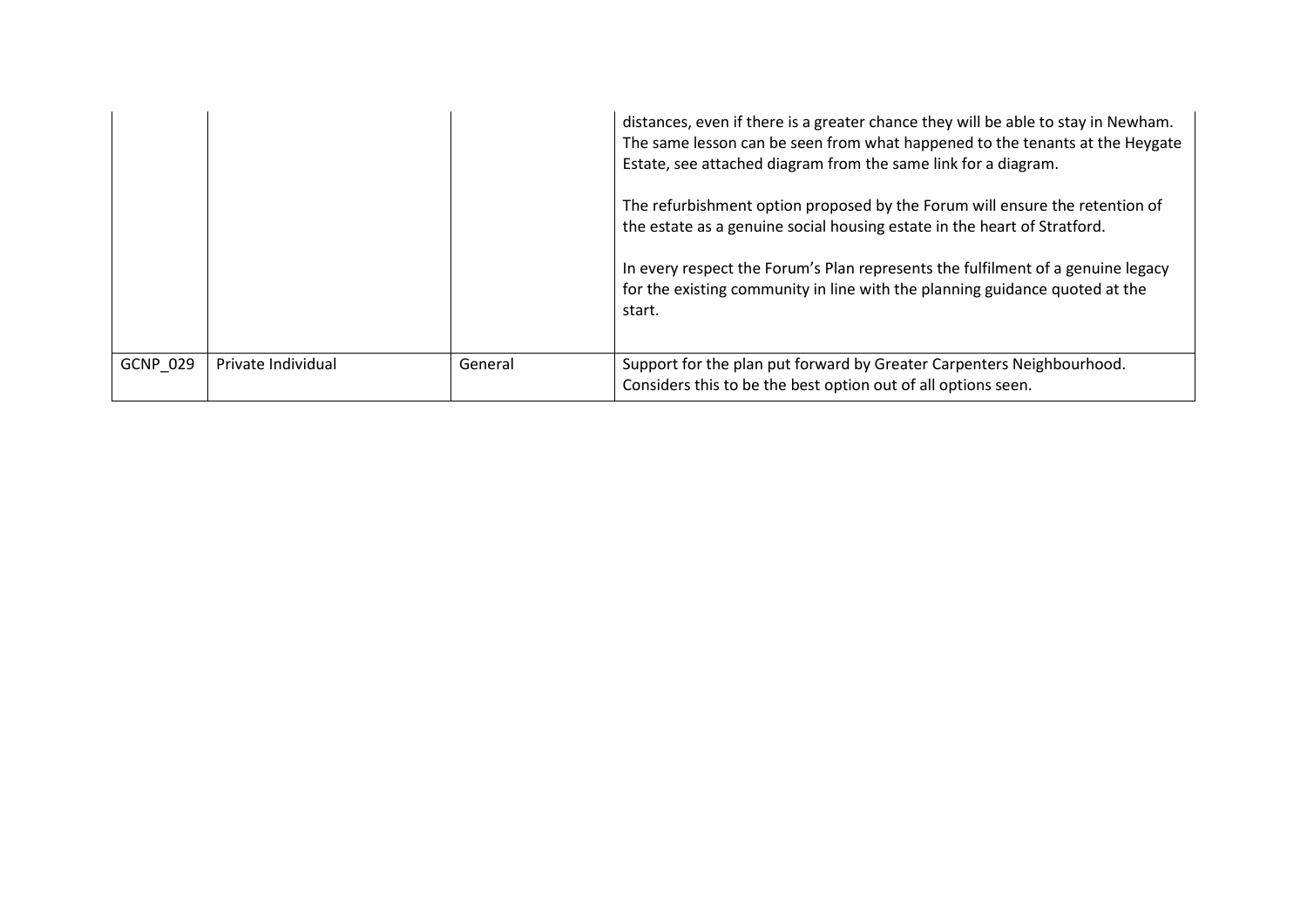| | | | |
|---|---|---|---|
| | | | distances, even if there is a greater chance they will be able to stay in Newham. The same lesson can be seen from what happened to the tenants at the Heygate Estate, see attached diagram from the same link for a diagram.<br><br>The refurbishment option proposed by the Forum will ensure the retention of the estate as a genuine social housing estate in the heart of Stratford.<br><br>In every respect the Forum's Plan represents the fulfilment of a genuine legacy for the existing community in line with the planning guidance quoted at the start. |
| GCNP_029 | Private Individual | General | Support for the plan put forward by Greater Carpenters Neighbourhood. Considers this to be the best option out of all options seen. |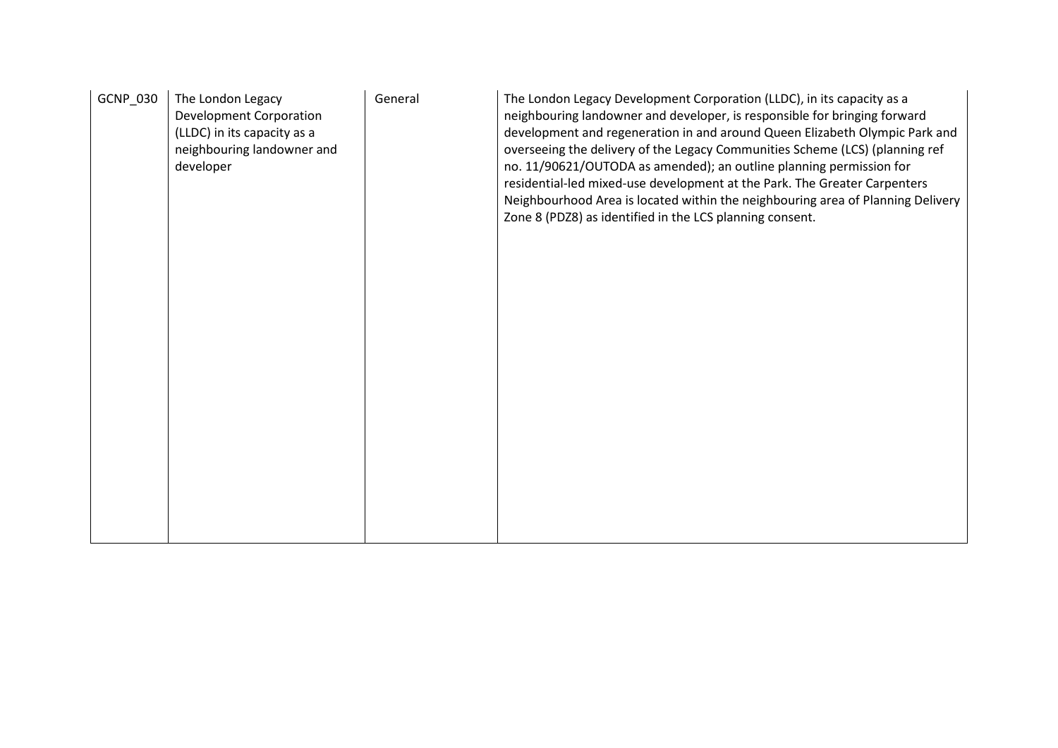| | | | |
|---|---|---|---|
| GCNP_030 | The London Legacy Development Corporation (LLDC) in its capacity as a neighbouring landowner and developer | General | The London Legacy Development Corporation (LLDC), in its capacity as a neighbouring landowner and developer, is responsible for bringing forward development and regeneration in and around Queen Elizabeth Olympic Park and overseeing the delivery of the Legacy Communities Scheme (LCS) (planning ref no. 11/90621/OUTODA as amended); an outline planning permission for residential-led mixed-use development at the Park. The Greater Carpenters Neighbourhood Area is located within the neighbouring area of Planning Delivery Zone 8 (PDZ8) as identified in the LCS planning consent. |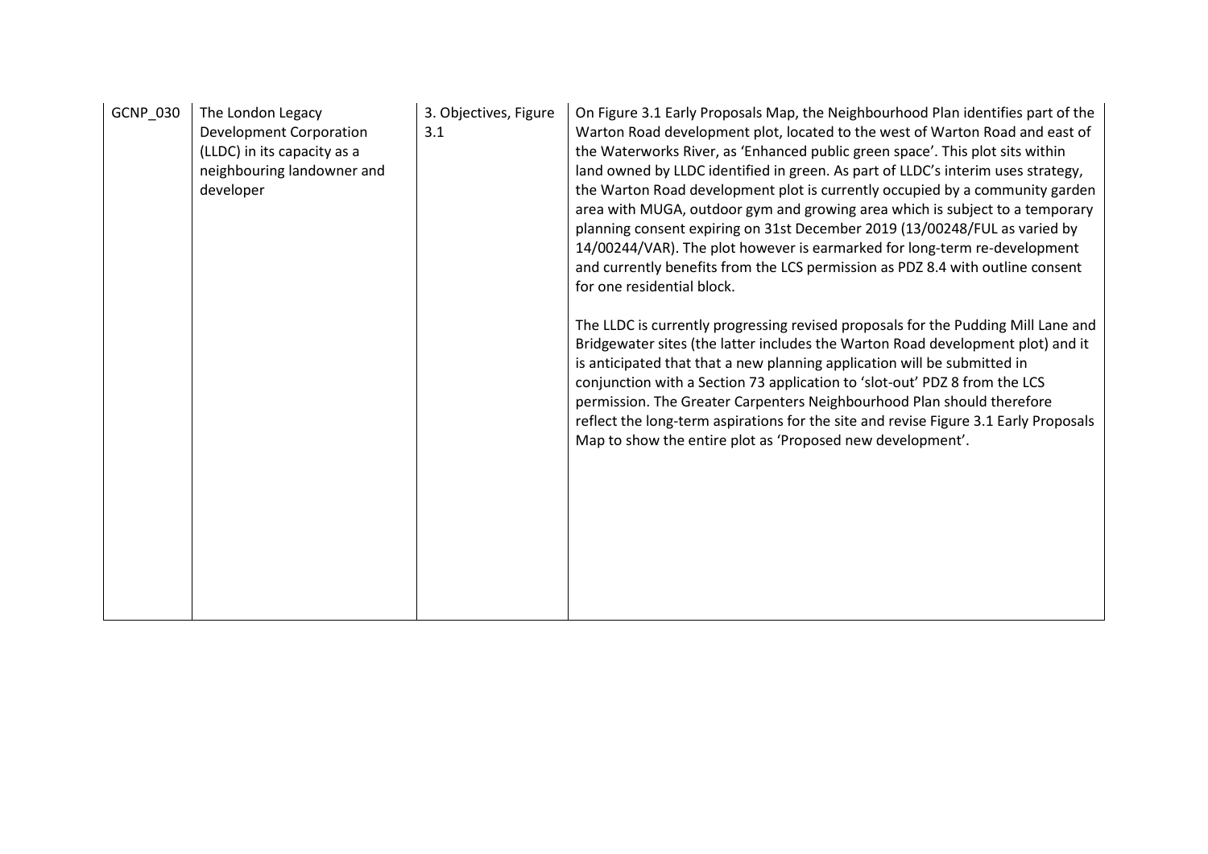| GCNP_030 | The London Legacy Development Corporation (LLDC) in its capacity as a neighbouring landowner and developer | 3. Objectives, Figure 3.1 | On Figure 3.1 Early Proposals Map, the Neighbourhood Plan identifies part of the Warton Road development plot, located to the west of Warton Road and east of the Waterworks River, as 'Enhanced public green space'. This plot sits within land owned by LLDC identified in green. As part of LLDC's interim uses strategy, the Warton Road development plot is currently occupied by a community garden area with MUGA, outdoor gym and growing area which is subject to a temporary planning consent expiring on 31st December 2019 (13/00248/FUL as varied by 14/00244/VAR). The plot however is earmarked for long-term re-development and currently benefits from the LCS permission as PDZ 8.4 with outline consent for one residential block.<br><br>The LLDC is currently progressing revised proposals for the Pudding Mill Lane and Bridgewater sites (the latter includes the Warton Road development plot) and it is anticipated that that a new planning application will be submitted in conjunction with a Section 73 application to 'slot-out' PDZ 8 from the LCS permission. The Greater Carpenters Neighbourhood Plan should therefore reflect the long-term aspirations for the site and revise Figure 3.1 Early Proposals Map to show the entire plot as 'Proposed new development'. |
|---|---|---|---|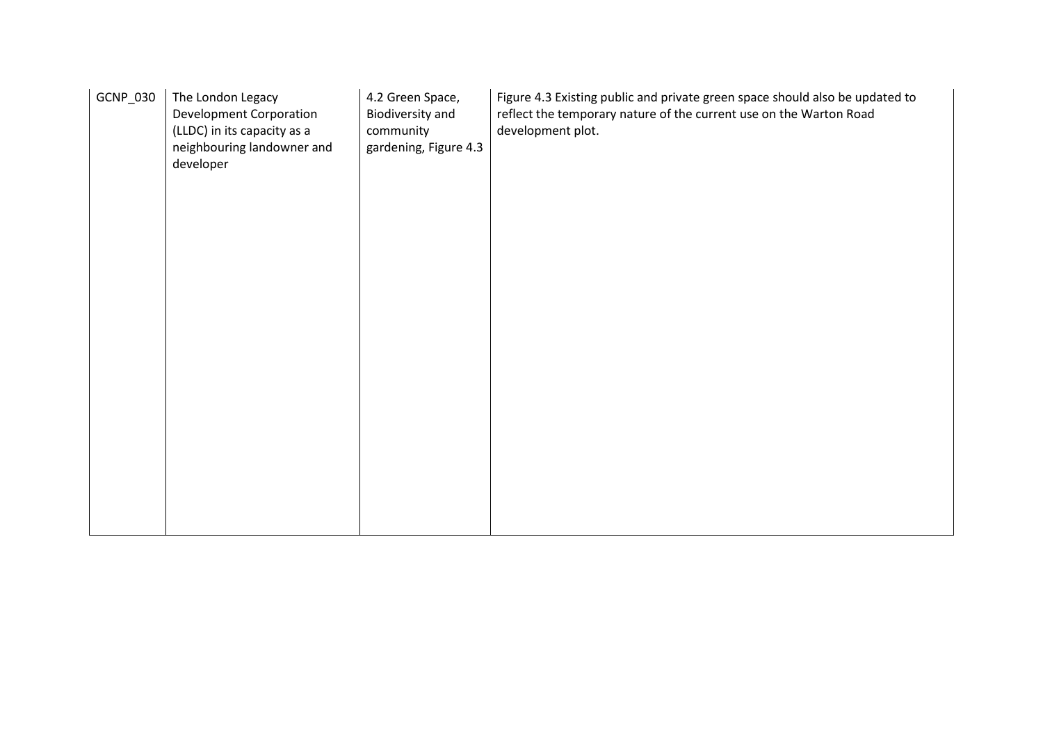| GCNP_030 | The London Legacy Development Corporation (LLDC) in its capacity as a neighbouring landowner and developer | 4.2 Green Space, Biodiversity and community gardening, Figure 4.3 | Figure 4.3 Existing public and private green space should also be updated to reflect the temporary nature of the current use on the Warton Road development plot. |
|---|---|---|---|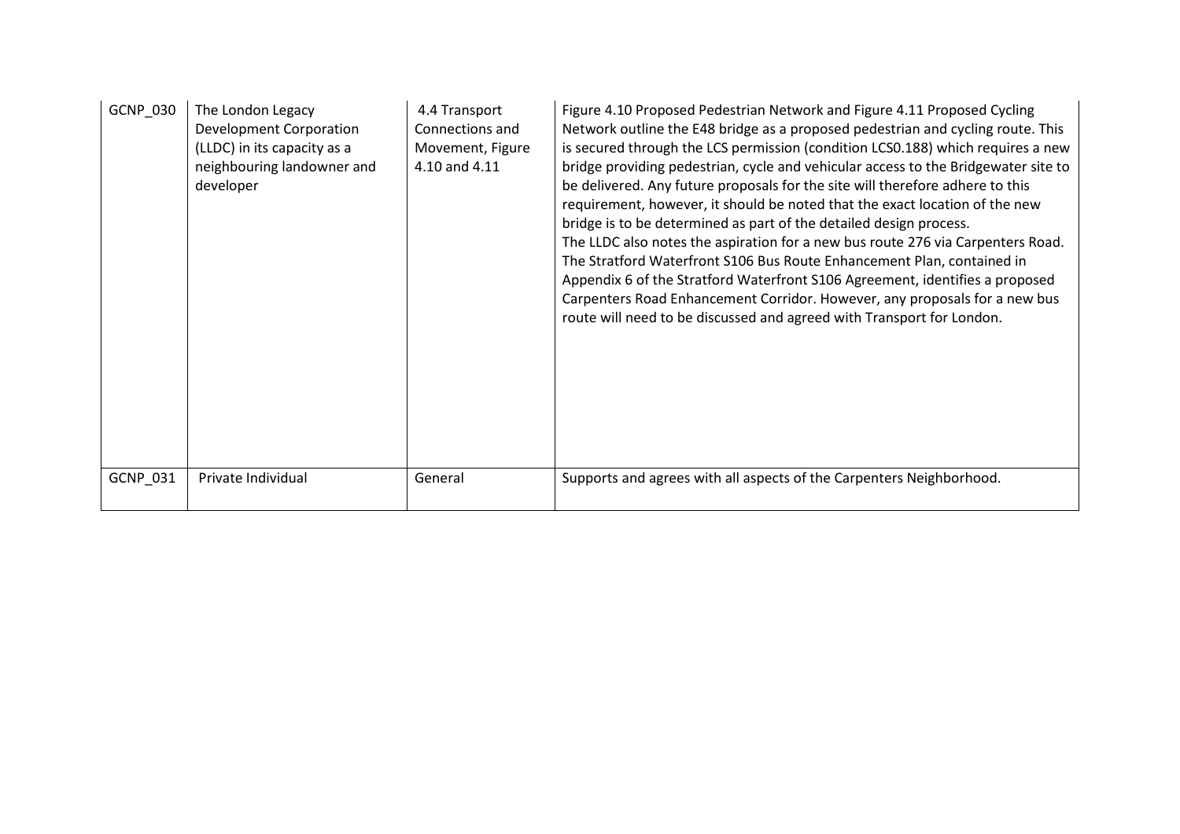| | | | |
|---|---|---|---|
| GCNP_030 | The London Legacy Development Corporation (LLDC) in its capacity as a neighbouring landowner and developer | 4.4 Transport Connections and Movement, Figure 4.10 and 4.11 | Figure 4.10 Proposed Pedestrian Network and Figure 4.11 Proposed Cycling Network outline the E48 bridge as a proposed pedestrian and cycling route. This is secured through the LCS permission (condition LCS0.188) which requires a new bridge providing pedestrian, cycle and vehicular access to the Bridgewater site to be delivered. Any future proposals for the site will therefore adhere to this requirement, however, it should be noted that the exact location of the new bridge is to be determined as part of the detailed design process.<br>The LLDC also notes the aspiration for a new bus route 276 via Carpenters Road. The Stratford Waterfront S106 Bus Route Enhancement Plan, contained in Appendix 6 of the Stratford Waterfront S106 Agreement, identifies a proposed Carpenters Road Enhancement Corridor. However, any proposals for a new bus route will need to be discussed and agreed with Transport for London. |
| GCNP_031 | Private Individual | General | Supports and agrees with all aspects of the Carpenters Neighborhood. |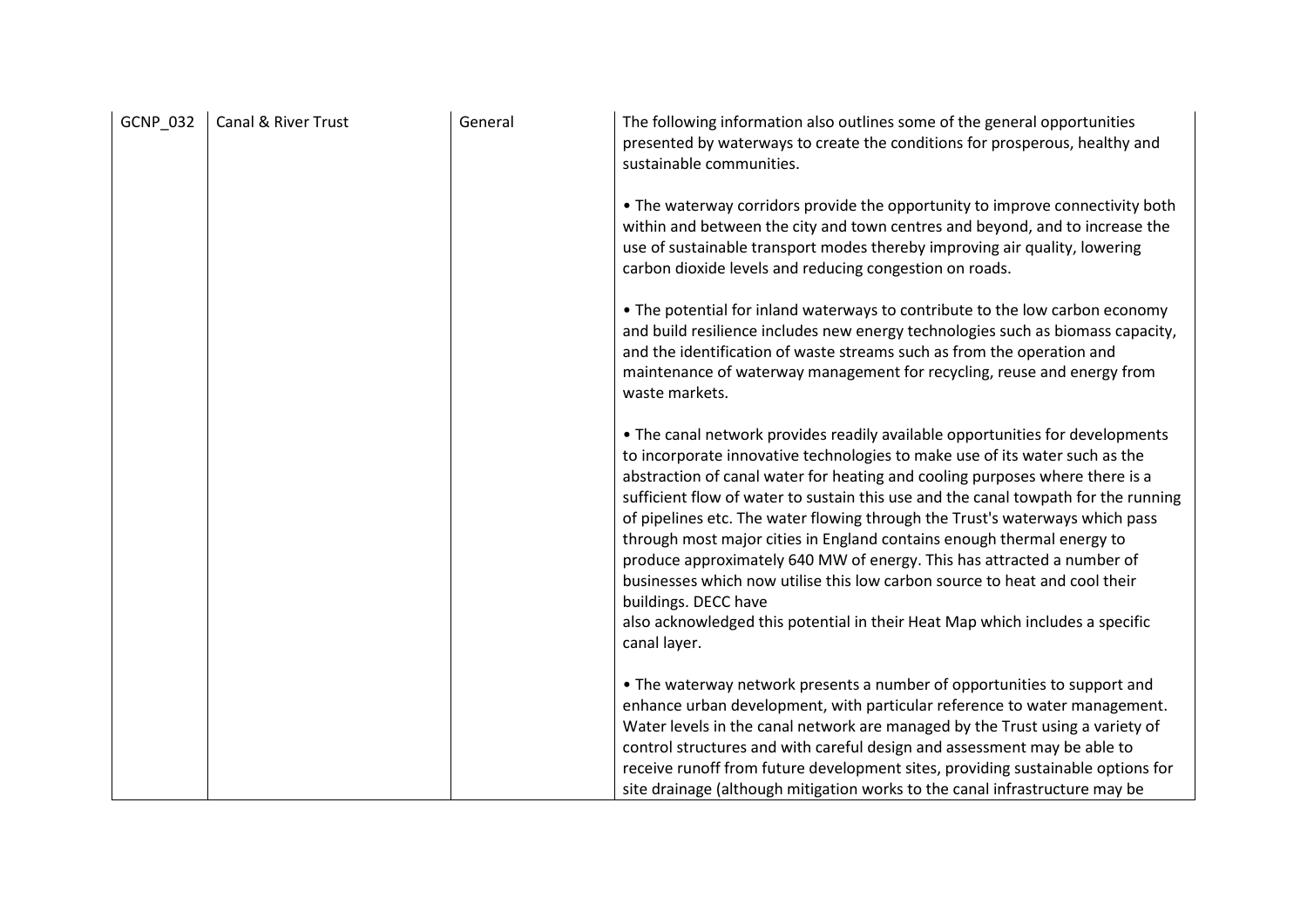| | | | |
|---|---|---|---|
| GCNP_032 | Canal & River Trust | General | The following information also outlines some of the general opportunities presented by waterways to create the conditions for prosperous, healthy and sustainable communities.<br><br>• The waterway corridors provide the opportunity to improve connectivity both within and between the city and town centres and beyond, and to increase the use of sustainable transport modes thereby improving air quality, lowering carbon dioxide levels and reducing congestion on roads.<br><br>• The potential for inland waterways to contribute to the low carbon economy and build resilience includes new energy technologies such as biomass capacity, and the identification of waste streams such as from the operation and maintenance of waterway management for recycling, reuse and energy from waste markets.<br><br>• The canal network provides readily available opportunities for developments to incorporate innovative technologies to make use of its water such as the abstraction of canal water for heating and cooling purposes where there is a sufficient flow of water to sustain this use and the canal towpath for the running of pipelines etc. The water flowing through the Trust's waterways which pass through most major cities in England contains enough thermal energy to produce approximately 640 MW of energy. This has attracted a number of businesses which now utilise this low carbon source to heat and cool their buildings. DECC have also acknowledged this potential in their Heat Map which includes a specific canal layer.<br><br>• The waterway network presents a number of opportunities to support and enhance urban development, with particular reference to water management. Water levels in the canal network are managed by the Trust using a variety of control structures and with careful design and assessment may be able to receive runoff from future development sites, providing sustainable options for site drainage (although mitigation works to the canal infrastructure may be |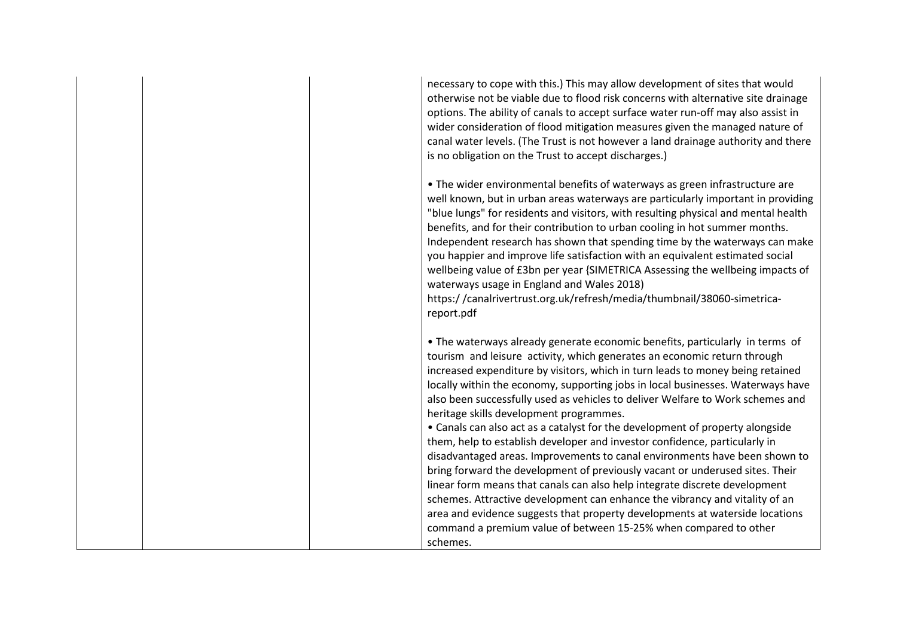| | | | |
|---|---|---|---|
| | | | necessary to cope with this.) This may allow development of sites that would otherwise not be viable due to flood risk concerns with alternative site drainage options. The ability of canals to accept surface water run-off may also assist in wider consideration of flood mitigation measures given the managed nature of canal water levels. (The Trust is not however a land drainage authority and there is no obligation on the Trust to accept discharges.)<br><br>• The wider environmental benefits of waterways as green infrastructure are well known, but in urban areas waterways are particularly important in providing "blue lungs" for residents and visitors, with resulting physical and mental health benefits, and for their contribution to urban cooling in hot summer months. Independent research has shown that spending time by the waterways can make you happier and improve life satisfaction with an equivalent estimated social wellbeing value of £3bn per year {SIMETRICA Assessing the wellbeing impacts of waterways usage in England and Wales 2018) https:/ /canalrivertrust.org.uk/refresh/media/thumbnail/38060-simetrica-report.pdf<br><br>• The waterways already generate economic benefits, particularly in terms of tourism and leisure activity, which generates an economic return through increased expenditure by visitors, which in turn leads to money being retained locally within the economy, supporting jobs in local businesses. Waterways have also been successfully used as vehicles to deliver Welfare to Work schemes and heritage skills development programmes.<br>• Canals can also act as a catalyst for the development of property alongside them, help to establish developer and investor confidence, particularly in disadvantaged areas. Improvements to canal environments have been shown to bring forward the development of previously vacant or underused sites. Their linear form means that canals can also help integrate discrete development schemes. Attractive development can enhance the vibrancy and vitality of an area and evidence suggests that property developments at waterside locations command a premium value of between 15-25% when compared to other schemes. |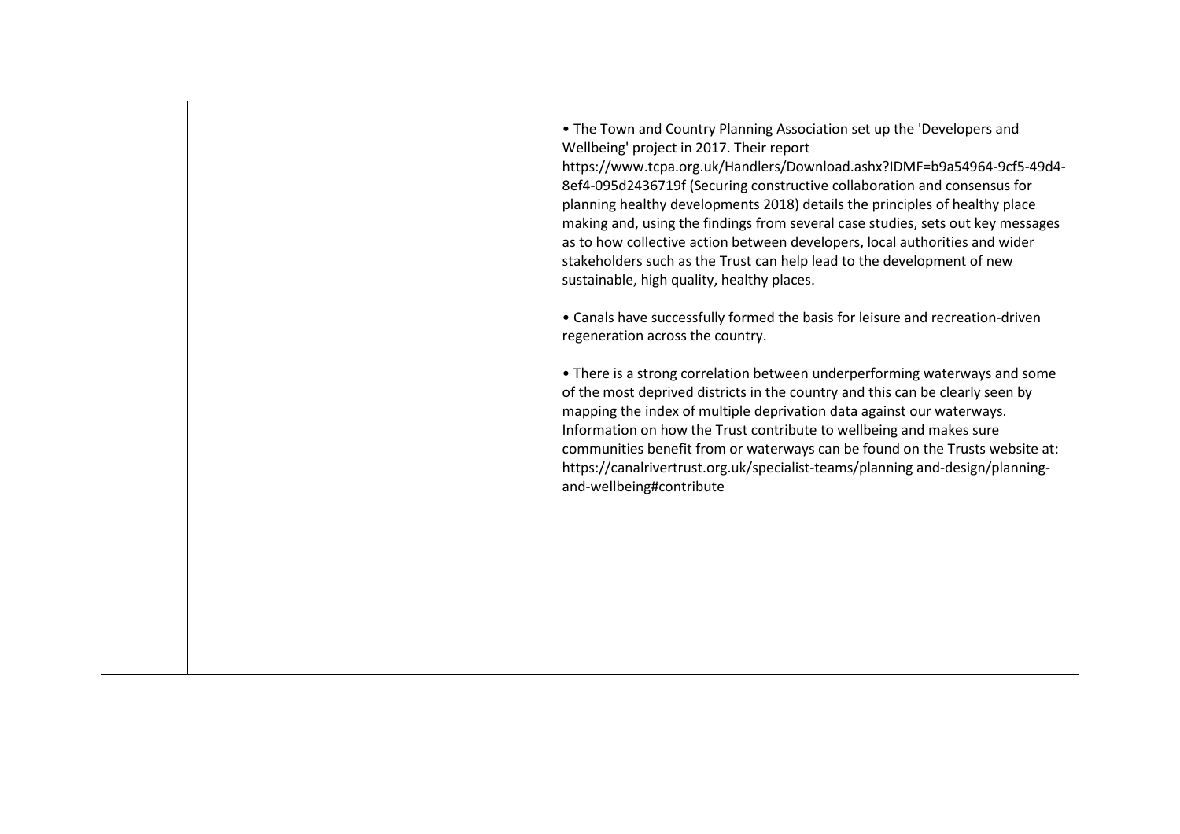|  |  |  | • The Town and Country Planning Association set up the 'Developers and Wellbeing' project in 2017. Their report https://www.tcpa.org.uk/Handlers/Download.ashx?IDMF=b9a54964-9cf5-49d4-8ef4-095d2436719f (Securing constructive collaboration and consensus for planning healthy developments 2018) details the principles of healthy place making and, using the findings from several case studies, sets out key messages as to how collective action between developers, local authorities and wider stakeholders such as the Trust can help lead to the development of new sustainable, high quality, healthy places.<br><br>• Canals have successfully formed the basis for leisure and recreation-driven regeneration across the country.<br><br>• There is a strong correlation between underperforming waterways and some of the most deprived districts in the country and this can be clearly seen by mapping the index of multiple deprivation data against our waterways. Information on how the Trust contribute to wellbeing and makes sure communities benefit from or waterways can be found on the Trusts website at: https://canalrivertrust.org.uk/specialist-teams/planning and-design/planning-and-wellbeing#contribute |
|---|---|---|---|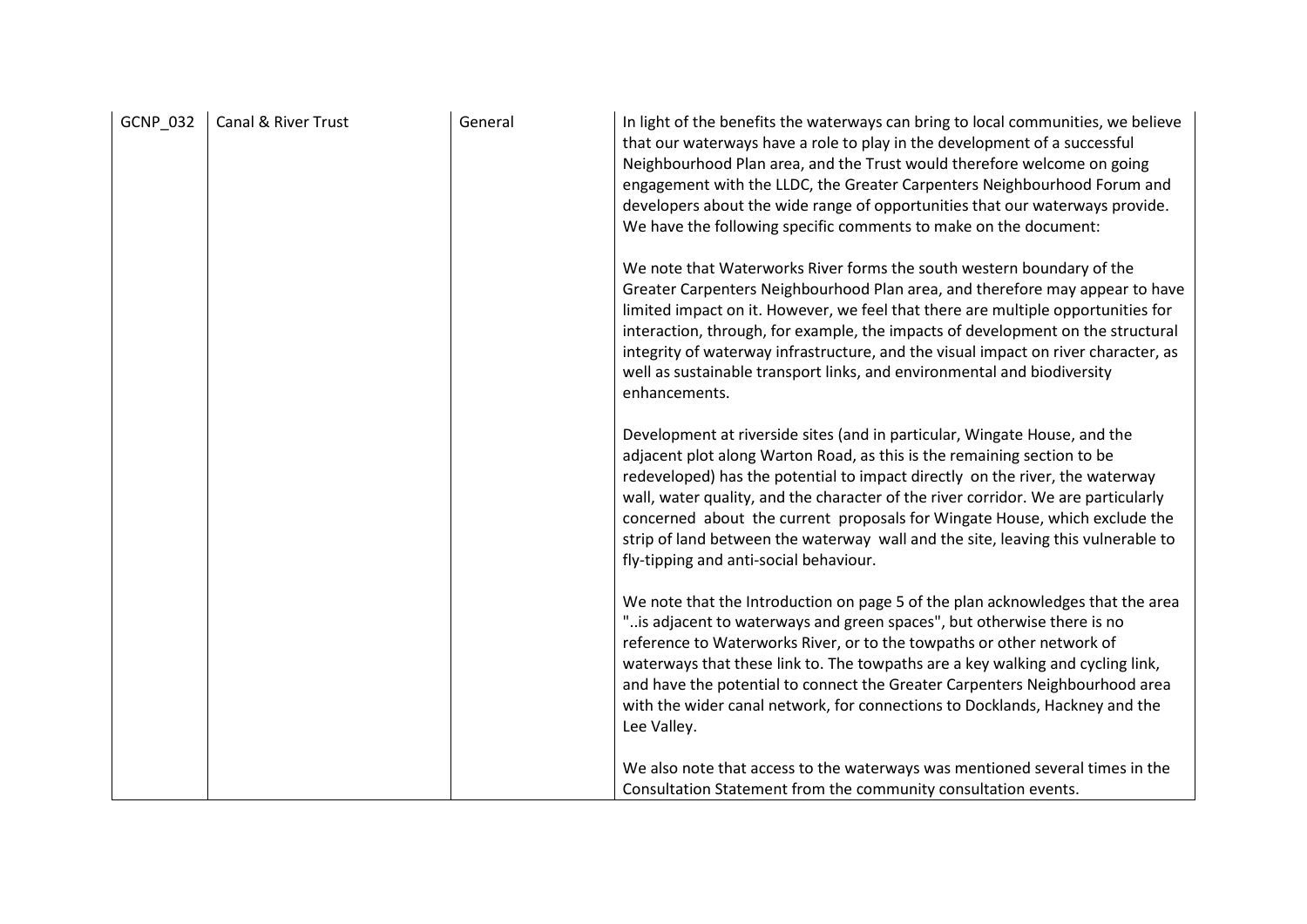| GCNP_032 | Canal & River Trust | General | In light of the benefits the waterways can bring to local communities, we believe that our waterways have a role to play in the development of a successful Neighbourhood Plan area, and the Trust would therefore welcome on going engagement with the LLDC, the Greater Carpenters Neighbourhood Forum and developers about the wide range of opportunities that our waterways provide. We have the following specific comments to make on the document:<br><br>We note that Waterworks River forms the south western boundary of the Greater Carpenters Neighbourhood Plan area, and therefore may appear to have limited impact on it. However, we feel that there are multiple opportunities for interaction, through, for example, the impacts of development on the structural integrity of waterway infrastructure, and the visual impact on river character, as well as sustainable transport links, and environmental and biodiversity enhancements.<br><br>Development at riverside sites (and in particular, Wingate House, and the adjacent plot along Warton Road, as this is the remaining section to be redeveloped) has the potential to impact directly on the river, the waterway wall, water quality, and the character of the river corridor. We are particularly concerned about the current proposals for Wingate House, which exclude the strip of land between the waterway wall and the site, leaving this vulnerable to fly-tipping and anti-social behaviour.<br><br>We note that the Introduction on page 5 of the plan acknowledges that the area "..is adjacent to waterways and green spaces", but otherwise there is no reference to Waterworks River, or to the towpaths or other network of waterways that these link to. The towpaths are a key walking and cycling link, and have the potential to connect the Greater Carpenters Neighbourhood area with the wider canal network, for connections to Docklands, Hackney and the Lee Valley.<br><br>We also note that access to the waterways was mentioned several times in the Consultation Statement from the community consultation events. |
|---|---|---|---|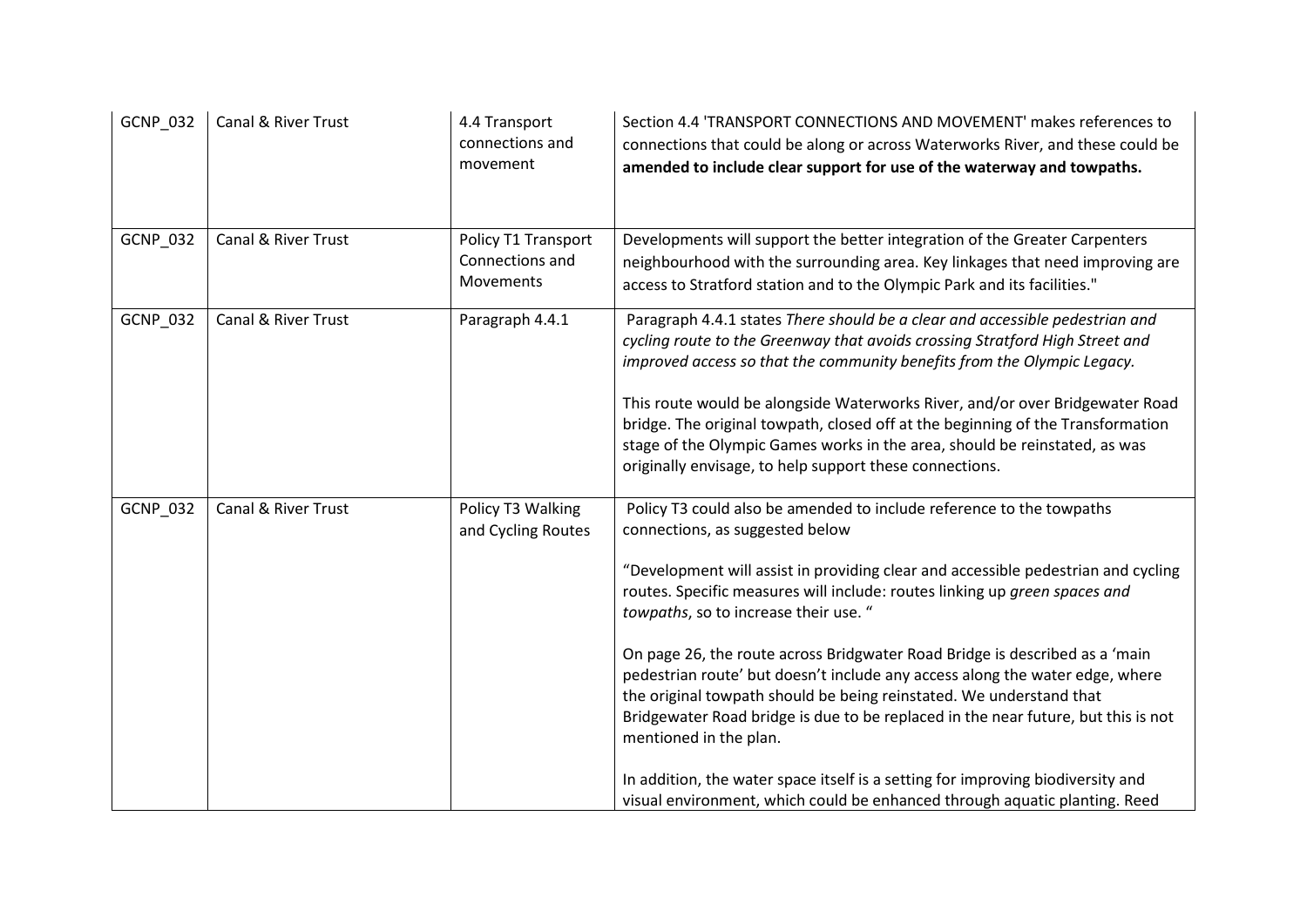| GCNP_032 | Canal & River Trust | 4.4 Transport connections and movement | Section 4.4 'TRANSPORT CONNECTIONS AND MOVEMENT' makes references to connections that could be along or across Waterworks River, and these could be **amended to include clear support for use of the waterway and towpaths.** |
|---|---|---|---|
| GCNP_032 | Canal & River Trust | Policy T1 Transport Connections and Movements | Developments will support the better integration of the Greater Carpenters neighbourhood with the surrounding area. Key linkages that need improving are access to Stratford station and to the Olympic Park and its facilities." |
| GCNP_032 | Canal & River Trust | Paragraph 4.4.1 | Paragraph 4.4.1 states *There should be a clear and accessible pedestrian and cycling route to the Greenway that avoids crossing Stratford High Street and improved access so that the community benefits from the Olympic Legacy.*<br><br>This route would be alongside Waterworks River, and/or over Bridgewater Road bridge. The original towpath, closed off at the beginning of the Transformation stage of the Olympic Games works in the area, should be reinstated, as was originally envisage, to help support these connections. |
| GCNP_032 | Canal & River Trust | Policy T3 Walking and Cycling Routes | Policy T3 could also be amended to include reference to the towpaths connections, as suggested below<br><br>"Development will assist in providing clear and accessible pedestrian and cycling routes. Specific measures will include: routes linking up *green spaces and towpaths*, so to increase their use. "<br><br>On page 26, the route across Bridgwater Road Bridge is described as a 'main pedestrian route' but doesn't include any access along the water edge, where the original towpath should be being reinstated. We understand that Bridgewater Road bridge is due to be replaced in the near future, but this is not mentioned in the plan.<br><br>In addition, the water space itself is a setting for improving biodiversity and visual environment, which could be enhanced through aquatic planting. Reed |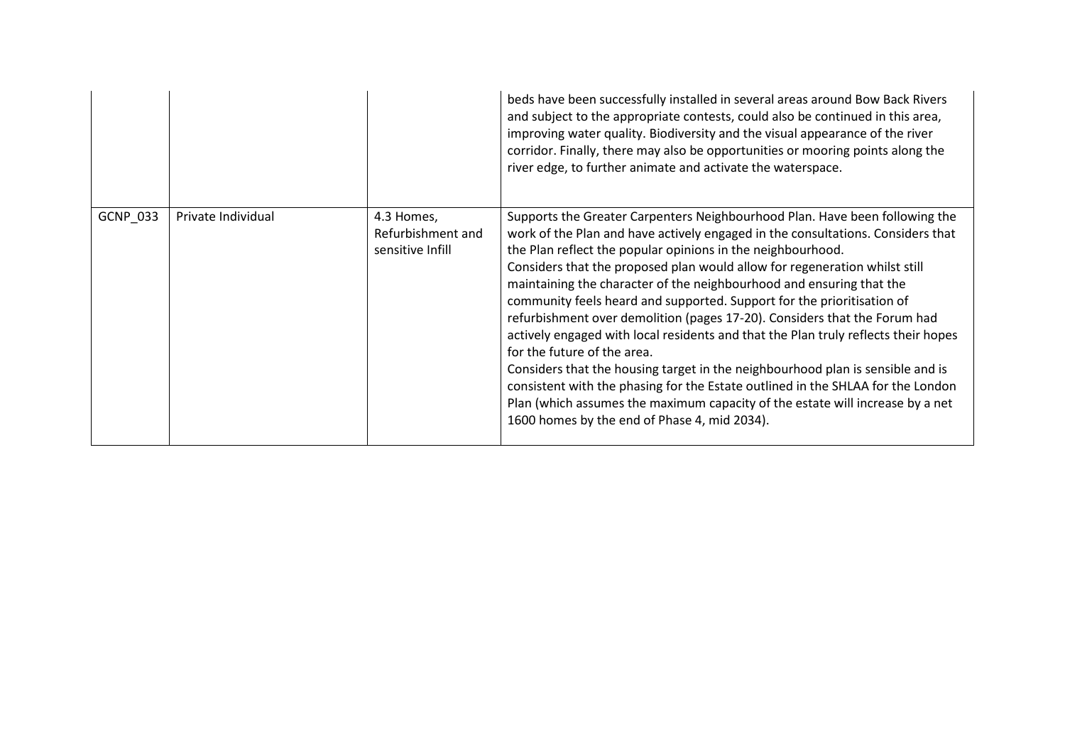|  |  |  | beds have been successfully installed in several areas around Bow Back Rivers and subject to the appropriate contests, could also be continued in this area, improving water quality. Biodiversity and the visual appearance of the river corridor. Finally, there may also be opportunities or mooring points along the river edge, to further animate and activate the waterspace. |
|---|---|---|---|
| GCNP_033 | Private Individual | 4.3 Homes, Refurbishment and sensitive Infill | Supports the Greater Carpenters Neighbourhood Plan. Have been following the work of the Plan and have actively engaged in the consultations. Considers that the Plan reflect the popular opinions in the neighbourhood.<br>Considers that the proposed plan would allow for regeneration whilst still maintaining the character of the neighbourhood and ensuring that the community feels heard and supported. Support for the prioritisation of refurbishment over demolition (pages 17-20). Considers that the Forum had actively engaged with local residents and that the Plan truly reflects their hopes for the future of the area.<br>Considers that the housing target in the neighbourhood plan is sensible and is consistent with the phasing for the Estate outlined in the SHLAA for the London Plan (which assumes the maximum capacity of the estate will increase by a net 1600 homes by the end of Phase 4, mid 2034). |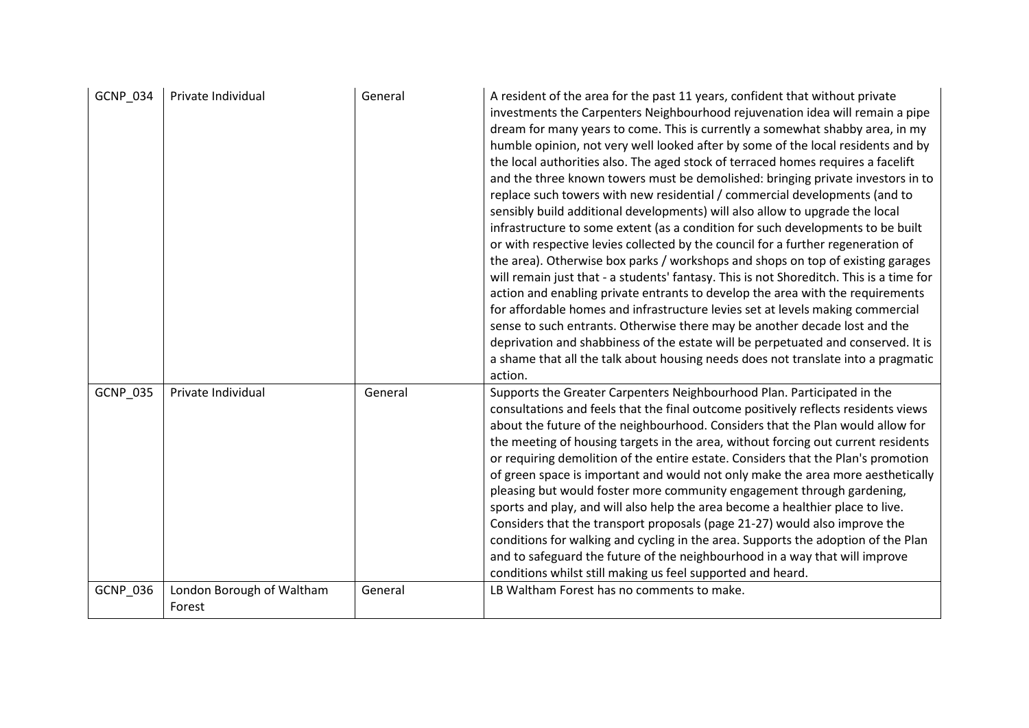| | | | |
|---|---|---|---|
| GCNP_034 | Private Individual | General | A resident of the area for the past 11 years, confident that without private investments the Carpenters Neighbourhood rejuvenation idea will remain a pipe dream for many years to come. This is currently a somewhat shabby area, in my humble opinion, not very well looked after by some of the local residents and by the local authorities also. The aged stock of terraced homes requires a facelift and the three known towers must be demolished: bringing private investors in to replace such towers with new residential / commercial developments (and to sensibly build additional developments) will also allow to upgrade the local infrastructure to some extent (as a condition for such developments to be built or with respective levies collected by the council for a further regeneration of the area). Otherwise box parks / workshops and shops on top of existing garages will remain just that - a students' fantasy. This is not Shoreditch. This is a time for action and enabling private entrants to develop the area with the requirements for affordable homes and infrastructure levies set at levels making commercial sense to such entrants. Otherwise there may be another decade lost and the deprivation and shabbiness of the estate will be perpetuated and conserved. It is a shame that all the talk about housing needs does not translate into a pragmatic action. |
| GCNP_035 | Private Individual | General | Supports the Greater Carpenters Neighbourhood Plan. Participated in the consultations and feels that the final outcome positively reflects residents views about the future of the neighbourhood. Considers that the Plan would allow for the meeting of housing targets in the area, without forcing out current residents or requiring demolition of the entire estate. Considers that the Plan's promotion of green space is important and would not only make the area more aesthetically pleasing but would foster more community engagement through gardening, sports and play, and will also help the area become a healthier place to live. Considers that the transport proposals (page 21-27) would also improve the conditions for walking and cycling in the area. Supports the adoption of the Plan and to safeguard the future of the neighbourhood in a way that will improve conditions whilst still making us feel supported and heard. |
| GCNP_036 | London Borough of Waltham Forest | General | LB Waltham Forest has no comments to make. |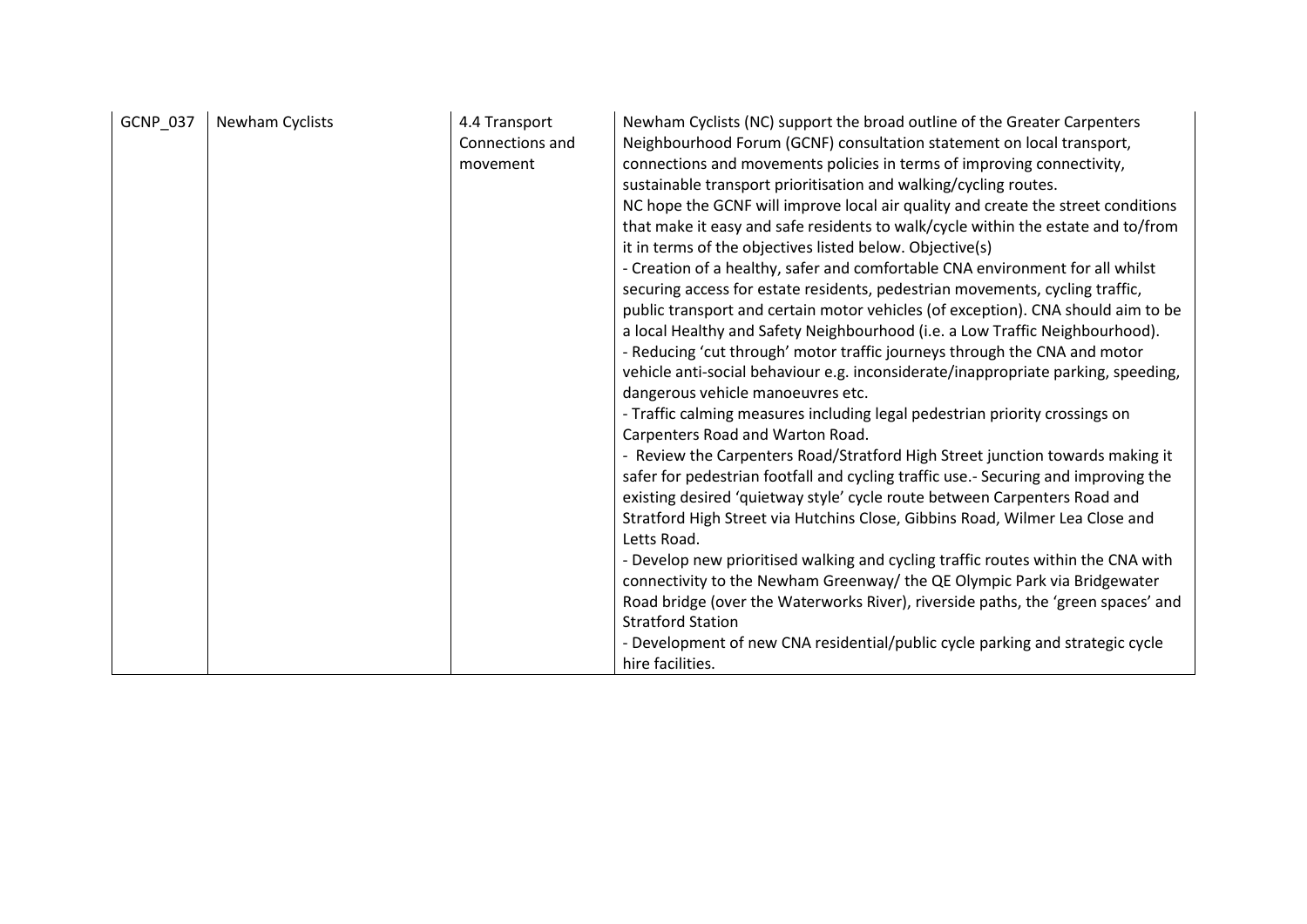| | | | |
|---|---|---|---|
| GCNP_037 | Newham Cyclists | 4.4 Transport Connections and movement | Newham Cyclists (NC) support the broad outline of the Greater Carpenters Neighbourhood Forum (GCNF) consultation statement on local transport, connections and movements policies in terms of improving connectivity, sustainable transport prioritisation and walking/cycling routes.<br>NC hope the GCNF will improve local air quality and create the street conditions that make it easy and safe residents to walk/cycle within the estate and to/from it in terms of the objectives listed below. Objective(s)<br>- Creation of a healthy, safer and comfortable CNA environment for all whilst securing access for estate residents, pedestrian movements, cycling traffic, public transport and certain motor vehicles (of exception). CNA should aim to be a local Healthy and Safety Neighbourhood (i.e. a Low Traffic Neighbourhood).<br>- Reducing 'cut through' motor traffic journeys through the CNA and motor vehicle anti-social behaviour e.g. inconsiderate/inappropriate parking, speeding, dangerous vehicle manoeuvres etc.<br>- Traffic calming measures including legal pedestrian priority crossings on Carpenters Road and Warton Road.<br>- Review the Carpenters Road/Stratford High Street junction towards making it safer for pedestrian footfall and cycling traffic use.- Securing and improving the existing desired 'quietway style' cycle route between Carpenters Road and Stratford High Street via Hutchins Close, Gibbins Road, Wilmer Lea Close and Letts Road.<br>- Develop new prioritised walking and cycling traffic routes within the CNA with connectivity to the Newham Greenway/ the QE Olympic Park via Bridgewater Road bridge (over the Waterworks River), riverside paths, the 'green spaces' and Stratford Station<br>- Development of new CNA residential/public cycle parking and strategic cycle hire facilities. |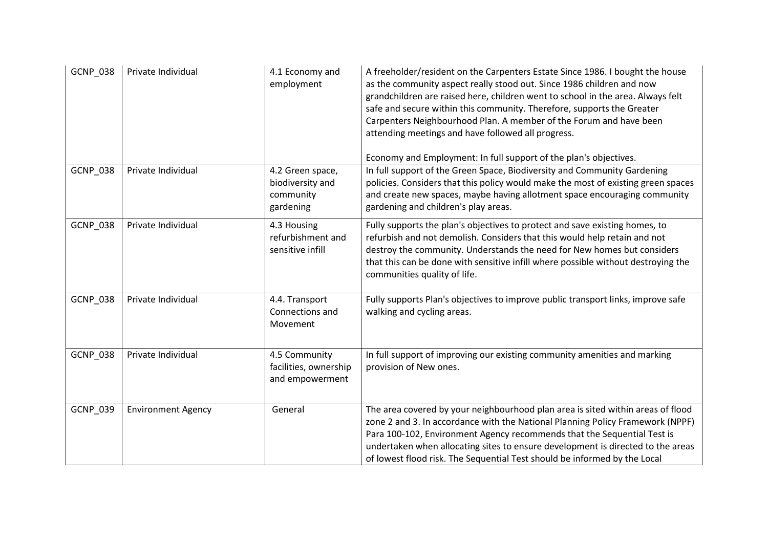| GCNP_038 | Private Individual | 4.1 Economy and employment | A freeholder/resident on the Carpenters Estate Since 1986. I bought the house as the community aspect really stood out. Since 1986 children and now grandchildren are raised here, children went to school in the area. Always felt safe and secure within this community. Therefore, supports the Greater Carpenters Neighbourhood Plan. A member of the Forum and have been attending meetings and have followed all progress.<br><br>Economy and Employment: In full support of the plan's objectives. |
|---|---|---|---|
| GCNP_038 | Private Individual | 4.2 Green space, biodiversity and community gardening | In full support of the Green Space, Biodiversity and Community Gardening policies. Considers that this policy would make the most of existing green spaces and create new spaces, maybe having allotment space encouraging community gardening and children's play areas. |
| GCNP_038 | Private Individual | 4.3 Housing refurbishment and sensitive infill | Fully supports the plan's objectives to protect and save existing homes, to refurbish and not demolish. Considers that this would help retain and not destroy the community. Understands the need for New homes but considers that this can be done with sensitive infill where possible without destroying the communities quality of life. |
| GCNP_038 | Private Individual | 4.4. Transport Connections and Movement | Fully supports Plan's objectives to improve public transport links, improve safe walking and cycling areas. |
| GCNP_038 | Private Individual | 4.5 Community facilities, ownership and empowerment | In full support of improving our existing community amenities and marking provision of New ones. |
| GCNP_039 | Environment Agency | General | The area covered by your neighbourhood plan area is sited within areas of flood zone 2 and 3. In accordance with the National Planning Policy Framework (NPPF) Para 100-102, Environment Agency recommends that the Sequential Test is undertaken when allocating sites to ensure development is directed to the areas of lowest flood risk. The Sequential Test should be informed by the Local |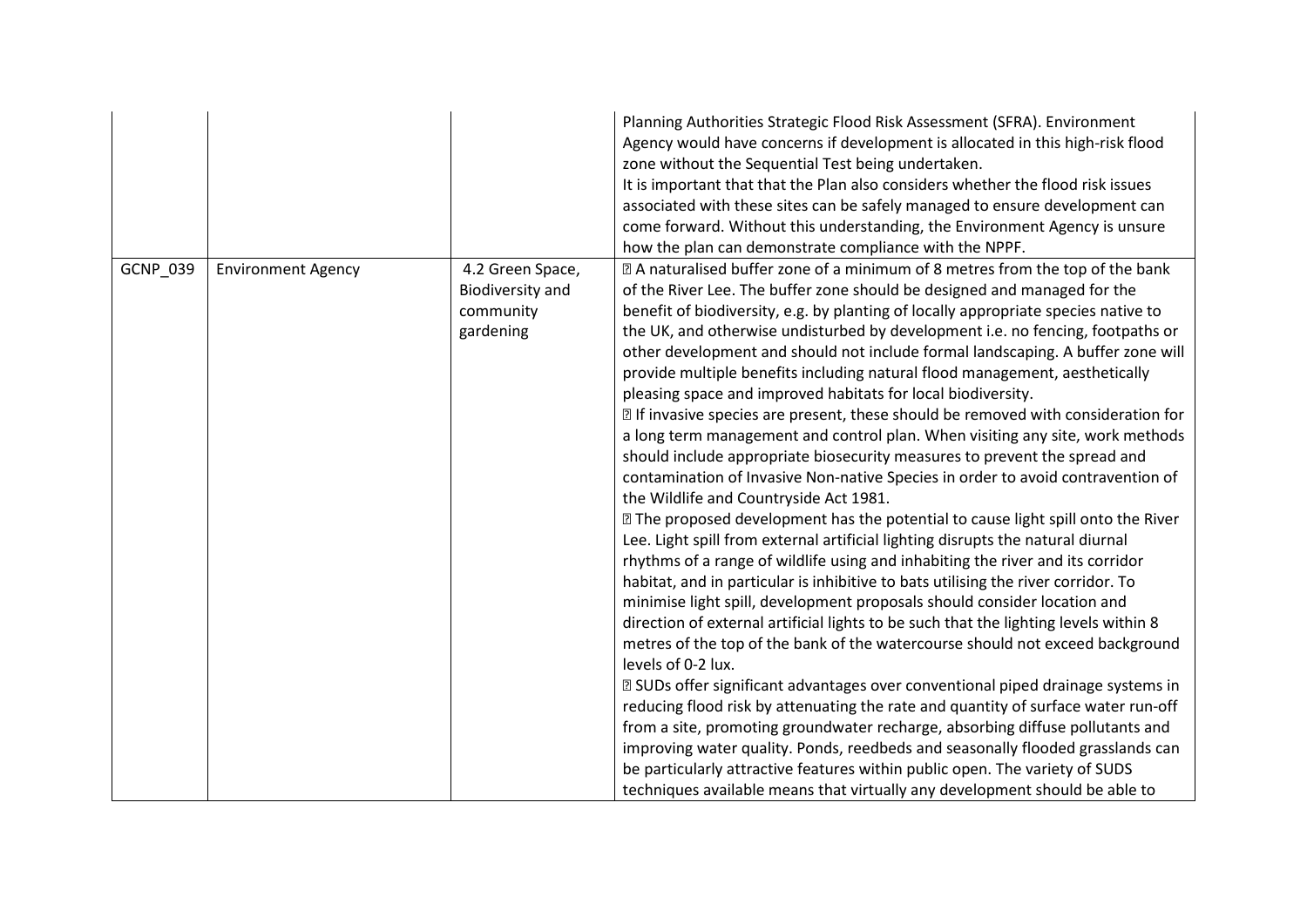| | | | |
|---|---|---|---|
| | | | Planning Authorities Strategic Flood Risk Assessment (SFRA). Environment Agency would have concerns if development is allocated in this high-risk flood zone without the Sequential Test being undertaken.<br>It is important that that the Plan also considers whether the flood risk issues associated with these sites can be safely managed to ensure development can come forward. Without this understanding, the Environment Agency is unsure how the plan can demonstrate compliance with the NPPF. |
| GCNP_039 | Environment Agency | 4.2 Green Space, Biodiversity and community gardening | ▯ A naturalised buffer zone of a minimum of 8 metres from the top of the bank of the River Lee. The buffer zone should be designed and managed for the benefit of biodiversity, e.g. by planting of locally appropriate species native to the UK, and otherwise undisturbed by development i.e. no fencing, footpaths or other development and should not include formal landscaping. A buffer zone will provide multiple benefits including natural flood management, aesthetically pleasing space and improved habitats for local biodiversity.<br>▯ If invasive species are present, these should be removed with consideration for a long term management and control plan. When visiting any site, work methods should include appropriate biosecurity measures to prevent the spread and contamination of Invasive Non-native Species in order to avoid contravention of the Wildlife and Countryside Act 1981.<br>▯ The proposed development has the potential to cause light spill onto the River Lee. Light spill from external artificial lighting disrupts the natural diurnal rhythms of a range of wildlife using and inhabiting the river and its corridor habitat, and in particular is inhibitive to bats utilising the river corridor. To minimise light spill, development proposals should consider location and direction of external artificial lights to be such that the lighting levels within 8 metres of the top of the bank of the watercourse should not exceed background levels of 0-2 lux.<br>▯ SUDs offer significant advantages over conventional piped drainage systems in reducing flood risk by attenuating the rate and quantity of surface water run-off from a site, promoting groundwater recharge, absorbing diffuse pollutants and improving water quality. Ponds, reedbeds and seasonally flooded grasslands can be particularly attractive features within public open. The variety of SUDS techniques available means that virtually any development should be able to |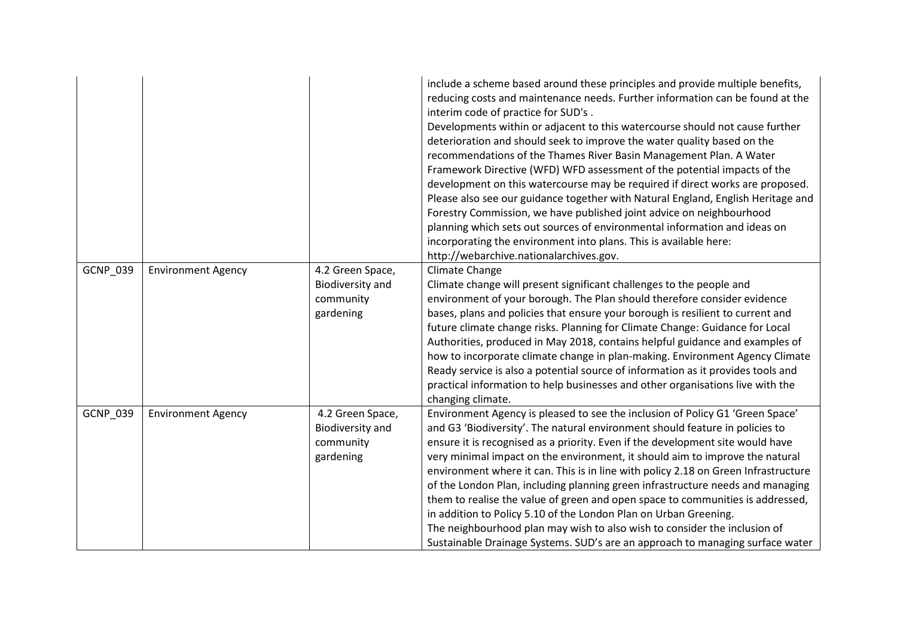| | | | |
|---|---|---|---|
| | | | include a scheme based around these principles and provide multiple benefits, reducing costs and maintenance needs. Further information can be found at the interim code of practice for SUD's .<br>Developments within or adjacent to this watercourse should not cause further deterioration and should seek to improve the water quality based on the recommendations of the Thames River Basin Management Plan. A Water Framework Directive (WFD) WFD assessment of the potential impacts of the development on this watercourse may be required if direct works are proposed.<br>Please also see our guidance together with Natural England, English Heritage and Forestry Commission, we have published joint advice on neighbourhood planning which sets out sources of environmental information and ideas on incorporating the environment into plans. This is available here: http://webarchive.nationalarchives.gov. |
| GCNP_039 | Environment Agency | 4.2 Green Space, Biodiversity and community gardening | Climate Change<br>Climate change will present significant challenges to the people and environment of your borough. The Plan should therefore consider evidence bases, plans and policies that ensure your borough is resilient to current and future climate change risks. Planning for Climate Change: Guidance for Local Authorities, produced in May 2018, contains helpful guidance and examples of how to incorporate climate change in plan-making. Environment Agency Climate Ready service is also a potential source of information as it provides tools and practical information to help businesses and other organisations live with the changing climate. |
| GCNP_039 | Environment Agency | 4.2 Green Space, Biodiversity and community gardening | Environment Agency is pleased to see the inclusion of Policy G1 'Green Space' and G3 'Biodiversity'. The natural environment should feature in policies to ensure it is recognised as a priority. Even if the development site would have very minimal impact on the environment, it should aim to improve the natural environment where it can. This is in line with policy 2.18 on Green Infrastructure of the London Plan, including planning green infrastructure needs and managing them to realise the value of green and open space to communities is addressed, in addition to Policy 5.10 of the London Plan on Urban Greening.<br>The neighbourhood plan may wish to also wish to consider the inclusion of Sustainable Drainage Systems. SUD's are an approach to managing surface water |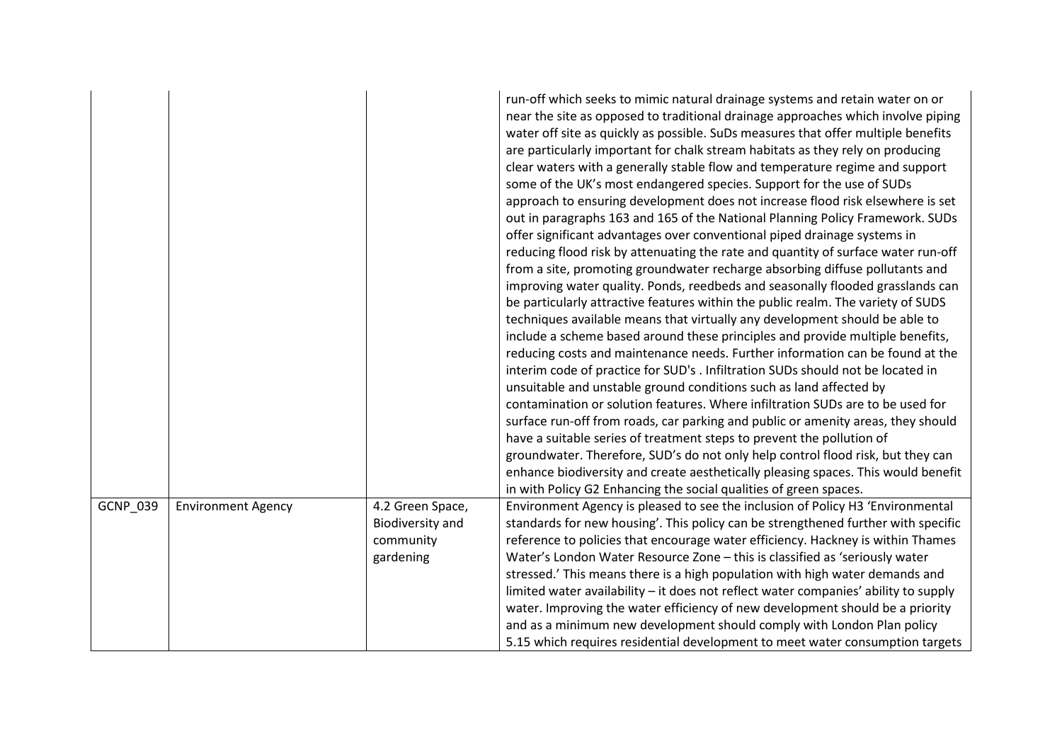| | | | |
|---|---|---|---|
| | | | run-off which seeks to mimic natural drainage systems and retain water on or near the site as opposed to traditional drainage approaches which involve piping water off site as quickly as possible. SuDs measures that offer multiple benefits are particularly important for chalk stream habitats as they rely on producing clear waters with a generally stable flow and temperature regime and support some of the UK's most endangered species. Support for the use of SUDs approach to ensuring development does not increase flood risk elsewhere is set out in paragraphs 163 and 165 of the National Planning Policy Framework. SUDs offer significant advantages over conventional piped drainage systems in reducing flood risk by attenuating the rate and quantity of surface water run-off from a site, promoting groundwater recharge absorbing diffuse pollutants and improving water quality. Ponds, reedbeds and seasonally flooded grasslands can be particularly attractive features within the public realm. The variety of SUDS techniques available means that virtually any development should be able to include a scheme based around these principles and provide multiple benefits, reducing costs and maintenance needs. Further information can be found at the interim code of practice for SUD's . Infiltration SUDs should not be located in unsuitable and unstable ground conditions such as land affected by contamination or solution features. Where infiltration SUDs are to be used for surface run-off from roads, car parking and public or amenity areas, they should have a suitable series of treatment steps to prevent the pollution of groundwater. Therefore, SUD's do not only help control flood risk, but they can enhance biodiversity and create aesthetically pleasing spaces. This would benefit in with Policy G2 Enhancing the social qualities of green spaces. |
| GCNP_039 | Environment Agency | 4.2 Green Space, Biodiversity and community gardening | Environment Agency is pleased to see the inclusion of Policy H3 'Environmental standards for new housing'. This policy can be strengthened further with specific reference to policies that encourage water efficiency. Hackney is within Thames Water's London Water Resource Zone – this is classified as 'seriously water stressed.' This means there is a high population with high water demands and limited water availability – it does not reflect water companies' ability to supply water. Improving the water efficiency of new development should be a priority and as a minimum new development should comply with London Plan policy 5.15 which requires residential development to meet water consumption targets |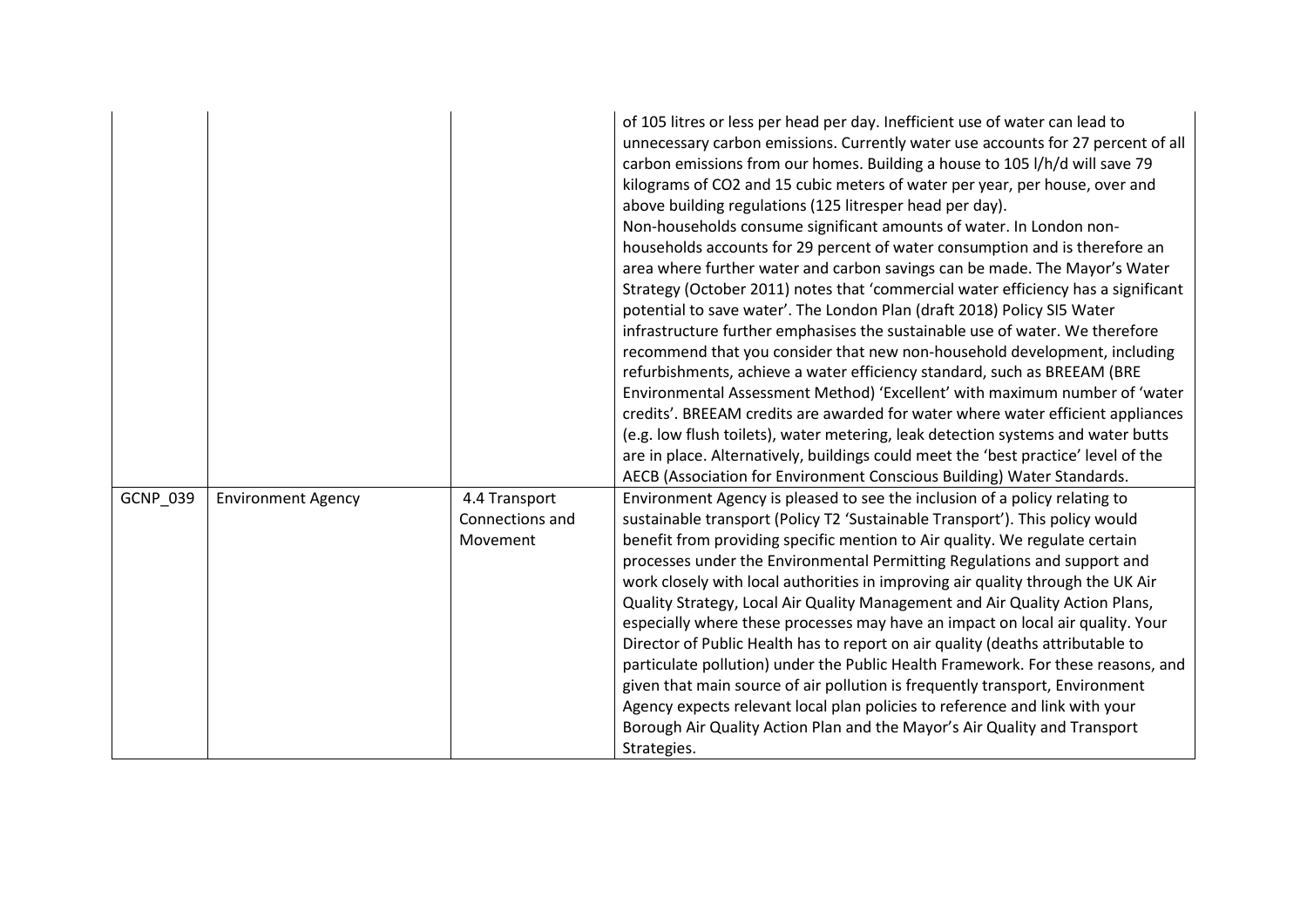| | | | |
|---|---|---|---|
| | | | of 105 litres or less per head per day. Inefficient use of water can lead to unnecessary carbon emissions. Currently water use accounts for 27 percent of all carbon emissions from our homes. Building a house to 105 l/h/d will save 79 kilograms of $CO_2$ and 15 cubic meters of water per year, per house, over and above building regulations (125 litresper head per day).<br>Non-households consume significant amounts of water. In London non-households accounts for 29 percent of water consumption and is therefore an area where further water and carbon savings can be made. The Mayor's Water Strategy (October 2011) notes that 'commercial water efficiency has a significant potential to save water'. The London Plan (draft 2018) Policy SI5 Water infrastructure further emphasises the sustainable use of water. We therefore recommend that you consider that new non-household development, including refurbishments, achieve a water efficiency standard, such as BREEAM (BRE Environmental Assessment Method) 'Excellent' with maximum number of 'water credits'. BREEAM credits are awarded for water where water efficient appliances (e.g. low flush toilets), water metering, leak detection systems and water butts are in place. Alternatively, buildings could meet the 'best practice' level of the AECB (Association for Environment Conscious Building) Water Standards. |
| GCNP_039 | Environment Agency | 4.4 Transport Connections and Movement | Environment Agency is pleased to see the inclusion of a policy relating to sustainable transport (Policy T2 'Sustainable Transport'). This policy would benefit from providing specific mention to Air quality. We regulate certain processes under the Environmental Permitting Regulations and support and work closely with local authorities in improving air quality through the UK Air Quality Strategy, Local Air Quality Management and Air Quality Action Plans, especially where these processes may have an impact on local air quality. Your Director of Public Health has to report on air quality (deaths attributable to particulate pollution) under the Public Health Framework. For these reasons, and given that main source of air pollution is frequently transport, Environment Agency expects relevant local plan policies to reference and link with your Borough Air Quality Action Plan and the Mayor's Air Quality and Transport Strategies. |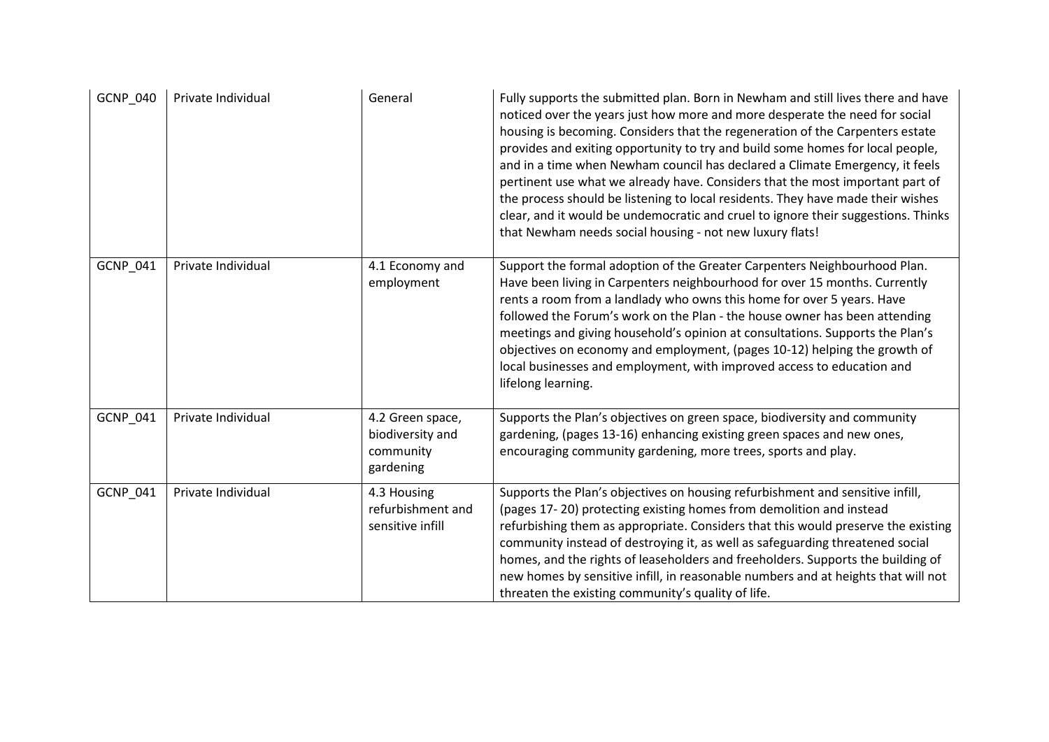| GCNP_040 | Private Individual | General | Fully supports the submitted plan. Born in Newham and still lives there and have noticed over the years just how more and more desperate the need for social housing is becoming. Considers that the regeneration of the Carpenters estate provides and exiting opportunity to try and build some homes for local people, and in a time when Newham council has declared a Climate Emergency, it feels pertinent use what we already have. Considers that the most important part of the process should be listening to local residents. They have made their wishes clear, and it would be undemocratic and cruel to ignore their suggestions. Thinks that Newham needs social housing - not new luxury flats! |
|---|---|---|---|
| GCNP_041 | Private Individual | 4.1 Economy and employment | Support the formal adoption of the Greater Carpenters Neighbourhood Plan. Have been living in Carpenters neighbourhood for over 15 months. Currently rents a room from a landlady who owns this home for over 5 years. Have followed the Forum's work on the Plan - the house owner has been attending meetings and giving household's opinion at consultations. Supports the Plan's objectives on economy and employment, (pages 10-12) helping the growth of local businesses and employment, with improved access to education and lifelong learning. |
| GCNP_041 | Private Individual | 4.2 Green space, biodiversity and community gardening | Supports the Plan's objectives on green space, biodiversity and community gardening, (pages 13-16) enhancing existing green spaces and new ones, encouraging community gardening, more trees, sports and play. |
| GCNP_041 | Private Individual | 4.3 Housing refurbishment and sensitive infill | Supports the Plan's objectives on housing refurbishment and sensitive infill, (pages 17- 20) protecting existing homes from demolition and instead refurbishing them as appropriate. Considers that this would preserve the existing community instead of destroying it, as well as safeguarding threatened social homes, and the rights of leaseholders and freeholders. Supports the building of new homes by sensitive infill, in reasonable numbers and at heights that will not threaten the existing community's quality of life. |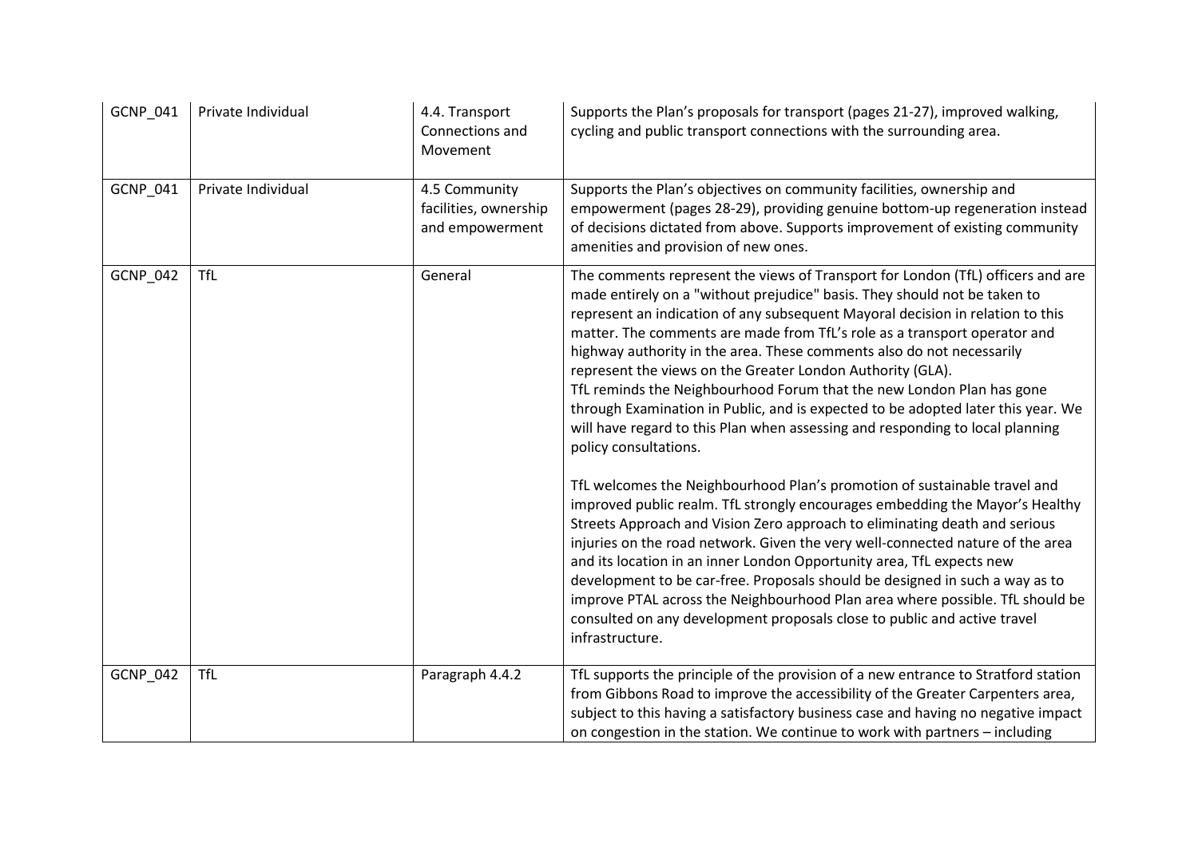| | | | |
|---|---|---|---|
| GCNP_041 | Private Individual | 4.4. Transport Connections and Movement | Supports the Plan's proposals for transport (pages 21-27), improved walking, cycling and public transport connections with the surrounding area. |
| GCNP_041 | Private Individual | 4.5 Community facilities, ownership and empowerment | Supports the Plan's objectives on community facilities, ownership and empowerment (pages 28-29), providing genuine bottom-up regeneration instead of decisions dictated from above. Supports improvement of existing community amenities and provision of new ones. |
| GCNP_042 | TfL | General | The comments represent the views of Transport for London (TfL) officers and are made entirely on a "without prejudice" basis. They should not be taken to represent an indication of any subsequent Mayoral decision in relation to this matter. The comments are made from TfL's role as a transport operator and highway authority in the area. These comments also do not necessarily represent the views on the Greater London Authority (GLA).<br>TfL reminds the Neighbourhood Forum that the new London Plan has gone through Examination in Public, and is expected to be adopted later this year. We will have regard to this Plan when assessing and responding to local planning policy consultations.<br><br>TfL welcomes the Neighbourhood Plan's promotion of sustainable travel and improved public realm. TfL strongly encourages embedding the Mayor's Healthy Streets Approach and Vision Zero approach to eliminating death and serious injuries on the road network. Given the very well-connected nature of the area and its location in an inner London Opportunity area, TfL expects new development to be car-free. Proposals should be designed in such a way as to improve PTAL across the Neighbourhood Plan area where possible. TfL should be consulted on any development proposals close to public and active travel infrastructure. |
| GCNP_042 | TfL | Paragraph 4.4.2 | TfL supports the principle of the provision of a new entrance to Stratford station from Gibbons Road to improve the accessibility of the Greater Carpenters area, subject to this having a satisfactory business case and having no negative impact on congestion in the station. We continue to work with partners – including |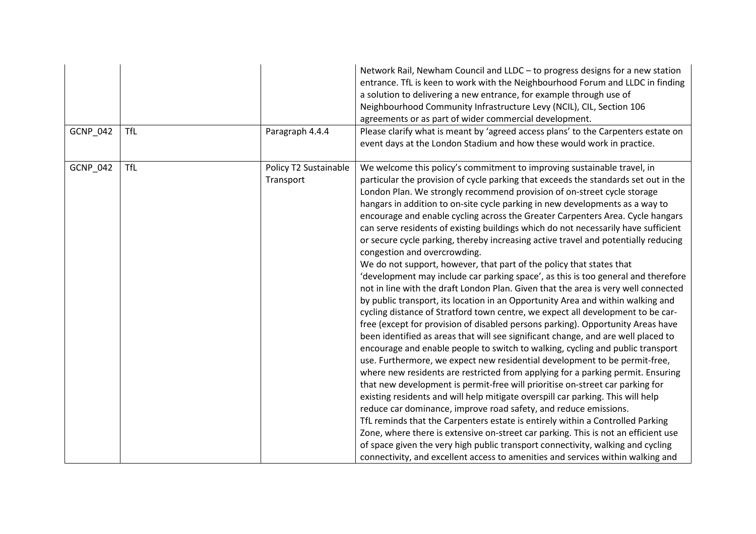| | | | |
|---|---|---|---|
| | | | Network Rail, Newham Council and LLDC – to progress designs for a new station entrance. TfL is keen to work with the Neighbourhood Forum and LLDC in finding a solution to delivering a new entrance, for example through use of Neighbourhood Community Infrastructure Levy (NCIL), CIL, Section 106 agreements or as part of wider commercial development. |
| GCNP_042 | TfL | Paragraph 4.4.4 | Please clarify what is meant by 'agreed access plans' to the Carpenters estate on event days at the London Stadium and how these would work in practice. |
| GCNP_042 | TfL | Policy T2 Sustainable Transport | We welcome this policy's commitment to improving sustainable travel, in particular the provision of cycle parking that exceeds the standards set out in the London Plan. We strongly recommend provision of on-street cycle storage hangars in addition to on-site cycle parking in new developments as a way to encourage and enable cycling across the Greater Carpenters Area. Cycle hangars can serve residents of existing buildings which do not necessarily have sufficient or secure cycle parking, thereby increasing active travel and potentially reducing congestion and overcrowding.<br>We do not support, however, that part of the policy that states that 'development may include car parking space', as this is too general and therefore not in line with the draft London Plan. Given that the area is very well connected by public transport, its location in an Opportunity Area and within walking and cycling distance of Stratford town centre, we expect all development to be car-free (except for provision of disabled persons parking). Opportunity Areas have been identified as areas that will see significant change, and are well placed to encourage and enable people to switch to walking, cycling and public transport use. Furthermore, we expect new residential development to be permit-free, where new residents are restricted from applying for a parking permit. Ensuring that new development is permit-free will prioritise on-street car parking for existing residents and will help mitigate overspill car parking. This will help reduce car dominance, improve road safety, and reduce emissions.<br>TfL reminds that the Carpenters estate is entirely within a Controlled Parking Zone, where there is extensive on-street car parking. This is not an efficient use of space given the very high public transport connectivity, walking and cycling connectivity, and excellent access to amenities and services within walking and |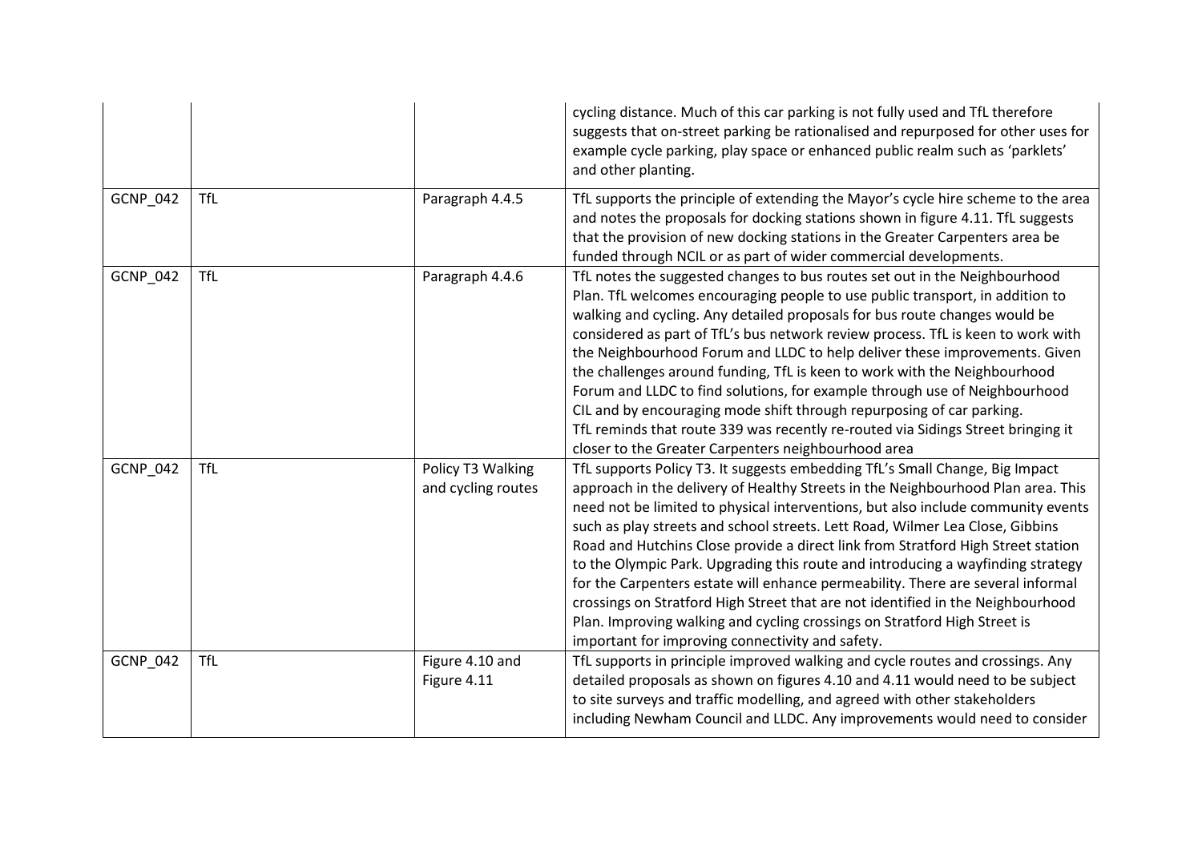| | | | |
|---|---|---|---|
| | | | cycling distance. Much of this car parking is not fully used and TfL therefore suggests that on-street parking be rationalised and repurposed for other uses for example cycle parking, play space or enhanced public realm such as 'parklets' and other planting. |
| GCNP_042 | TfL | Paragraph 4.4.5 | TfL supports the principle of extending the Mayor's cycle hire scheme to the area and notes the proposals for docking stations shown in figure 4.11. TfL suggests that the provision of new docking stations in the Greater Carpenters area be funded through NCIL or as part of wider commercial developments. |
| GCNP_042 | TfL | Paragraph 4.4.6 | TfL notes the suggested changes to bus routes set out in the Neighbourhood Plan. TfL welcomes encouraging people to use public transport, in addition to walking and cycling. Any detailed proposals for bus route changes would be considered as part of TfL's bus network review process. TfL is keen to work with the Neighbourhood Forum and LLDC to help deliver these improvements. Given the challenges around funding, TfL is keen to work with the Neighbourhood Forum and LLDC to find solutions, for example through use of Neighbourhood CIL and by encouraging mode shift through repurposing of car parking. TfL reminds that route 339 was recently re-routed via Sidings Street bringing it closer to the Greater Carpenters neighbourhood area |
| GCNP_042 | TfL | Policy T3 Walking and cycling routes | TfL supports Policy T3. It suggests embedding TfL's Small Change, Big Impact approach in the delivery of Healthy Streets in the Neighbourhood Plan area. This need not be limited to physical interventions, but also include community events such as play streets and school streets. Lett Road, Wilmer Lea Close, Gibbins Road and Hutchins Close provide a direct link from Stratford High Street station to the Olympic Park. Upgrading this route and introducing a wayfinding strategy for the Carpenters estate will enhance permeability. There are several informal crossings on Stratford High Street that are not identified in the Neighbourhood Plan. Improving walking and cycling crossings on Stratford High Street is important for improving connectivity and safety. |
| GCNP_042 | TfL | Figure 4.10 and Figure 4.11 | TfL supports in principle improved walking and cycle routes and crossings. Any detailed proposals as shown on figures 4.10 and 4.11 would need to be subject to site surveys and traffic modelling, and agreed with other stakeholders including Newham Council and LLDC. Any improvements would need to consider |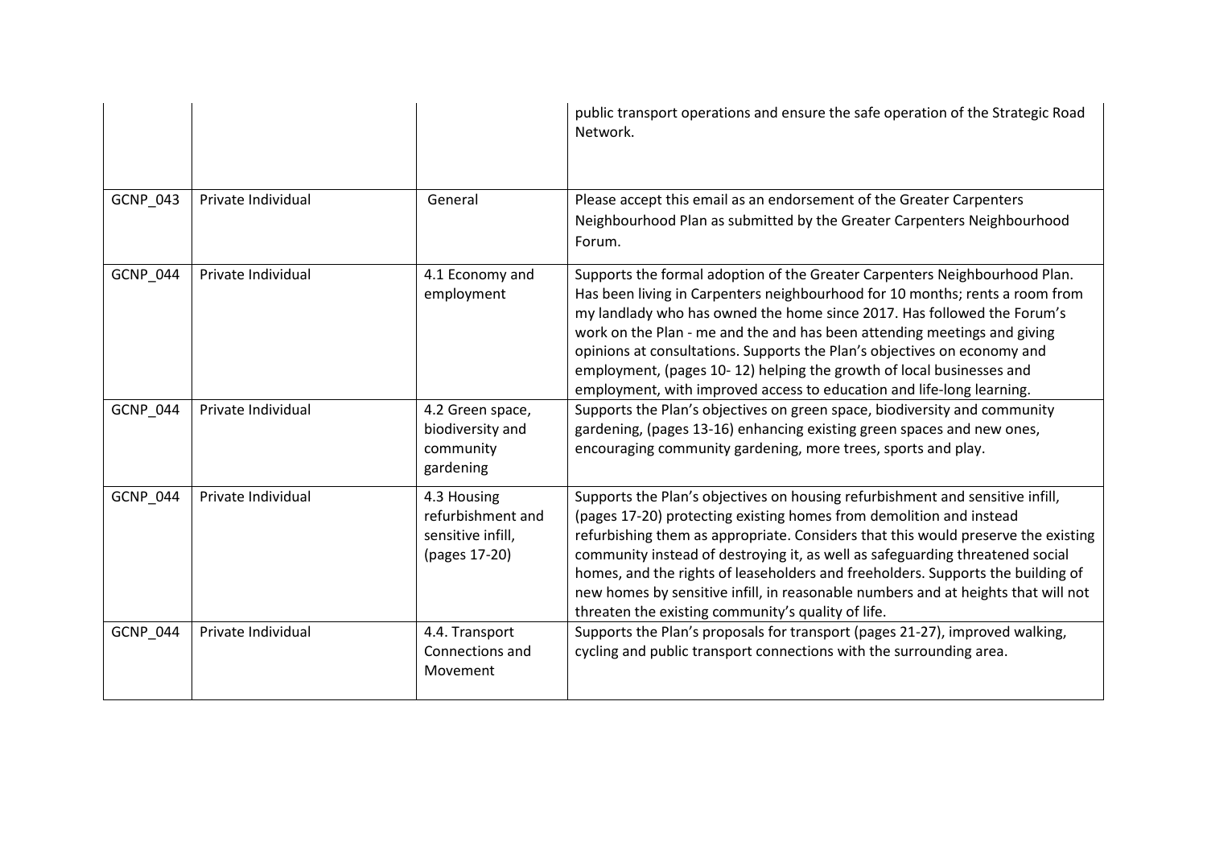| | | | public transport operations and ensure the safe operation of the Strategic Road Network. |
|---|---|---|---|
| GCNP_043 | Private Individual | General | Please accept this email as an endorsement of the Greater Carpenters Neighbourhood Plan as submitted by the Greater Carpenters Neighbourhood Forum. |
| GCNP_044 | Private Individual | 4.1 Economy and employment | Supports the formal adoption of the Greater Carpenters Neighbourhood Plan. Has been living in Carpenters neighbourhood for 10 months; rents a room from my landlady who has owned the home since 2017. Has followed the Forum's work on the Plan - me and the and has been attending meetings and giving opinions at consultations. Supports the Plan's objectives on economy and employment, (pages 10- 12) helping the growth of local businesses and employment, with improved access to education and life-long learning. |
| GCNP_044 | Private Individual | 4.2 Green space, biodiversity and community gardening | Supports the Plan's objectives on green space, biodiversity and community gardening, (pages 13-16) enhancing existing green spaces and new ones, encouraging community gardening, more trees, sports and play. |
| GCNP_044 | Private Individual | 4.3 Housing refurbishment and sensitive infill, (pages 17-20) | Supports the Plan's objectives on housing refurbishment and sensitive infill, (pages 17-20) protecting existing homes from demolition and instead refurbishing them as appropriate. Considers that this would preserve the existing community instead of destroying it, as well as safeguarding threatened social homes, and the rights of leaseholders and freeholders. Supports the building of new homes by sensitive infill, in reasonable numbers and at heights that will not threaten the existing community's quality of life. |
| GCNP_044 | Private Individual | 4.4. Transport Connections and Movement | Supports the Plan's proposals for transport (pages 21-27), improved walking, cycling and public transport connections with the surrounding area. |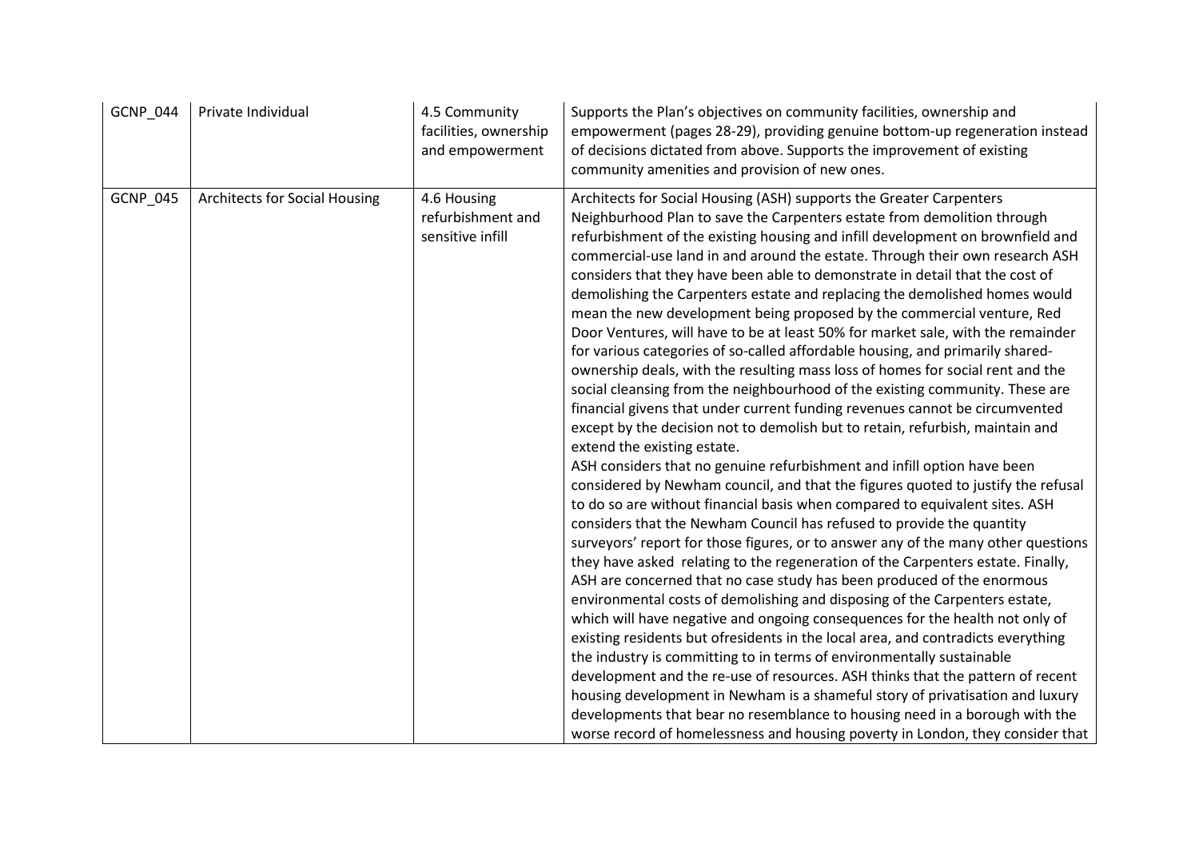| GCNP_044 | Private Individual | 4.5 Community facilities, ownership and empowerment | Supports the Plan's objectives on community facilities, ownership and empowerment (pages 28-29), providing genuine bottom-up regeneration instead of decisions dictated from above. Supports the improvement of existing community amenities and provision of new ones. |
|---|---|---|---|
| GCNP_045 | Architects for Social Housing | 4.6 Housing refurbishment and sensitive infill | Architects for Social Housing (ASH) supports the Greater Carpenters Neighbourhood Plan to save the Carpenters estate from demolition through refurbishment of the existing housing and infill development on brownfield and commercial-use land in and around the estate. Through their own research ASH considers that they have been able to demonstrate in detail that the cost of demolishing the Carpenters estate and replacing the demolished homes would mean the new development being proposed by the commercial venture, Red Door Ventures, will have to be at least 50% for market sale, with the remainder for various categories of so-called affordable housing, and primarily shared-ownership deals, with the resulting mass loss of homes for social rent and the social cleansing from the neighbourhood of the existing community. These are financial givens that under current funding revenues cannot be circumvented except by the decision not to demolish but to retain, refurbish, maintain and extend the existing estate.<br>ASH considers that no genuine refurbishment and infill option have been considered by Newham council, and that the figures quoted to justify the refusal to do so are without financial basis when compared to equivalent sites. ASH considers that the Newham Council has refused to provide the quantity surveyors' report for those figures, or to answer any of the many other questions they have asked relating to the regeneration of the Carpenters estate. Finally, ASH are concerned that no case study has been produced of the enormous environmental costs of demolishing and disposing of the Carpenters estate, which will have negative and ongoing consequences for the health not only of existing residents but ofresidents in the local area, and contradicts everything the industry is committing to in terms of environmentally sustainable development and the re-use of resources. ASH thinks that the pattern of recent housing development in Newham is a shameful story of privatisation and luxury developments that bear no resemblance to housing need in a borough with the worse record of homelessness and housing poverty in London, they consider that |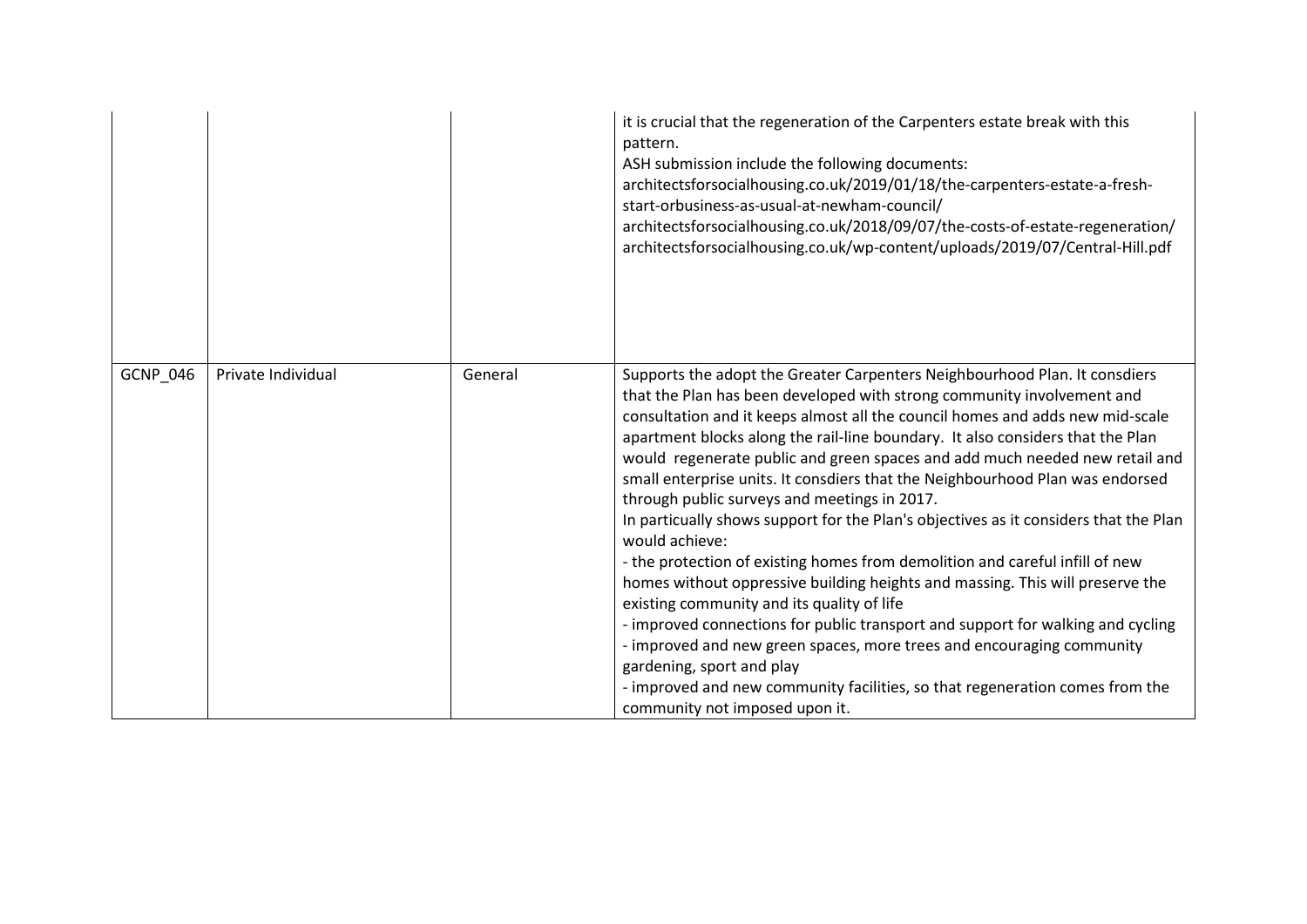| | | | |
|---|---|---|---|
| | | | it is crucial that the regeneration of the Carpenters estate break with this pattern.<br>ASH submission include the following documents:<br>architectsforsocialhousing.co.uk/2019/01/18/the-carpenters-estate-a-fresh-start-orbusiness-as-usual-at-newham-council/<br>architectsforsocialhousing.co.uk/2018/09/07/the-costs-of-estate-regeneration/<br>architectsforsocialhousing.co.uk/wp-content/uploads/2019/07/Central-Hill.pdf |
| GCNP_046 | Private Individual | General | Supports the adopt the Greater Carpenters Neighbourhood Plan. It consdiers that the Plan has been developed with strong community involvement and consultation and it keeps almost all the council homes and adds new mid-scale apartment blocks along the rail-line boundary. It also considers that the Plan would regenerate public and green spaces and add much needed new retail and small enterprise units. It consdiers that the Neighbourhood Plan was endorsed through public surveys and meetings in 2017.<br>In particually shows support for the Plan's objectives as it considers that the Plan would achieve:<br>- the protection of existing homes from demolition and careful infill of new homes without oppressive building heights and massing. This will preserve the existing community and its quality of life<br>- improved connections for public transport and support for walking and cycling<br>- improved and new green spaces, more trees and encouraging community gardening, sport and play<br>- improved and new community facilities, so that regeneration comes from the community not imposed upon it. |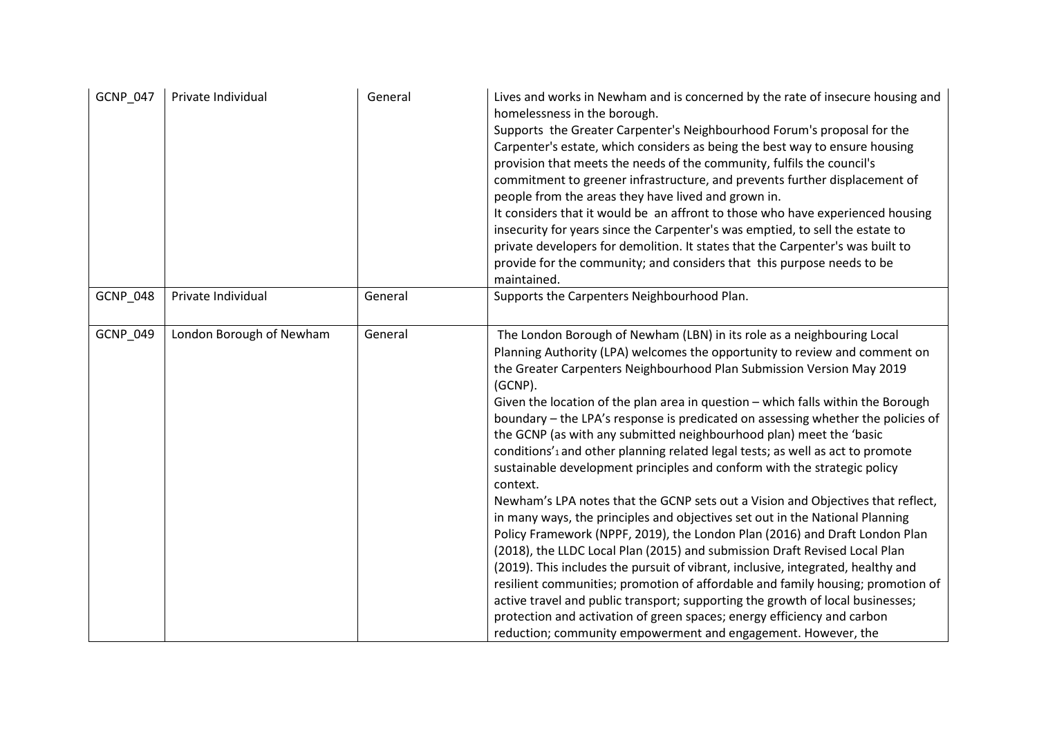| GCNP_047 | Private Individual | General | Lives and works in Newham and is concerned by the rate of insecure housing and homelessness in the borough.<br>Supports the Greater Carpenter's Neighbourhood Forum's proposal for the Carpenter's estate, which considers as being the best way to ensure housing provision that meets the needs of the community, fulfils the council's commitment to greener infrastructure, and prevents further displacement of people from the areas they have lived and grown in.<br>It considers that it would be an affront to those who have experienced housing insecurity for years since the Carpenter's was emptied, to sell the estate to private developers for demolition. It states that the Carpenter's was built to provide for the community; and considers that this purpose needs to be maintained. |
|---|---|---|---|
| GCNP_048 | Private Individual | General | Supports the Carpenters Neighbourhood Plan. |
| GCNP_049 | London Borough of Newham | General | The London Borough of Newham (LBN) in its role as a neighbouring Local Planning Authority (LPA) welcomes the opportunity to review and comment on the Greater Carpenters Neighbourhood Plan Submission Version May 2019 (GCNP).<br>Given the location of the plan area in question – which falls within the Borough boundary – the LPA's response is predicated on assessing whether the policies of the GCNP (as with any submitted neighbourhood plan) meet the 'basic conditions'[1] and other planning related legal tests; as well as act to promote sustainable development principles and conform with the strategic policy context.<br>Newham's LPA notes that the GCNP sets out a Vision and Objectives that reflect, in many ways, the principles and objectives set out in the National Planning Policy Framework (NPPF, 2019), the London Plan (2016) and Draft London Plan (2018), the LLDC Local Plan (2015) and submission Draft Revised Local Plan (2019). This includes the pursuit of vibrant, inclusive, integrated, healthy and resilient communities; promotion of affordable and family housing; promotion of active travel and public transport; supporting the growth of local businesses; protection and activation of green spaces; energy efficiency and carbon reduction; community empowerment and engagement. However, the |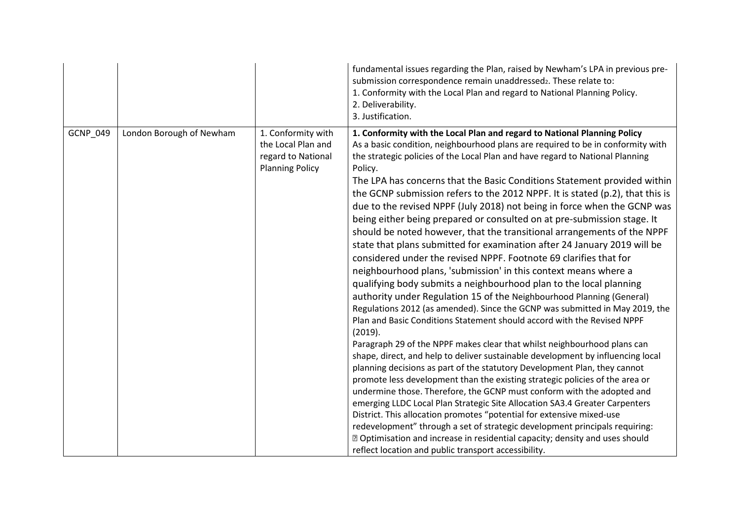| | | | |
|---|---|---|---|
| | | | fundamental issues regarding the Plan, raised by Newham's LPA in previous pre-submission correspondence remain unaddressed[2]. These relate to:<br>1. Conformity with the Local Plan and regard to National Planning Policy.<br>2. Deliverability.<br>3. Justification. |
| GCNP_049 | London Borough of Newham | 1. Conformity with the Local Plan and regard to National Planning Policy | **1. Conformity with the Local Plan and regard to National Planning Policy**<br>As a basic condition, neighbourhood plans are required to be in conformity with the strategic policies of the Local Plan and have regard to National Planning Policy.<br>The LPA has concerns that the Basic Conditions Statement provided within the GCNP submission refers to the 2012 NPPF. It is stated (p.2), that this is due to the revised NPPF (July 2018) not being in force when the GCNP was being either being prepared or consulted on at pre-submission stage. It should be noted however, that the transitional arrangements of the NPPF state that plans submitted for examination after 24 January 2019 will be considered under the revised NPPF. Footnote 69 clarifies that for neighbourhood plans, 'submission' in this context means where a qualifying body submits a neighbourhood plan to the local planning authority under Regulation 15 of the Neighbourhood Planning (General) Regulations 2012 (as amended). Since the GCNP was submitted in May 2019, the Plan and Basic Conditions Statement should accord with the Revised NPPF (2019).<br>Paragraph 29 of the NPPF makes clear that whilst neighbourhood plans can shape, direct, and help to deliver sustainable development by influencing local planning decisions as part of the statutory Development Plan, they cannot promote less development than the existing strategic policies of the area or undermine those. Therefore, the GCNP must conform with the adopted and emerging LLDC Local Plan Strategic Site Allocation SA3.4 Greater Carpenters District. This allocation promotes "potential for extensive mixed-use redevelopment" through a set of strategic development principals requiring:<br>- Optimisation and increase in residential capacity; density and uses should reflect location and public transport accessibility. |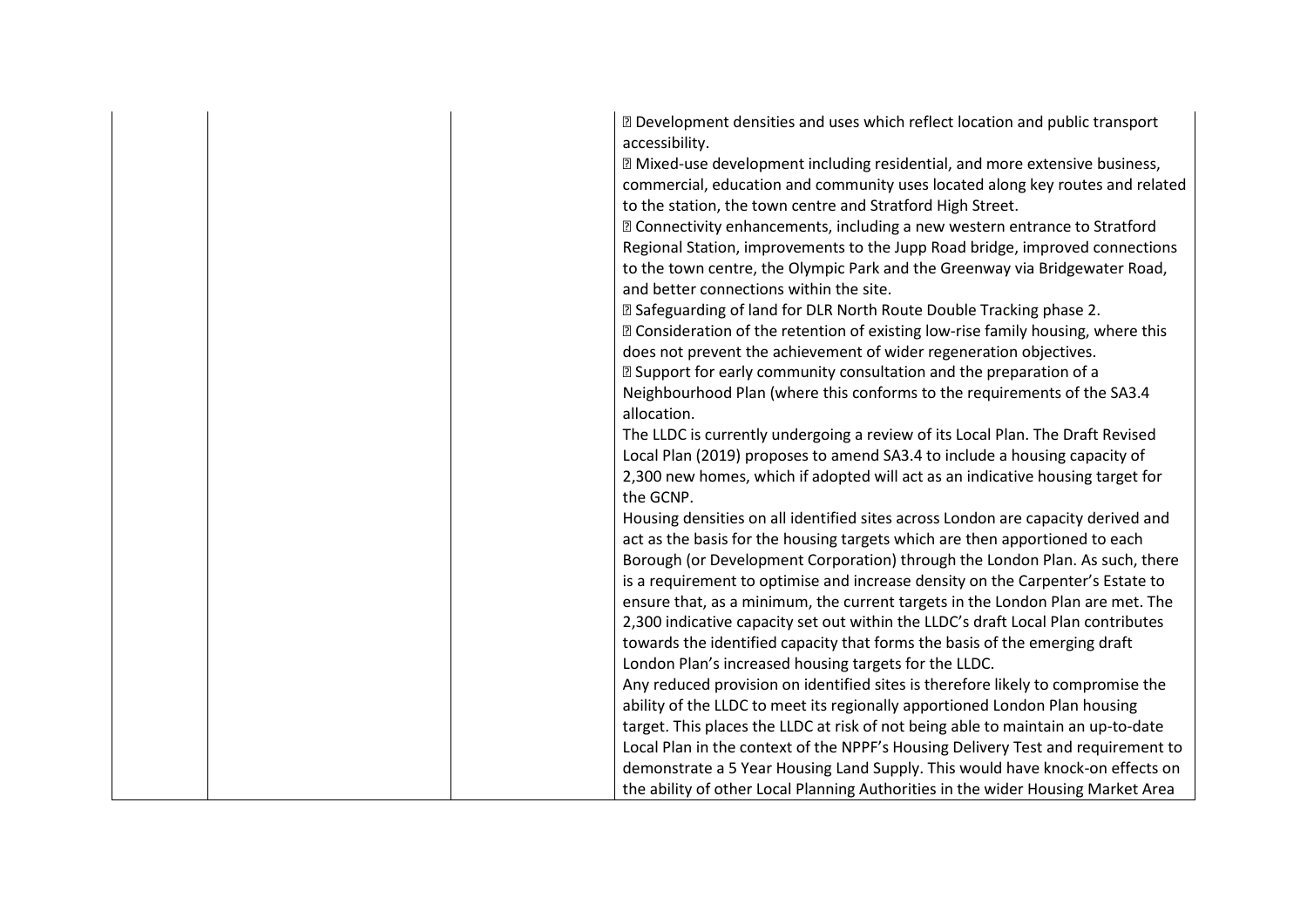| | | | • Development densities and uses which reflect location and public transport accessibility.<br>• Mixed-use development including residential, and more extensive business, commercial, education and community uses located along key routes and related to the station, the town centre and Stratford High Street.<br>• Connectivity enhancements, including a new western entrance to Stratford Regional Station, improvements to the Jupp Road bridge, improved connections to the town centre, the Olympic Park and the Greenway via Bridgewater Road, and better connections within the site.<br>• Safeguarding of land for DLR North Route Double Tracking phase 2.<br>• Consideration of the retention of existing low-rise family housing, where this does not prevent the achievement of wider regeneration objectives.<br>• Support for early community consultation and the preparation of a Neighbourhood Plan (where this conforms to the requirements of the SA3.4 allocation.<br>The LLDC is currently undergoing a review of its Local Plan. The Draft Revised Local Plan (2019) proposes to amend SA3.4 to include a housing capacity of 2,300 new homes, which if adopted will act as an indicative housing target for the GCNP.<br>Housing densities on all identified sites across London are capacity derived and act as the basis for the housing targets which are then apportioned to each Borough (or Development Corporation) through the London Plan. As such, there is a requirement to optimise and increase density on the Carpenter's Estate to ensure that, as a minimum, the current targets in the London Plan are met. The 2,300 indicative capacity set out within the LLDC's draft Local Plan contributes towards the identified capacity that forms the basis of the emerging draft London Plan's increased housing targets for the LLDC.<br>Any reduced provision on identified sites is therefore likely to compromise the ability of the LLDC to meet its regionally apportioned London Plan housing target. This places the LLDC at risk of not being able to maintain an up-to-date Local Plan in the context of the NPPF's Housing Delivery Test and requirement to demonstrate a 5 Year Housing Land Supply. This would have knock-on effects on the ability of other Local Planning Authorities in the wider Housing Market Area |
|---|---|---|---|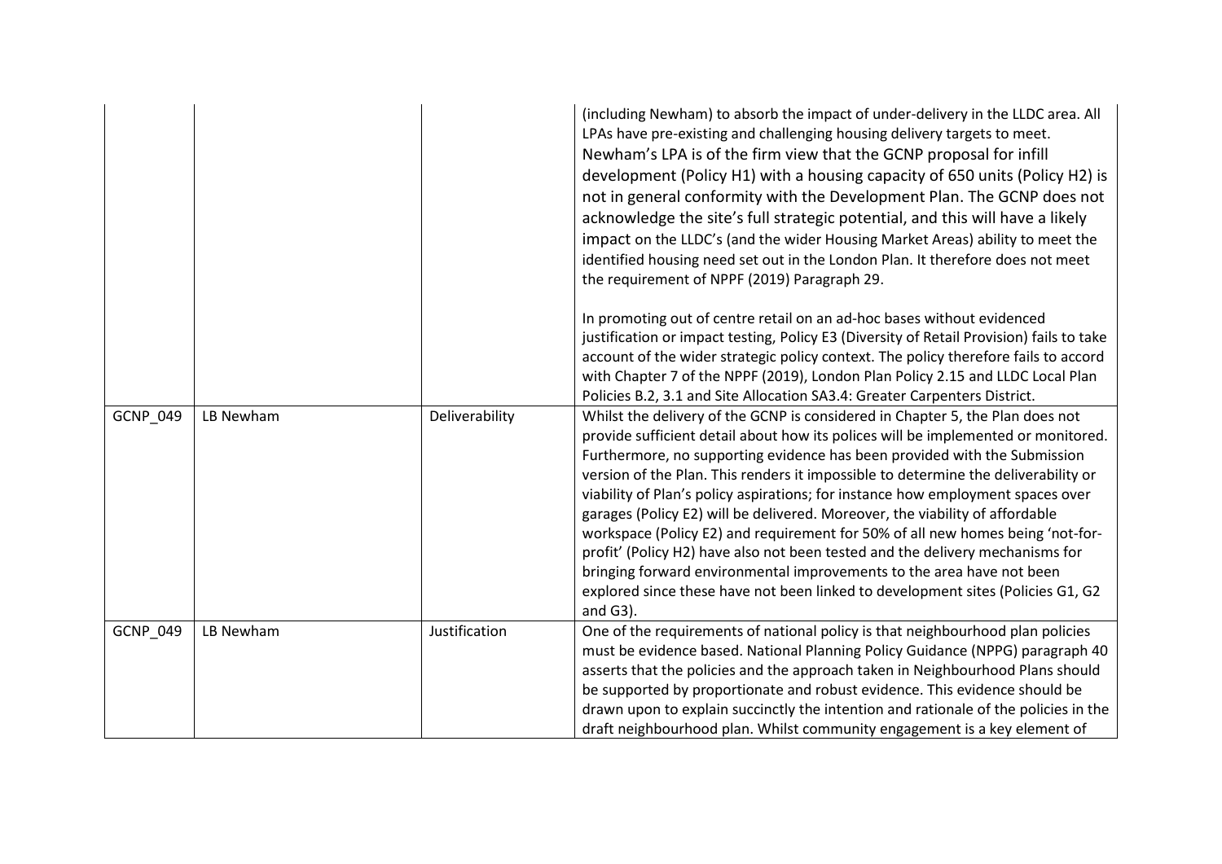| | | | |
|---|---|---|---|
| | | | (including Newham) to absorb the impact of under-delivery in the LLDC area. All LPAs have pre-existing and challenging housing delivery targets to meet. Newham's LPA is of the firm view that the GCNP proposal for infill development (Policy H1) with a housing capacity of 650 units (Policy H2) is not in general conformity with the Development Plan. The GCNP does not acknowledge the site's full strategic potential, and this will have a likely impact on the LLDC's (and the wider Housing Market Areas) ability to meet the identified housing need set out in the London Plan. It therefore does not meet the requirement of NPPF (2019) Paragraph 29.<br><br>In promoting out of centre retail on an ad-hoc bases without evidenced justification or impact testing, Policy E3 (Diversity of Retail Provision) fails to take account of the wider strategic policy context. The policy therefore fails to accord with Chapter 7 of the NPPF (2019), London Plan Policy 2.15 and LLDC Local Plan Policies B.2, 3.1 and Site Allocation SA3.4: Greater Carpenters District. |
| GCNP_049 | LB Newham | Deliverability | Whilst the delivery of the GCNP is considered in Chapter 5, the Plan does not provide sufficient detail about how its polices will be implemented or monitored. Furthermore, no supporting evidence has been provided with the Submission version of the Plan. This renders it impossible to determine the deliverability or viability of Plan's policy aspirations; for instance how employment spaces over garages (Policy E2) will be delivered. Moreover, the viability of affordable workspace (Policy E2) and requirement for 50% of all new homes being 'not-for-profit' (Policy H2) have also not been tested and the delivery mechanisms for bringing forward environmental improvements to the area have not been explored since these have not been linked to development sites (Policies G1, G2 and G3). |
| GCNP_049 | LB Newham | Justification | One of the requirements of national policy is that neighbourhood plan policies must be evidence based. National Planning Policy Guidance (NPPG) paragraph 40 asserts that the policies and the approach taken in Neighbourhood Plans should be supported by proportionate and robust evidence. This evidence should be drawn upon to explain succinctly the intention and rationale of the policies in the draft neighbourhood plan. Whilst community engagement is a key element of |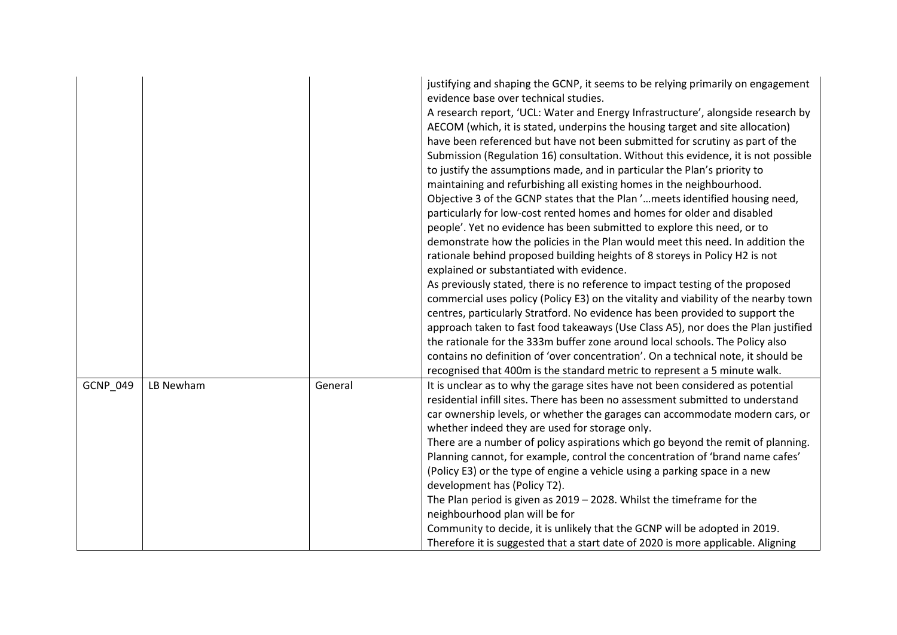| | | | |
|---|---|---|---|
| | | | justifying and shaping the GCNP, it seems to be relying primarily on engagement evidence base over technical studies.<br>A research report, 'UCL: Water and Energy Infrastructure', alongside research by AECOM (which, it is stated, underpins the housing target and site allocation) have been referenced but have not been submitted for scrutiny as part of the Submission (Regulation 16) consultation. Without this evidence, it is not possible to justify the assumptions made, and in particular the Plan's priority to maintaining and refurbishing all existing homes in the neighbourhood.<br>Objective 3 of the GCNP states that the Plan '…meets identified housing need, particularly for low-cost rented homes and homes for older and disabled people'. Yet no evidence has been submitted to explore this need, or to demonstrate how the policies in the Plan would meet this need. In addition the rationale behind proposed building heights of 8 storeys in Policy H2 is not explained or substantiated with evidence.<br>As previously stated, there is no reference to impact testing of the proposed commercial uses policy (Policy E3) on the vitality and viability of the nearby town centres, particularly Stratford. No evidence has been provided to support the approach taken to fast food takeaways (Use Class A5), nor does the Plan justified the rationale for the 333m buffer zone around local schools. The Policy also contains no definition of 'over concentration'. On a technical note, it should be recognised that 400m is the standard metric to represent a 5 minute walk. |
| GCNP_049 | LB Newham | General | It is unclear as to why the garage sites have not been considered as potential residential infill sites. There has been no assessment submitted to understand car ownership levels, or whether the garages can accommodate modern cars, or whether indeed they are used for storage only.<br>There are a number of policy aspirations which go beyond the remit of planning. Planning cannot, for example, control the concentration of 'brand name cafes' (Policy E3) or the type of engine a vehicle using a parking space in a new development has (Policy T2).<br>The Plan period is given as 2019 – 2028. Whilst the timeframe for the neighbourhood plan will be for<br>Community to decide, it is unlikely that the GCNP will be adopted in 2019. Therefore it is suggested that a start date of 2020 is more applicable. Aligning |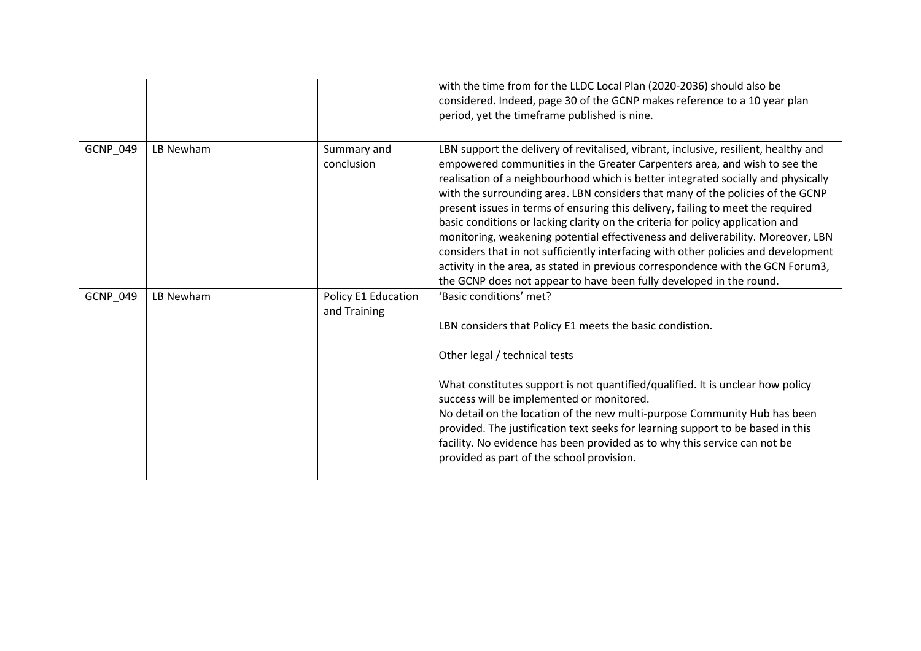|  |  |  | with the time from for the LLDC Local Plan (2020-2036) should also be considered. Indeed, page 30 of the GCNP makes reference to a 10 year plan period, yet the timeframe published is nine. |
|---|---|---|---|
| GCNP_049 | LB Newham | Summary and conclusion | LBN support the delivery of revitalised, vibrant, inclusive, resilient, healthy and empowered communities in the Greater Carpenters area, and wish to see the realisation of a neighbourhood which is better integrated socially and physically with the surrounding area. LBN considers that many of the policies of the GCNP present issues in terms of ensuring this delivery, failing to meet the required basic conditions or lacking clarity on the criteria for policy application and monitoring, weakening potential effectiveness and deliverability. Moreover, LBN considers that in not sufficiently interfacing with other policies and development activity in the area, as stated in previous correspondence with the GCN Forum3, the GCNP does not appear to have been fully developed in the round. |
| GCNP_049 | LB Newham | Policy E1 Education and Training | 'Basic conditions' met?<br><br>LBN considers that Policy E1 meets the basic condistion.<br><br>Other legal / technical tests<br><br>What constitutes support is not quantified/qualified. It is unclear how policy success will be implemented or monitored.<br>No detail on the location of the new multi-purpose Community Hub has been provided. The justification text seeks for learning support to be based in this facility. No evidence has been provided as to why this service can not be provided as part of the school provision. |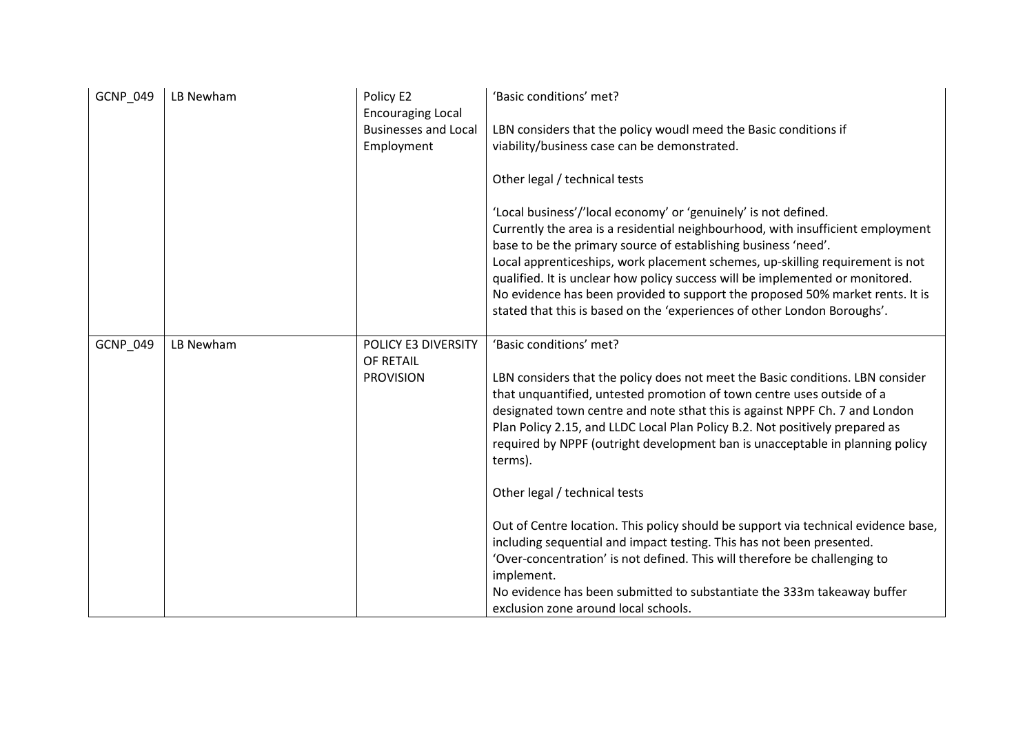| GCNP_049 | LB Newham | Policy E2 Encouraging Local Businesses and Local Employment | 'Basic conditions' met?<br><br>LBN considers that the policy woudl meed the Basic conditions if viability/business case can be demonstrated.<br><br>Other legal / technical tests<br><br>'Local business'/'local economy' or 'genuinely' is not defined.<br>Currently the area is a residential neighbourhood, with insufficient employment base to be the primary source of establishing business 'need'.<br>Local apprenticeships, work placement schemes, up-skilling requirement is not qualified. It is unclear how policy success will be implemented or monitored.<br>No evidence has been provided to support the proposed 50% market rents. It is stated that this is based on the 'experiences of other London Boroughs'. |
|---|---|---|---|
| GCNP_049 | LB Newham | POLICY E3 DIVERSITY OF RETAIL PROVISION | 'Basic conditions' met?<br><br>LBN considers that the policy does not meet the Basic conditions. LBN consider that unquantified, untested promotion of town centre uses outside of a designated town centre and note sthat this is against NPPF Ch. 7 and London Plan Policy 2.15, and LLDC Local Plan Policy B.2. Not positively prepared as required by NPPF (outright development ban is unacceptable in planning policy terms).<br><br>Other legal / technical tests<br><br>Out of Centre location. This policy should be support via technical evidence base, including sequential and impact testing. This has not been presented.<br>'Over-concentration' is not defined. This will therefore be challenging to implement.<br>No evidence has been submitted to substantiate the 333m takeaway buffer exclusion zone around local schools. |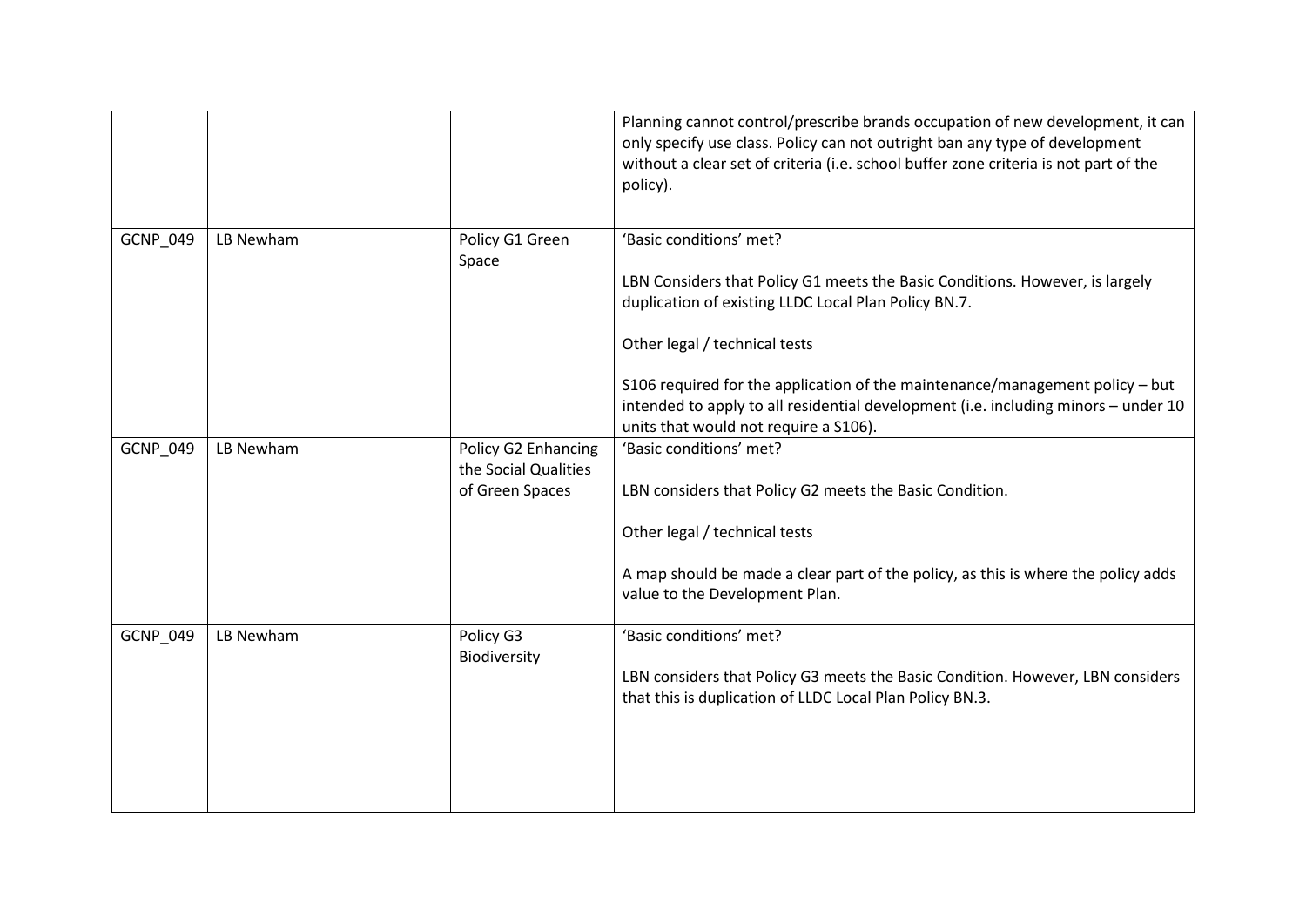| | | | |
|---|---|---|---|
| | | | Planning cannot control/prescribe brands occupation of new development, it can only specify use class. Policy can not outright ban any type of development without a clear set of criteria (i.e. school buffer zone criteria is not part of the policy). |
| GCNP_049 | LB Newham | Policy G1 Green Space | 'Basic conditions' met?<br><br>LBN Considers that Policy G1 meets the Basic Conditions. However, is largely duplication of existing LLDC Local Plan Policy BN.7.<br><br>Other legal / technical tests<br><br>S106 required for the application of the maintenance/management policy – but intended to apply to all residential development (i.e. including minors – under 10 units that would not require a S106). |
| GCNP_049 | LB Newham | Policy G2 Enhancing the Social Qualities of Green Spaces | 'Basic conditions' met?<br><br>LBN considers that Policy G2 meets the Basic Condition.<br><br>Other legal / technical tests<br><br>A map should be made a clear part of the policy, as this is where the policy adds value to the Development Plan. |
| GCNP_049 | LB Newham | Policy G3 Biodiversity | 'Basic conditions' met?<br><br>LBN considers that Policy G3 meets the Basic Condition. However, LBN considers that this is duplication of LLDC Local Plan Policy BN.3. |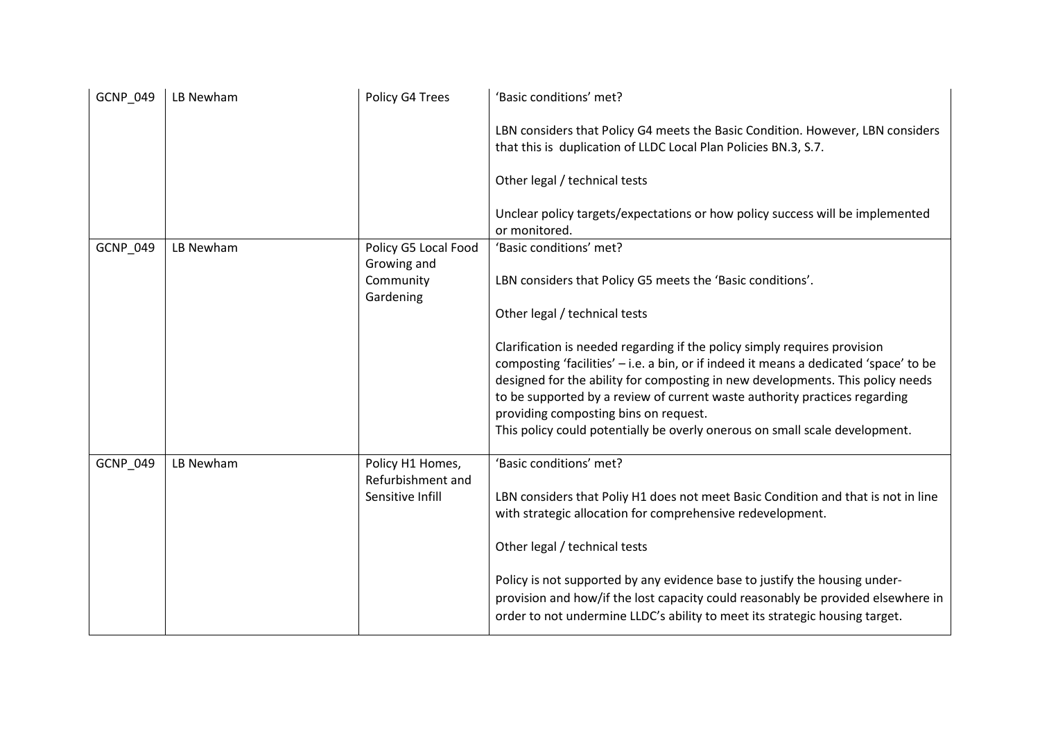| GCNP_049 | LB Newham | Policy G4 Trees | 'Basic conditions' met?<br><br>LBN considers that Policy G4 meets the Basic Condition. However, LBN considers that this is  duplication of LLDC Local Plan Policies BN.3, S.7.<br><br>Other legal / technical tests<br><br>Unclear policy targets/expectations or how policy success will be implemented or monitored. |
|---|---|---|---|
| GCNP_049 | LB Newham | Policy G5 Local Food Growing and Community Gardening | 'Basic conditions' met?<br><br>LBN considers that Policy G5 meets the 'Basic conditions'.<br><br>Other legal / technical tests<br><br>Clarification is needed regarding if the policy simply requires provision composting 'facilities' – i.e. a bin, or if indeed it means a dedicated 'space' to be designed for the ability for composting in new developments. This policy needs to be supported by a review of current waste authority practices regarding providing composting bins on request.<br>This policy could potentially be overly onerous on small scale development. |
| GCNP_049 | LB Newham | Policy H1 Homes, Refurbishment and Sensitive Infill | 'Basic conditions' met?<br><br>LBN considers that Poliy H1 does not meet Basic Condition and that is not in line with strategic allocation for comprehensive redevelopment.<br><br>Other legal / technical tests<br><br>Policy is not supported by any evidence base to justify the housing under-provision and how/if the lost capacity could reasonably be provided elsewhere in order to not undermine LLDC's ability to meet its strategic housing target. |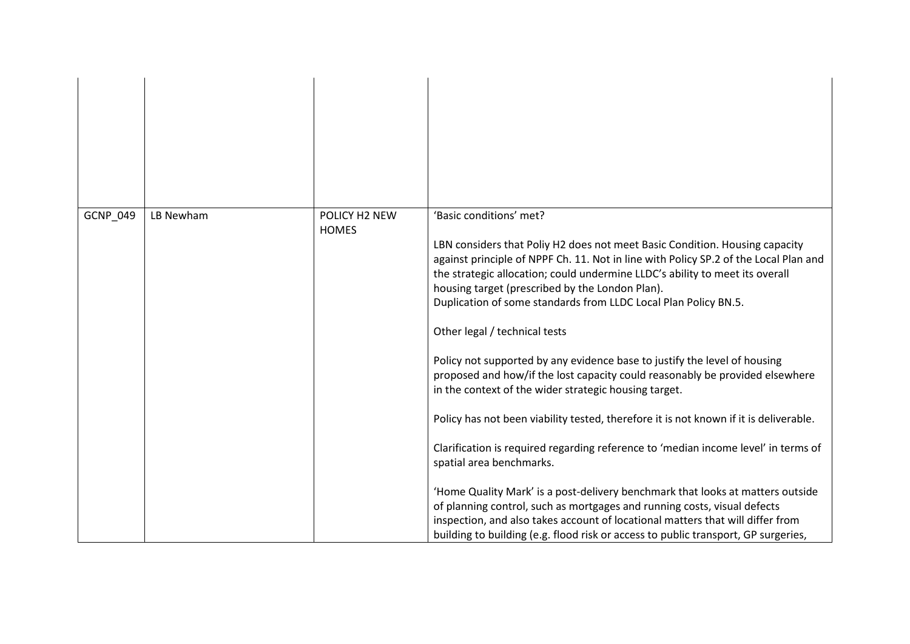| | | | |
|---|---|---|---|
| | | | |
| GCNP_049 | LB Newham | POLICY H2 NEW HOMES | 'Basic conditions' met?<br><br>LBN considers that Poliy H2 does not meet Basic Condition. Housing capacity against principle of NPPF Ch. 11. Not in line with Policy SP.2 of the Local Plan and the strategic allocation; could undermine LLDC's ability to meet its overall housing target (prescribed by the London Plan).<br>Duplication of some standards from LLDC Local Plan Policy BN.5.<br><br>Other legal / technical tests<br><br>Policy not supported by any evidence base to justify the level of housing proposed and how/if the lost capacity could reasonably be provided elsewhere in the context of the wider strategic housing target.<br><br>Policy has not been viability tested, therefore it is not known if it is deliverable.<br><br>Clarification is required regarding reference to 'median income level' in terms of spatial area benchmarks.<br><br>'Home Quality Mark' is a post-delivery benchmark that looks at matters outside of planning control, such as mortgages and running costs, visual defects inspection, and also takes account of locational matters that will differ from building to building (e.g. flood risk or access to public transport, GP surgeries, |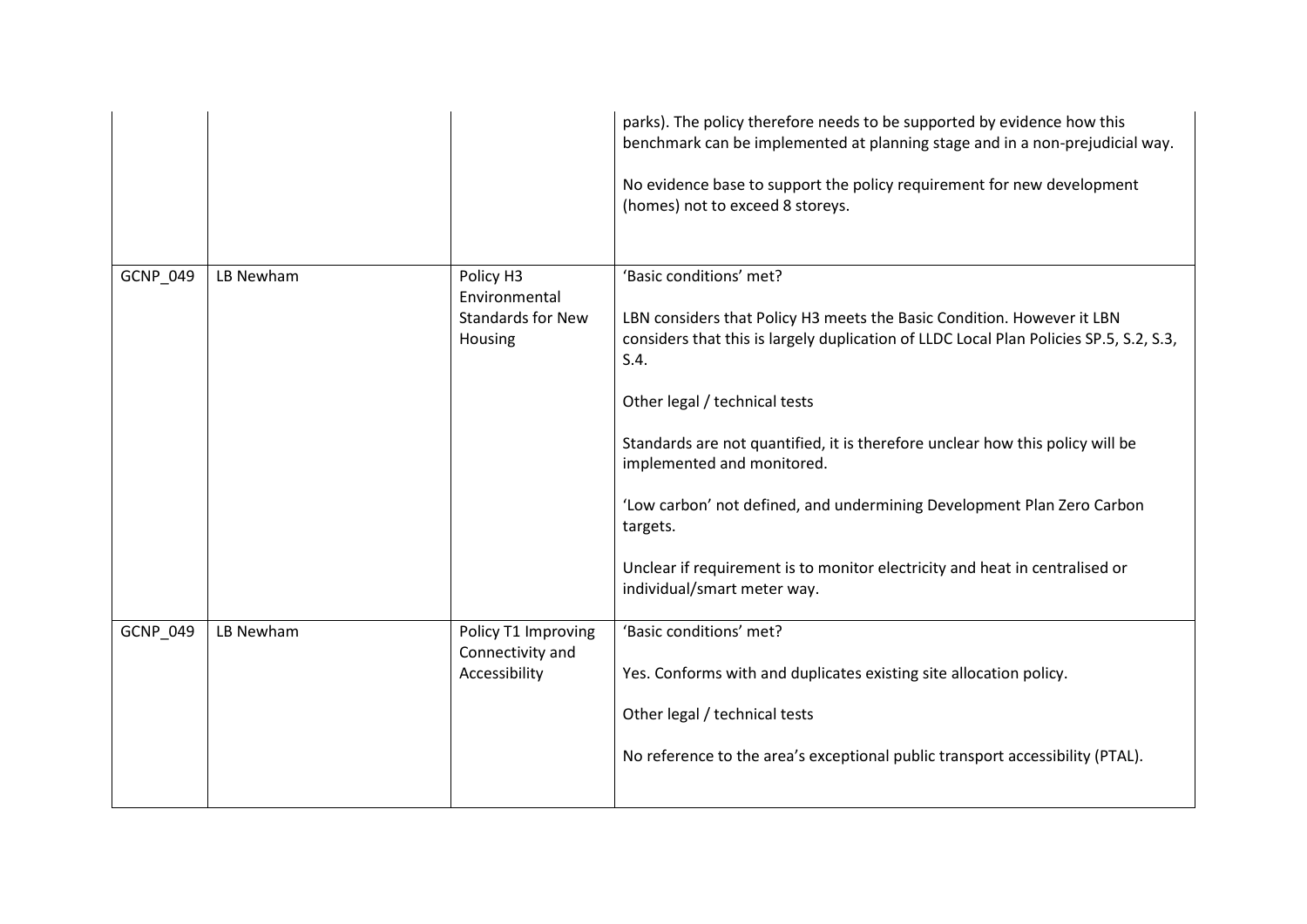| | | | |
|---|---|---|---|
| | | | parks). The policy therefore needs to be supported by evidence how this benchmark can be implemented at planning stage and in a non-prejudicial way.<br><br>No evidence base to support the policy requirement for new development (homes) not to exceed 8 storeys. |
| GCNP_049 | LB Newham | Policy H3 Environmental Standards for New Housing | 'Basic conditions' met?<br><br>LBN considers that Policy H3 meets the Basic Condition. However it LBN considers that this is largely duplication of LLDC Local Plan Policies SP.5, S.2, S.3, S.4.<br><br>Other legal / technical tests<br><br>Standards are not quantified, it is therefore unclear how this policy will be implemented and monitored.<br><br>'Low carbon' not defined, and undermining Development Plan Zero Carbon targets.<br><br>Unclear if requirement is to monitor electricity and heat in centralised or individual/smart meter way. |
| GCNP_049 | LB Newham | Policy T1 Improving Connectivity and Accessibility | 'Basic conditions' met?<br><br>Yes. Conforms with and duplicates existing site allocation policy.<br><br>Other legal / technical tests<br><br>No reference to the area's exceptional public transport accessibility (PTAL). |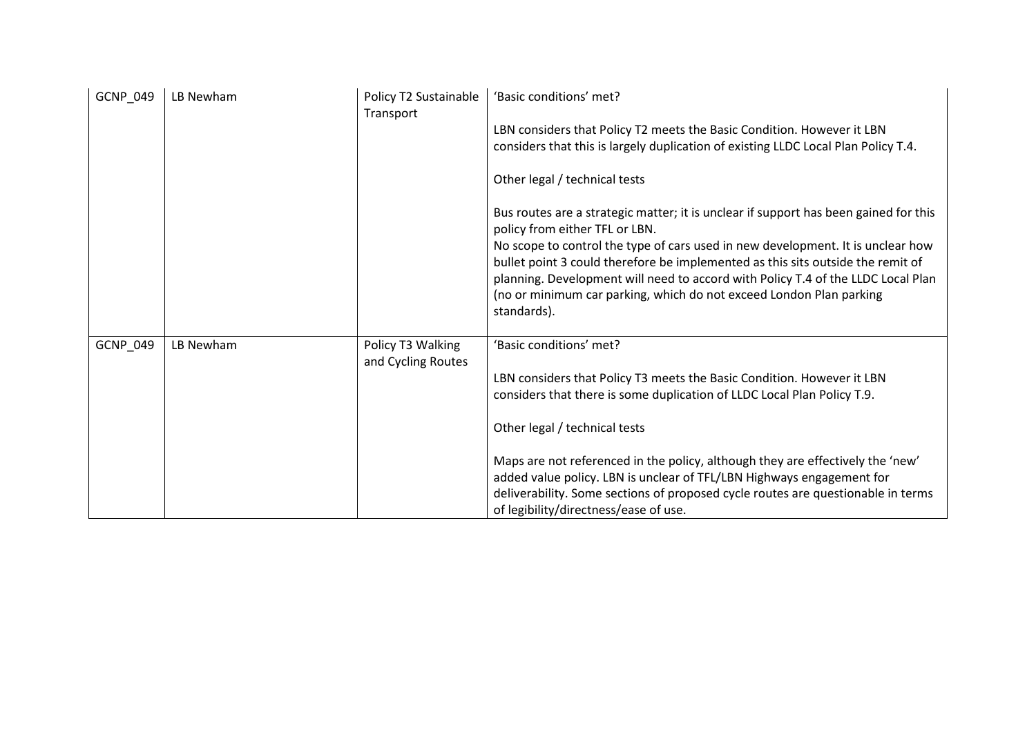| GCNP_049 | LB Newham | Policy T2 Sustainable Transport | 'Basic conditions' met?<br><br>LBN considers that Policy T2 meets the Basic Condition. However it LBN considers that this is largely duplication of existing LLDC Local Plan Policy T.4.<br><br>Other legal / technical tests<br><br>Bus routes are a strategic matter; it is unclear if support has been gained for this policy from either TFL or LBN.<br>No scope to control the type of cars used in new development. It is unclear how bullet point 3 could therefore be implemented as this sits outside the remit of planning. Development will need to accord with Policy T.4 of the LLDC Local Plan (no or minimum car parking, which do not exceed London Plan parking standards). |
|---|---|---|---|
| GCNP_049 | LB Newham | Policy T3 Walking and Cycling Routes | 'Basic conditions' met?<br><br>LBN considers that Policy T3 meets the Basic Condition. However it LBN considers that there is some duplication of LLDC Local Plan Policy T.9.<br><br>Other legal / technical tests<br><br>Maps are not referenced in the policy, although they are effectively the 'new' added value policy. LBN is unclear of TFL/LBN Highways engagement for deliverability. Some sections of proposed cycle routes are questionable in terms of legibility/directness/ease of use. |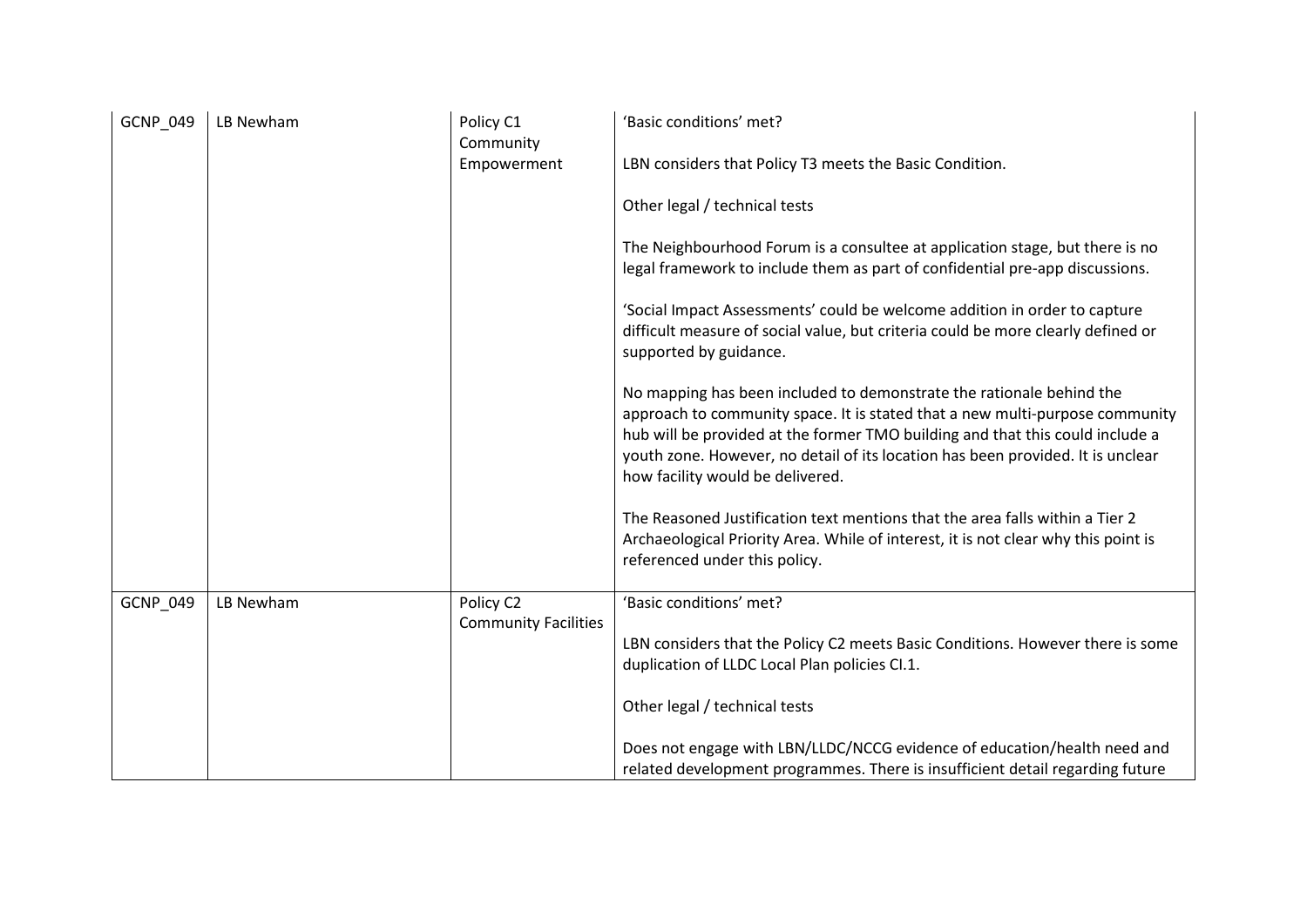| | | | |
|---|---|---|---|
| GCNP_049 | LB Newham | Policy C1 Community Empowerment | 'Basic conditions' met?<br><br>LBN considers that Policy T3 meets the Basic Condition.<br><br>Other legal / technical tests<br><br>The Neighbourhood Forum is a consultee at application stage, but there is no legal framework to include them as part of confidential pre-app discussions.<br><br>'Social Impact Assessments' could be welcome addition in order to capture difficult measure of social value, but criteria could be more clearly defined or supported by guidance.<br><br>No mapping has been included to demonstrate the rationale behind the approach to community space. It is stated that a new multi-purpose community hub will be provided at the former TMO building and that this could include a youth zone. However, no detail of its location has been provided. It is unclear how facility would be delivered.<br><br>The Reasoned Justification text mentions that the area falls within a Tier 2 Archaeological Priority Area. While of interest, it is not clear why this point is referenced under this policy. |
| GCNP_049 | LB Newham | Policy C2 Community Facilities | 'Basic conditions' met?<br><br>LBN considers that the Policy C2 meets Basic Conditions. However there is some duplication of LLDC Local Plan policies CI.1.<br><br>Other legal / technical tests<br><br>Does not engage with LBN/LLDC/NCCG evidence of education/health need and related development programmes. There is insufficient detail regarding future |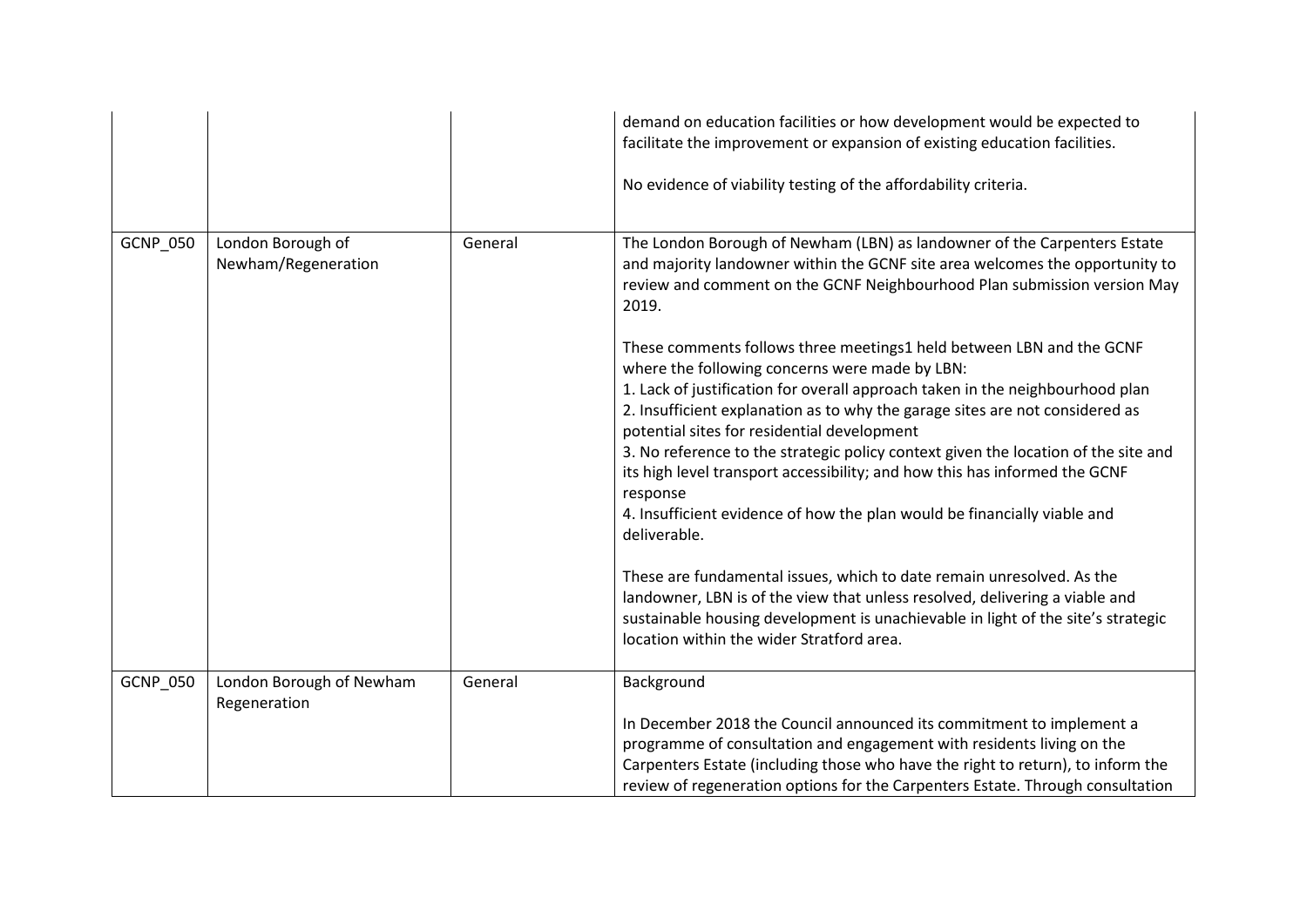| | | | |
|---|---|---|---|
| | | | demand on education facilities or how development would be expected to facilitate the improvement or expansion of existing education facilities.<br><br>No evidence of viability testing of the affordability criteria. |
| GCNP_050 | London Borough of Newham/Regeneration | General | The London Borough of Newham (LBN) as landowner of the Carpenters Estate and majority landowner within the GCNF site area welcomes the opportunity to review and comment on the GCNF Neighbourhood Plan submission version May 2019.<br><br>These comments follows three meetings[1] held between LBN and the GCNF where the following concerns were made by LBN:<br>1. Lack of justification for overall approach taken in the neighbourhood plan<br>2. Insufficient explanation as to why the garage sites are not considered as potential sites for residential development<br>3. No reference to the strategic policy context given the location of the site and its high level transport accessibility; and how this has informed the GCNF response<br>4. Insufficient evidence of how the plan would be financially viable and deliverable.<br><br>These are fundamental issues, which to date remain unresolved. As the landowner, LBN is of the view that unless resolved, delivering a viable and sustainable housing development is unachievable in light of the site's strategic location within the wider Stratford area. |
| GCNP_050 | London Borough of Newham Regeneration | General | Background<br><br>In December 2018 the Council announced its commitment to implement a programme of consultation and engagement with residents living on the Carpenters Estate (including those who have the right to return), to inform the review of regeneration options for the Carpenters Estate. Through consultation |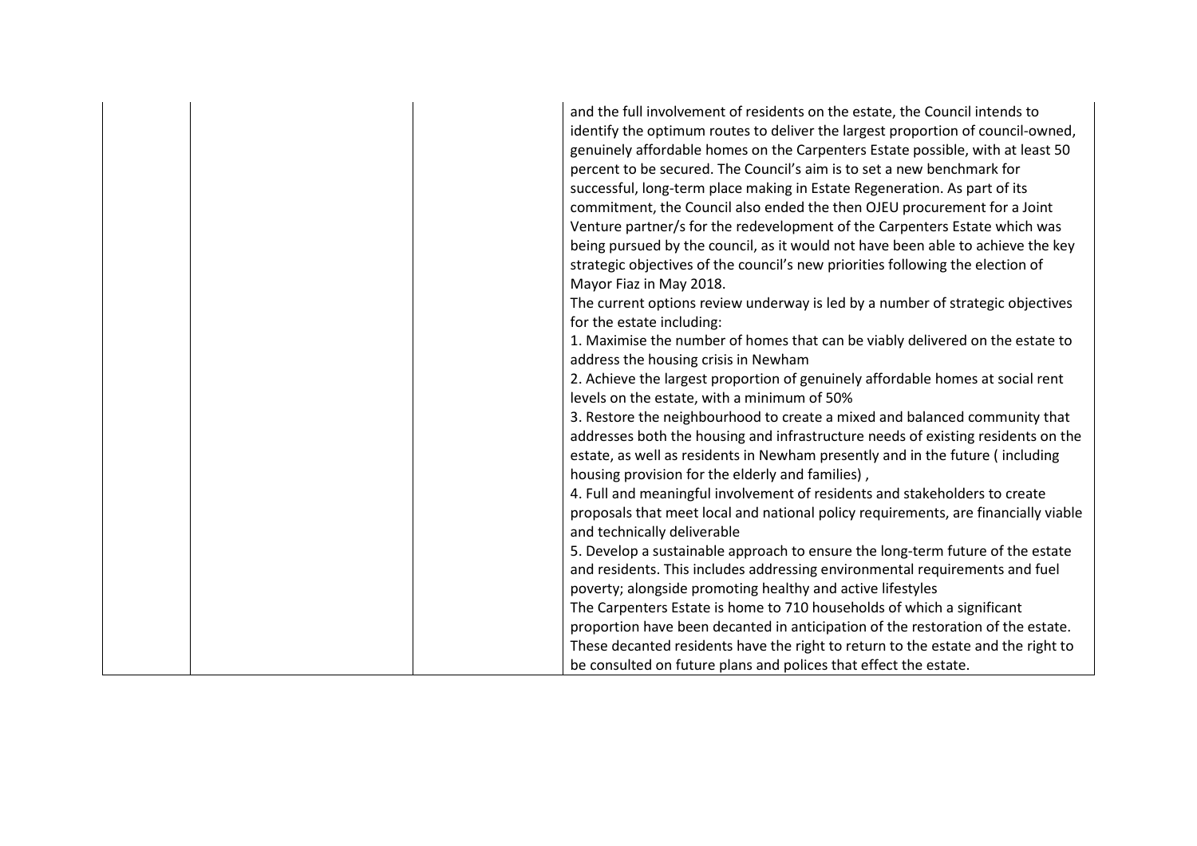| | | | |
|---|---|---|---|
| | | | and the full involvement of residents on the estate, the Council intends to identify the optimum routes to deliver the largest proportion of council-owned, genuinely affordable homes on the Carpenters Estate possible, with at least 50 percent to be secured. The Council's aim is to set a new benchmark for successful, long-term place making in Estate Regeneration. As part of its commitment, the Council also ended the then OJEU procurement for a Joint Venture partner/s for the redevelopment of the Carpenters Estate which was being pursued by the council, as it would not have been able to achieve the key strategic objectives of the council's new priorities following the election of Mayor Fiaz in May 2018.<br>The current options review underway is led by a number of strategic objectives for the estate including:<br>1. Maximise the number of homes that can be viably delivered on the estate to address the housing crisis in Newham<br>2. Achieve the largest proportion of genuinely affordable homes at social rent levels on the estate, with a minimum of 50%<br>3. Restore the neighbourhood to create a mixed and balanced community that addresses both the housing and infrastructure needs of existing residents on the estate, as well as residents in Newham presently and in the future ( including housing provision for the elderly and families) ,<br>4. Full and meaningful involvement of residents and stakeholders to create proposals that meet local and national policy requirements, are financially viable and technically deliverable<br>5. Develop a sustainable approach to ensure the long-term future of the estate and residents. This includes addressing environmental requirements and fuel poverty; alongside promoting healthy and active lifestyles<br>The Carpenters Estate is home to 710 households of which a significant proportion have been decanted in anticipation of the restoration of the estate. These decanted residents have the right to return to the estate and the right to be consulted on future plans and polices that effect the estate. |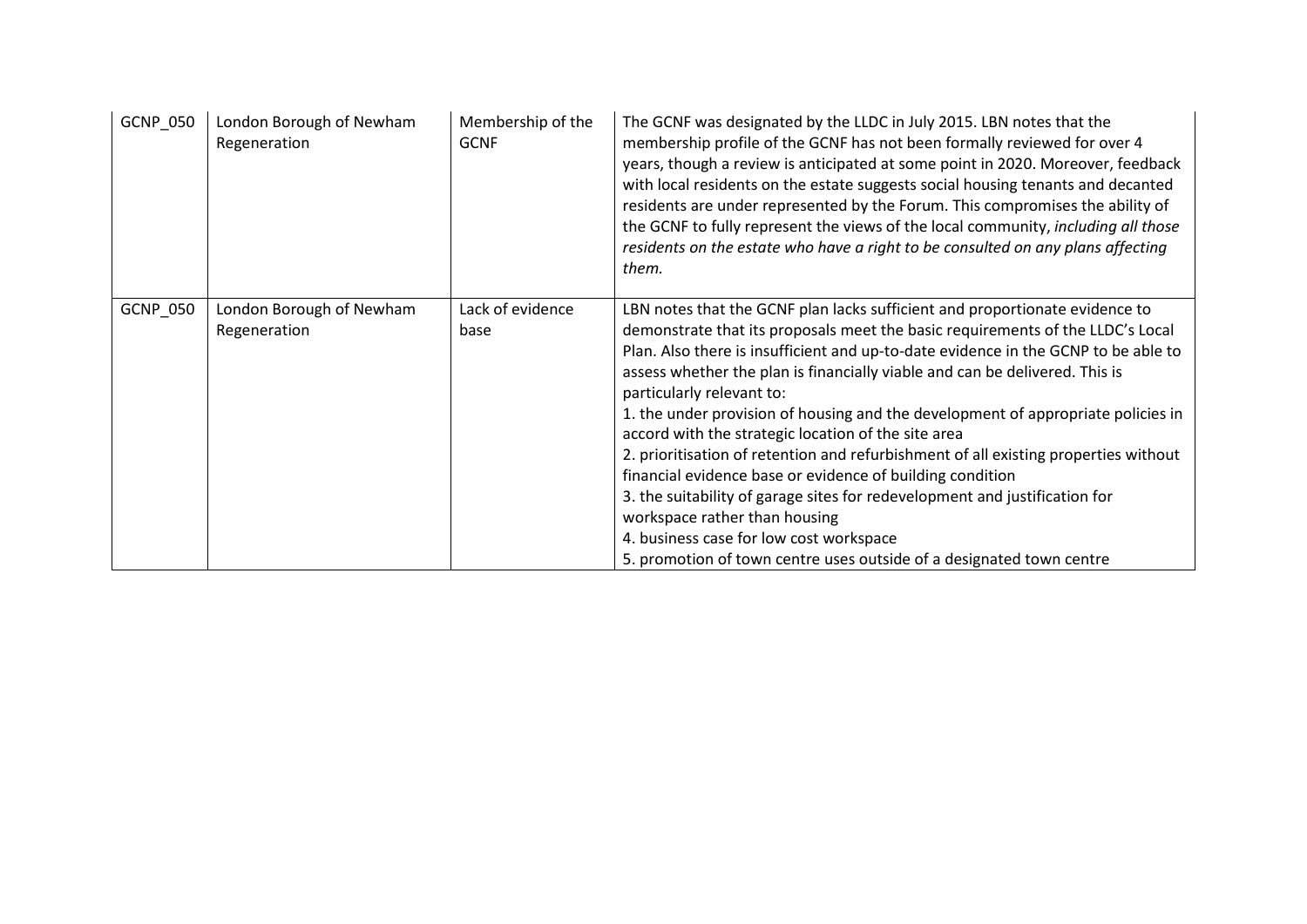| | | | |
|---|---|---|---|
| GCNP_050 | London Borough of Newham Regeneration | Membership of the GCNF | The GCNF was designated by the LLDC in July 2015. LBN notes that the membership profile of the GCNF has not been formally reviewed for over 4 years, though a review is anticipated at some point in 2020. Moreover, feedback with local residents on the estate suggests social housing tenants and decanted residents are under represented by the Forum. This compromises the ability of the GCNF to fully represent the views of the local community, *including all those residents on the estate who have a right to be consulted on any plans affecting them.* |
| GCNP_050 | London Borough of Newham Regeneration | Lack of evidence base | LBN notes that the GCNF plan lacks sufficient and proportionate evidence to demonstrate that its proposals meet the basic requirements of the LLDC's Local Plan. Also there is insufficient and up-to-date evidence in the GCNP to be able to assess whether the plan is financially viable and can be delivered. This is particularly relevant to:<br>1. the under provision of housing and the development of appropriate policies in accord with the strategic location of the site area<br>2. prioritisation of retention and refurbishment of all existing properties without financial evidence base or evidence of building condition<br>3. the suitability of garage sites for redevelopment and justification for workspace rather than housing<br>4. business case for low cost workspace<br>5. promotion of town centre uses outside of a designated town centre |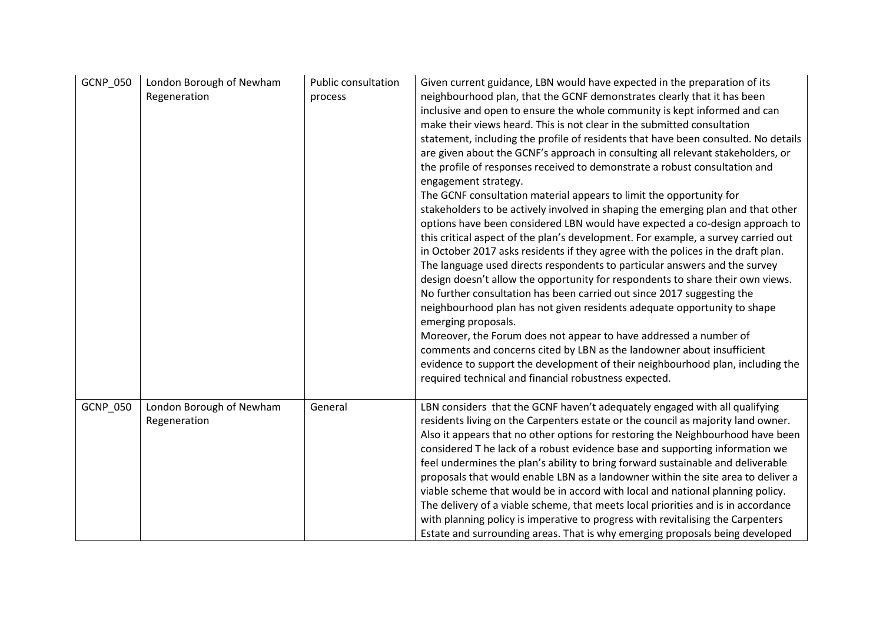| | | | |
|---|---|---|---|
| GCNP_050 | London Borough of Newham Regeneration | Public consultation process | Given current guidance, LBN would have expected in the preparation of its neighbourhood plan, that the GCNF demonstrates clearly that it has been inclusive and open to ensure the whole community is kept informed and can make their views heard. This is not clear in the submitted consultation statement, including the profile of residents that have been consulted. No details are given about the GCNF's approach in consulting all relevant stakeholders, or the profile of responses received to demonstrate a robust consultation and engagement strategy.<br>The GCNF consultation material appears to limit the opportunity for stakeholders to be actively involved in shaping the emerging plan and that other options have been considered LBN would have expected a co-design approach to this critical aspect of the plan's development. For example, a survey carried out in October 2017 asks residents if they agree with the polices in the draft plan. The language used directs respondents to particular answers and the survey design doesn't allow the opportunity for respondents to share their own views. No further consultation has been carried out since 2017 suggesting the neighbourhood plan has not given residents adequate opportunity to shape emerging proposals.<br>Moreover, the Forum does not appear to have addressed a number of comments and concerns cited by LBN as the landowner about insufficient evidence to support the development of their neighbourhood plan, including the required technical and financial robustness expected. |
| GCNP_050 | London Borough of Newham Regeneration | General | LBN considers that the GCNF haven't adequately engaged with all qualifying residents living on the Carpenters estate or the council as majority land owner. Also it appears that no other options for restoring the Neighbourhood have been considered T he lack of a robust evidence base and supporting information we feel undermines the plan's ability to bring forward sustainable and deliverable proposals that would enable LBN as a landowner within the site area to deliver a viable scheme that would be in accord with local and national planning policy. The delivery of a viable scheme, that meets local priorities and is in accordance with planning policy is imperative to progress with revitalising the Carpenters Estate and surrounding areas. That is why emerging proposals being developed |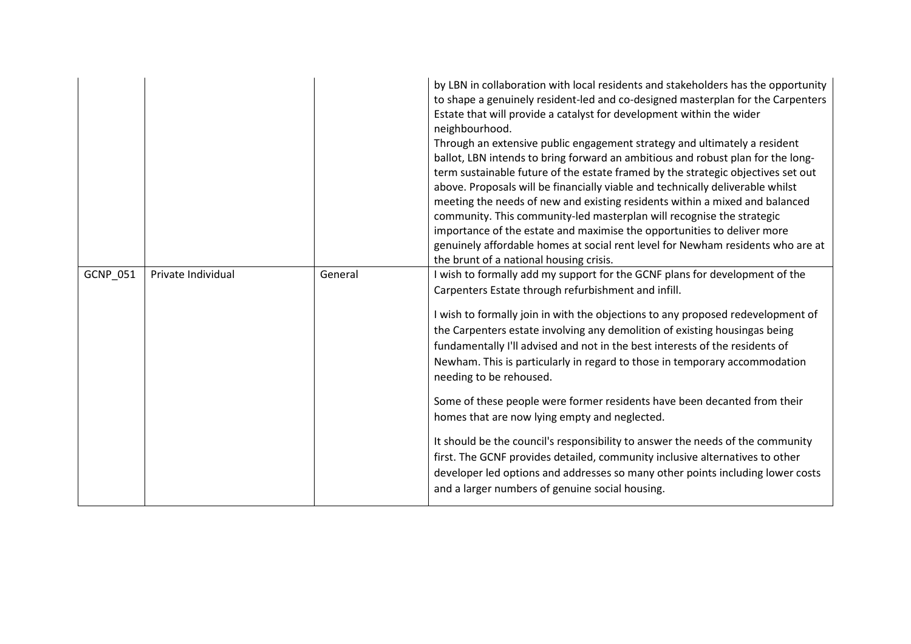| | | | |
|---|---|---|---|
| | | | by LBN in collaboration with local residents and stakeholders has the opportunity to shape a genuinely resident-led and co-designed masterplan for the Carpenters Estate that will provide a catalyst for development within the wider neighbourhood.<br>Through an extensive public engagement strategy and ultimately a resident ballot, LBN intends to bring forward an ambitious and robust plan for the long-term sustainable future of the estate framed by the strategic objectives set out above. Proposals will be financially viable and technically deliverable whilst meeting the needs of new and existing residents within a mixed and balanced community. This community-led masterplan will recognise the strategic importance of the estate and maximise the opportunities to deliver more genuinely affordable homes at social rent level for Newham residents who are at the brunt of a national housing crisis. |
| GCNP_051 | Private Individual | General | I wish to formally add my support for the GCNF plans for development of the Carpenters Estate through refurbishment and infill.<br><br>I wish to formally join in with the objections to any proposed redevelopment of the Carpenters estate involving any demolition of existing housingas being fundamentally I'll advised and not in the best interests of the residents of Newham. This is particularly in regard to those in temporary accommodation needing to be rehoused.<br><br>Some of these people were former residents have been decanted from their homes that are now lying empty and neglected.<br><br>It should be the council's responsibility to answer the needs of the community first. The GCNF provides detailed, community inclusive alternatives to other developer led options and addresses so many other points including lower costs and a larger numbers of genuine social housing. |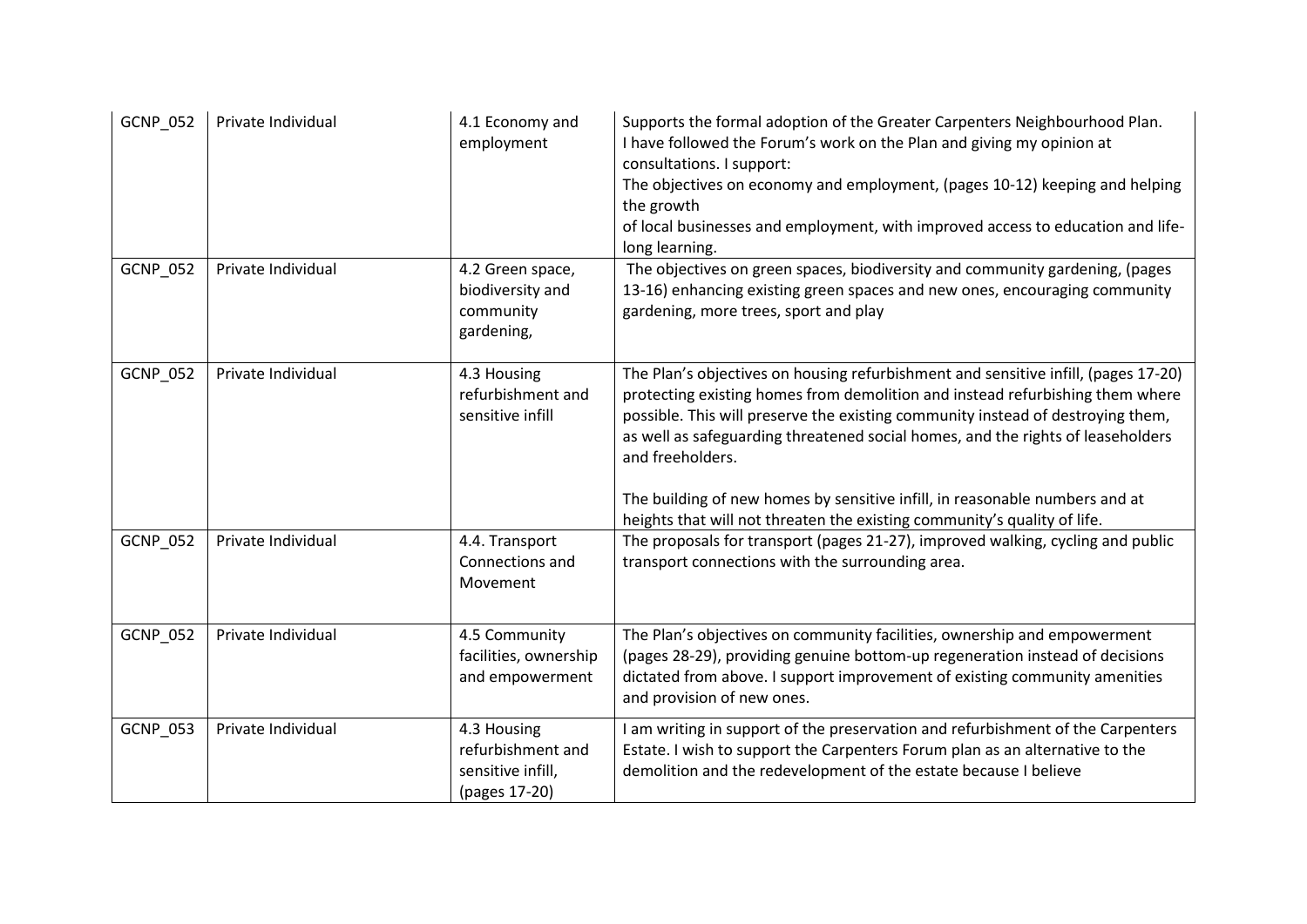| GCNP_052 | Private Individual | 4.1 Economy and employment | Supports the formal adoption of the Greater Carpenters Neighbourhood Plan.<br>I have followed the Forum's work on the Plan and giving my opinion at consultations. I support:<br>The objectives on economy and employment, (pages 10-12) keeping and helping the growth<br>of local businesses and employment, with improved access to education and life-long learning. |
|---|---|---|---|
| GCNP_052 | Private Individual | 4.2 Green space, biodiversity and community gardening, | The objectives on green spaces, biodiversity and community gardening, (pages 13-16) enhancing existing green spaces and new ones, encouraging community gardening, more trees, sport and play |
| GCNP_052 | Private Individual | 4.3 Housing refurbishment and sensitive infill | The Plan's objectives on housing refurbishment and sensitive infill, (pages 17-20) protecting existing homes from demolition and instead refurbishing them where possible. This will preserve the existing community instead of destroying them, as well as safeguarding threatened social homes, and the rights of leaseholders and freeholders.<br><br>The building of new homes by sensitive infill, in reasonable numbers and at heights that will not threaten the existing community's quality of life. |
| GCNP_052 | Private Individual | 4.4. Transport Connections and Movement | The proposals for transport (pages 21-27), improved walking, cycling and public transport connections with the surrounding area. |
| GCNP_052 | Private Individual | 4.5 Community facilities, ownership and empowerment | The Plan's objectives on community facilities, ownership and empowerment (pages 28-29), providing genuine bottom-up regeneration instead of decisions dictated from above. I support improvement of existing community amenities and provision of new ones. |
| GCNP_053 | Private Individual | 4.3 Housing refurbishment and sensitive infill, (pages 17-20) | I am writing in support of the preservation and refurbishment of the Carpenters Estate. I wish to support the Carpenters Forum plan as an alternative to the demolition and the redevelopment of the estate because I believe |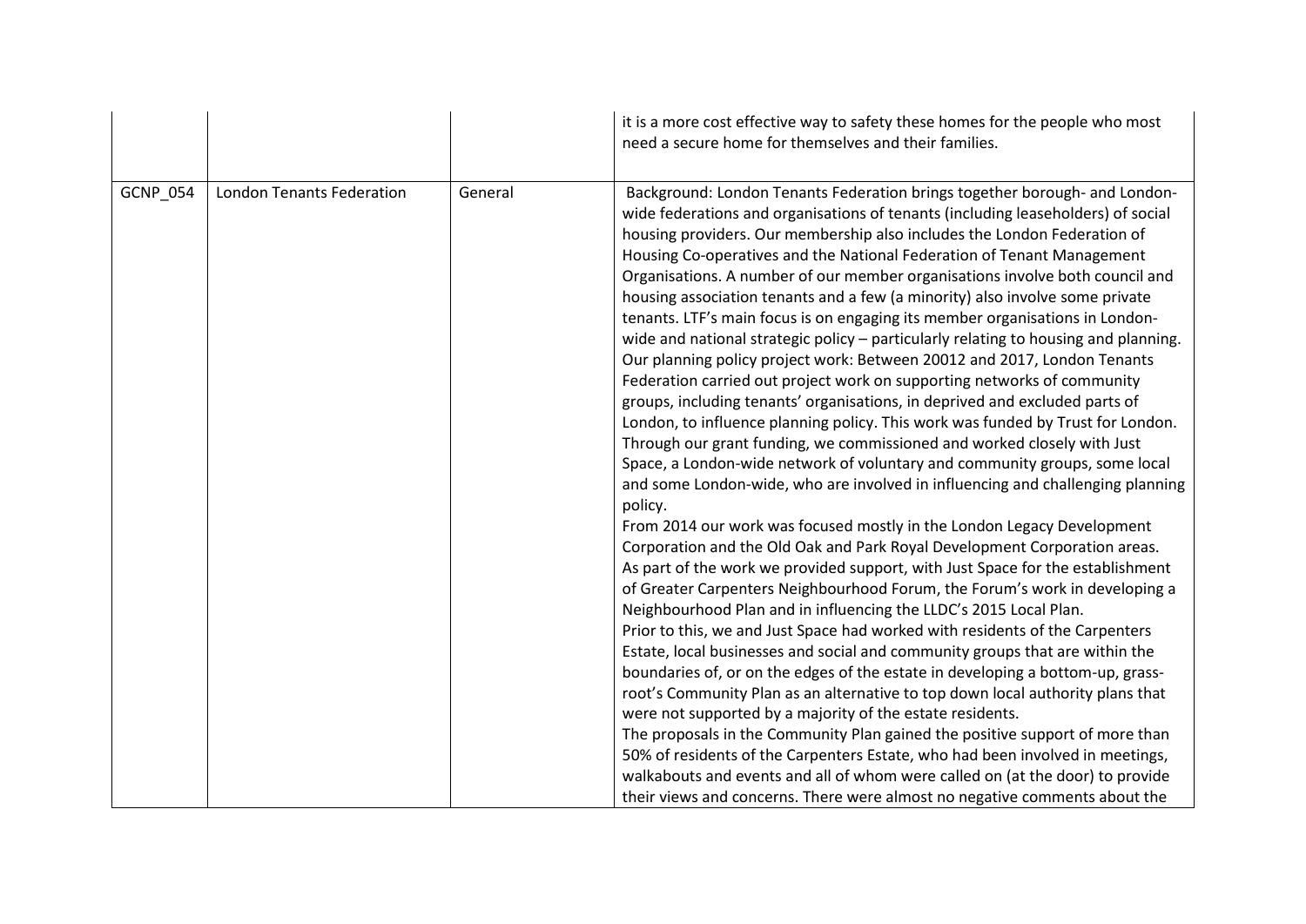| | | | |
|---|---|---|---|
| | | | it is a more cost effective way to safety these homes for the people who most need a secure home for themselves and their families. |
| GCNP_054 | London Tenants Federation | General | Background: London Tenants Federation brings together borough- and London-wide federations and organisations of tenants (including leaseholders) of social housing providers. Our membership also includes the London Federation of Housing Co-operatives and the National Federation of Tenant Management Organisations. A number of our member organisations involve both council and housing association tenants and a few (a minority) also involve some private tenants. LTF's main focus is on engaging its member organisations in London-wide and national strategic policy – particularly relating to housing and planning.<br>Our planning policy project work: Between 20012 and 2017, London Tenants Federation carried out project work on supporting networks of community groups, including tenants' organisations, in deprived and excluded parts of London, to influence planning policy. This work was funded by Trust for London. Through our grant funding, we commissioned and worked closely with Just Space, a London-wide network of voluntary and community groups, some local and some London-wide, who are involved in influencing and challenging planning policy.<br>From 2014 our work was focused mostly in the London Legacy Development Corporation and the Old Oak and Park Royal Development Corporation areas. As part of the work we provided support, with Just Space for the establishment of Greater Carpenters Neighbourhood Forum, the Forum's work in developing a Neighbourhood Plan and in influencing the LLDC's 2015 Local Plan.<br>Prior to this, we and Just Space had worked with residents of the Carpenters Estate, local businesses and social and community groups that are within the boundaries of, or on the edges of the estate in developing a bottom-up, grass-root's Community Plan as an alternative to top down local authority plans that were not supported by a majority of the estate residents.<br>The proposals in the Community Plan gained the positive support of more than 50% of residents of the Carpenters Estate, who had been involved in meetings, walkabouts and events and all of whom were called on (at the door) to provide their views and concerns. There were almost no negative comments about the |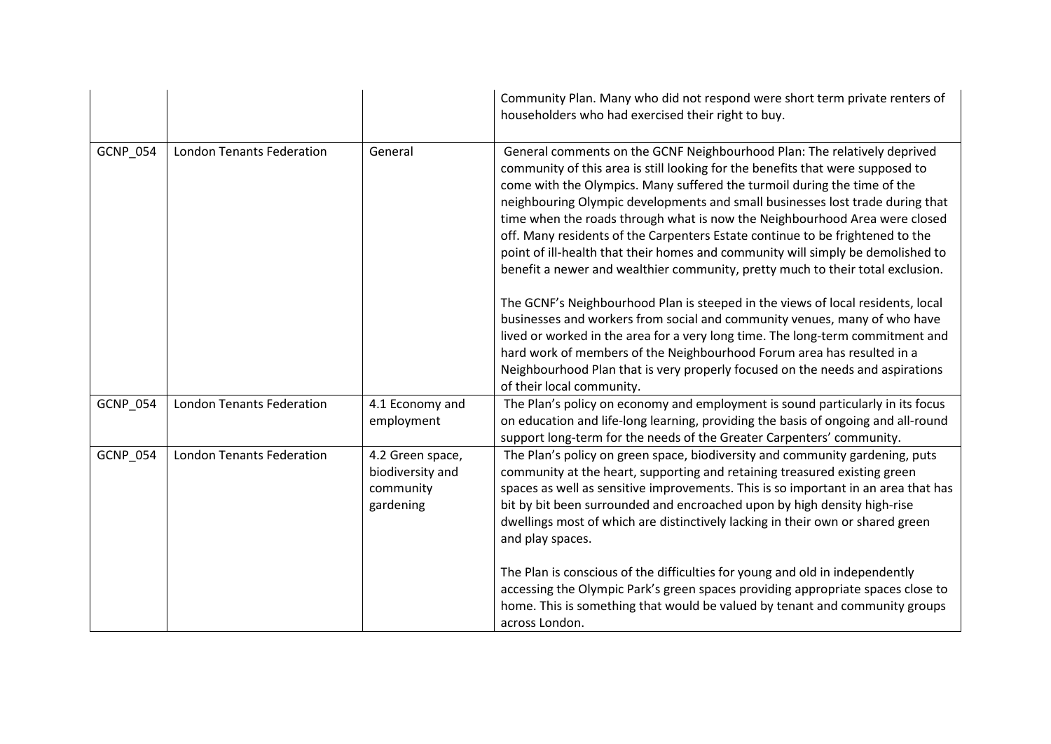| | | | |
|---|---|---|---|
| | | | Community Plan. Many who did not respond were short term private renters of householders who had exercised their right to buy. |
| GCNP_054 | London Tenants Federation | General | General comments on the GCNF Neighbourhood Plan: The relatively deprived community of this area is still looking for the benefits that were supposed to come with the Olympics. Many suffered the turmoil during the time of the neighbouring Olympic developments and small businesses lost trade during that time when the roads through what is now the Neighbourhood Area were closed off. Many residents of the Carpenters Estate continue to be frightened to the point of ill-health that their homes and community will simply be demolished to benefit a newer and wealthier community, pretty much to their total exclusion.<br><br>The GCNF's Neighbourhood Plan is steeped in the views of local residents, local businesses and workers from social and community venues, many of who have lived or worked in the area for a very long time. The long-term commitment and hard work of members of the Neighbourhood Forum area has resulted in a Neighbourhood Plan that is very properly focused on the needs and aspirations of their local community. |
| GCNP_054 | London Tenants Federation | 4.1 Economy and employment | The Plan's policy on economy and employment is sound particularly in its focus on education and life-long learning, providing the basis of ongoing and all-round support long-term for the needs of the Greater Carpenters' community. |
| GCNP_054 | London Tenants Federation | 4.2 Green space, biodiversity and community gardening | The Plan's policy on green space, biodiversity and community gardening, puts community at the heart, supporting and retaining treasured existing green spaces as well as sensitive improvements. This is so important in an area that has bit by bit been surrounded and encroached upon by high density high-rise dwellings most of which are distinctively lacking in their own or shared green and play spaces.<br><br>The Plan is conscious of the difficulties for young and old in independently accessing the Olympic Park's green spaces providing appropriate spaces close to home. This is something that would be valued by tenant and community groups across London. |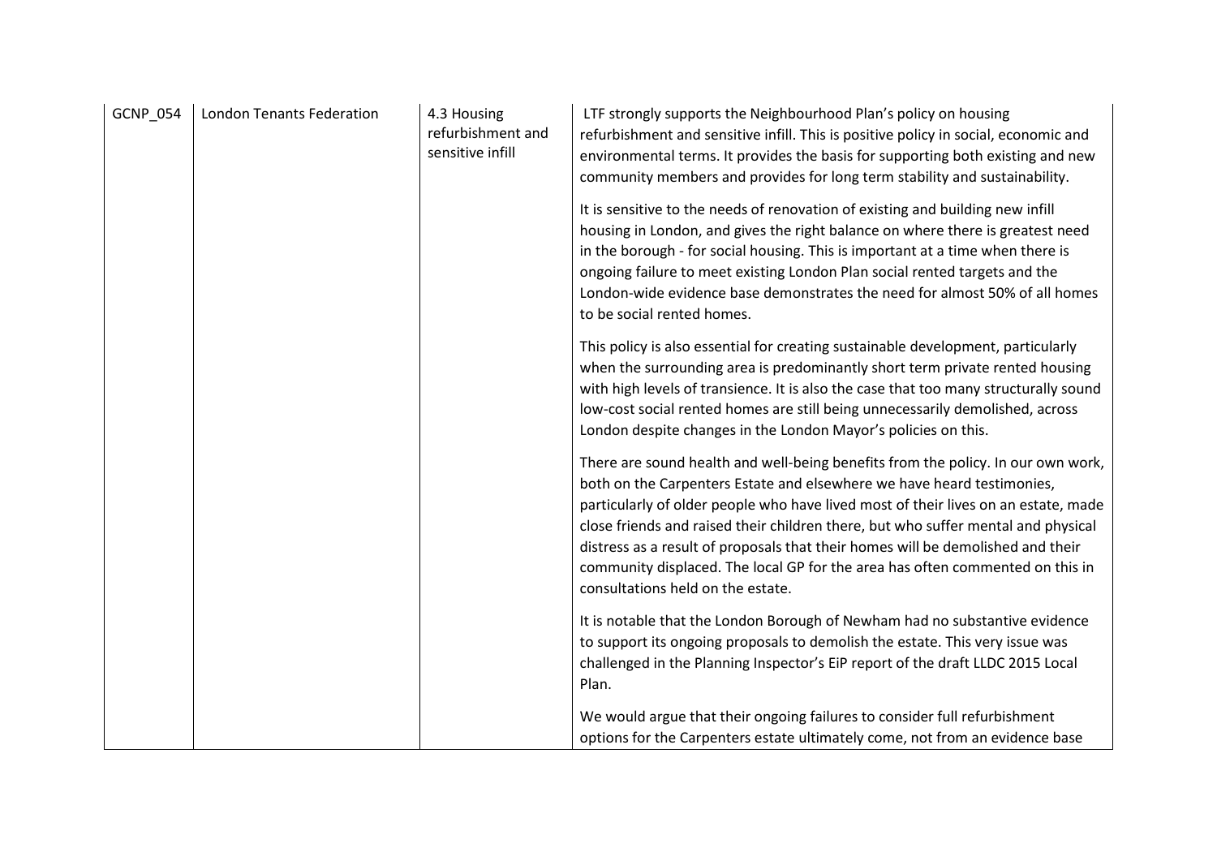| GCNP_054 | London Tenants Federation | 4.3 Housing refurbishment and sensitive infill | LTF strongly supports the Neighbourhood Plan's policy on housing refurbishment and sensitive infill. This is positive policy in social, economic and environmental terms. It provides the basis for supporting both existing and new community members and provides for long term stability and sustainability.<br><br>It is sensitive to the needs of renovation of existing and building new infill housing in London, and gives the right balance on where there is greatest need in the borough - for social housing. This is important at a time when there is ongoing failure to meet existing London Plan social rented targets and the London-wide evidence base demonstrates the need for almost 50% of all homes to be social rented homes.<br><br>This policy is also essential for creating sustainable development, particularly when the surrounding area is predominantly short term private rented housing with high levels of transience. It is also the case that too many structurally sound low-cost social rented homes are still being unnecessarily demolished, across London despite changes in the London Mayor's policies on this.<br><br>There are sound health and well-being benefits from the policy. In our own work, both on the Carpenters Estate and elsewhere we have heard testimonies, particularly of older people who have lived most of their lives on an estate, made close friends and raised their children there, but who suffer mental and physical distress as a result of proposals that their homes will be demolished and their community displaced. The local GP for the area has often commented on this in consultations held on the estate.<br><br>It is notable that the London Borough of Newham had no substantive evidence to support its ongoing proposals to demolish the estate. This very issue was challenged in the Planning Inspector's EiP report of the draft LLDC 2015 Local Plan.<br><br>We would argue that their ongoing failures to consider full refurbishment options for the Carpenters estate ultimately come, not from an evidence base |
|---|---|---|---|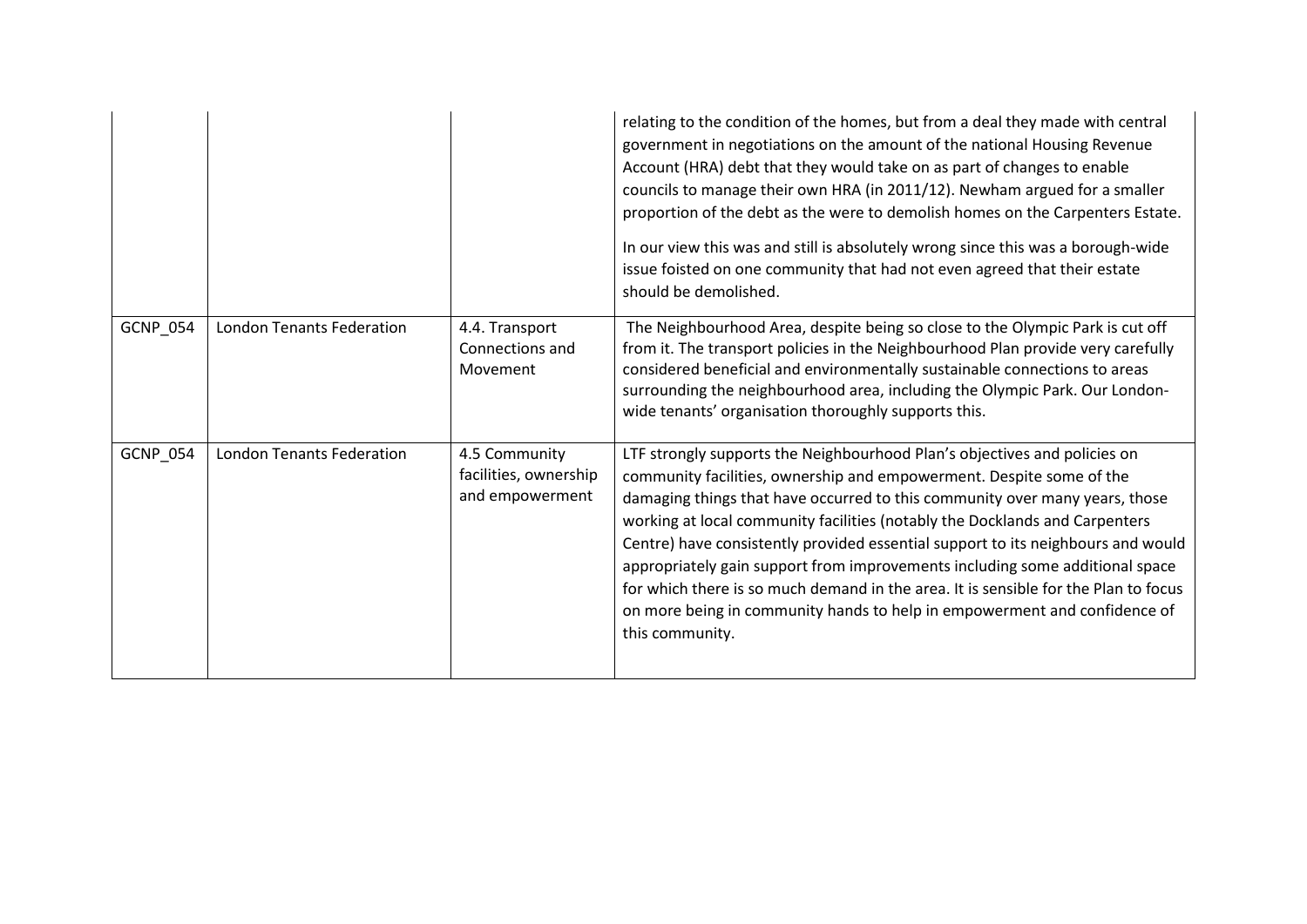| | | | |
|---|---|---|---|
| | | | relating to the condition of the homes, but from a deal they made with central government in negotiations on the amount of the national Housing Revenue Account (HRA) debt that they would take on as part of changes to enable councils to manage their own HRA (in 2011/12). Newham argued for a smaller proportion of the debt as the were to demolish homes on the Carpenters Estate.<br><br>In our view this was and still is absolutely wrong since this was a borough-wide issue foisted on one community that had not even agreed that their estate should be demolished. |
| GCNP_054 | London Tenants Federation | 4.4. Transport Connections and Movement | The Neighbourhood Area, despite being so close to the Olympic Park is cut off from it. The transport policies in the Neighbourhood Plan provide very carefully considered beneficial and environmentally sustainable connections to areas surrounding the neighbourhood area, including the Olympic Park. Our London-wide tenants' organisation thoroughly supports this. |
| GCNP_054 | London Tenants Federation | 4.5 Community facilities, ownership and empowerment | LTF strongly supports the Neighbourhood Plan's objectives and policies on community facilities, ownership and empowerment. Despite some of the damaging things that have occurred to this community over many years, those working at local community facilities (notably the Docklands and Carpenters Centre) have consistently provided essential support to its neighbours and would appropriately gain support from improvements including some additional space for which there is so much demand in the area. It is sensible for the Plan to focus on more being in community hands to help in empowerment and confidence of this community. |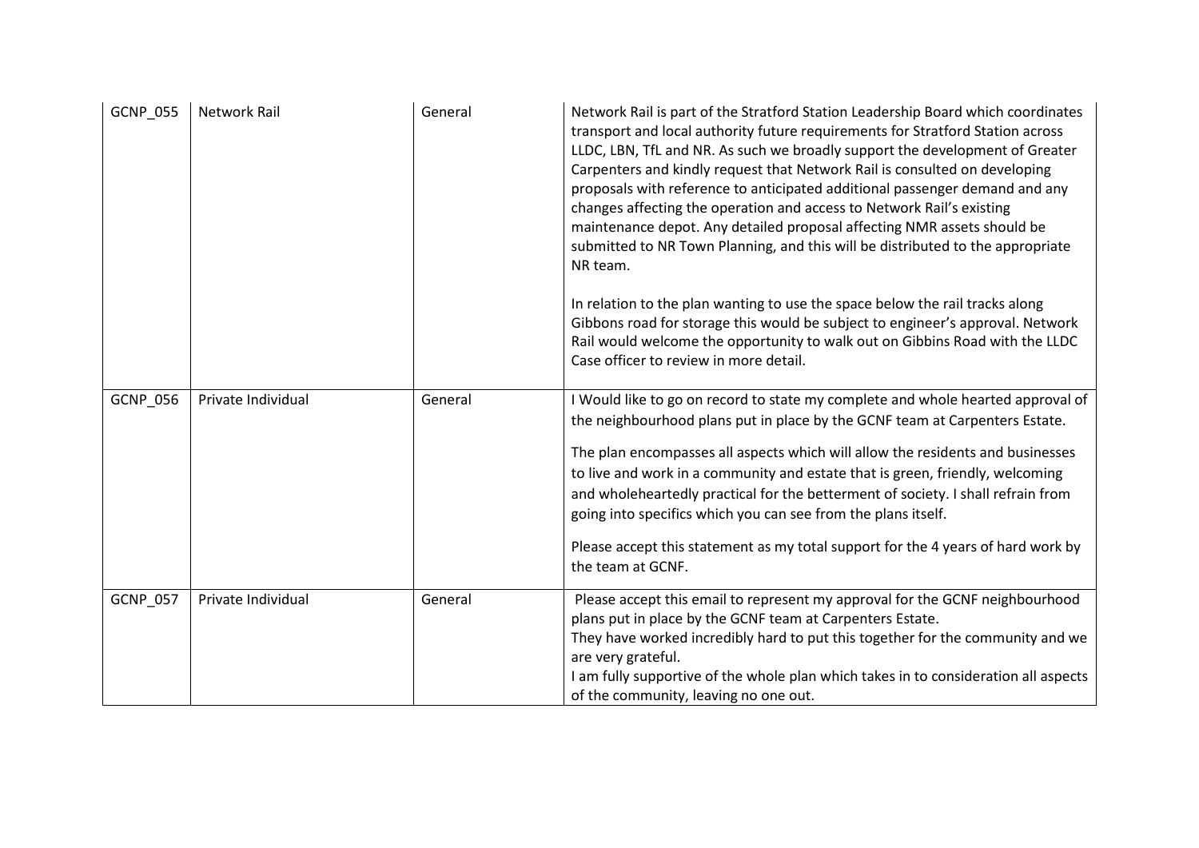| GCNP_055 | Network Rail | General | Network Rail is part of the Stratford Station Leadership Board which coordinates transport and local authority future requirements for Stratford Station across LLDC, LBN, TfL and NR. As such we broadly support the development of Greater Carpenters and kindly request that Network Rail is consulted on developing proposals with reference to anticipated additional passenger demand and any changes affecting the operation and access to Network Rail's existing maintenance depot. Any detailed proposal affecting NMR assets should be submitted to NR Town Planning, and this will be distributed to the appropriate NR team.<br><br>In relation to the plan wanting to use the space below the rail tracks along Gibbons road for storage this would be subject to engineer's approval. Network Rail would welcome the opportunity to walk out on Gibbins Road with the LLDC Case officer to review in more detail. |
|---|---|---|---|
| GCNP_056 | Private Individual | General | I Would like to go on record to state my complete and whole hearted approval of the neighbourhood plans put in place by the GCNF team at Carpenters Estate.<br><br>The plan encompasses all aspects which will allow the residents and businesses to live and work in a community and estate that is green, friendly, welcoming and wholeheartedly practical for the betterment of society. I shall refrain from going into specifics which you can see from the plans itself.<br><br>Please accept this statement as my total support for the 4 years of hard work by the team at GCNF. |
| GCNP_057 | Private Individual | General | Please accept this email to represent my approval for the GCNF neighbourhood plans put in place by the GCNF team at Carpenters Estate.<br>They have worked incredibly hard to put this together for the community and we are very grateful.<br>I am fully supportive of the whole plan which takes in to consideration all aspects of the community, leaving no one out. |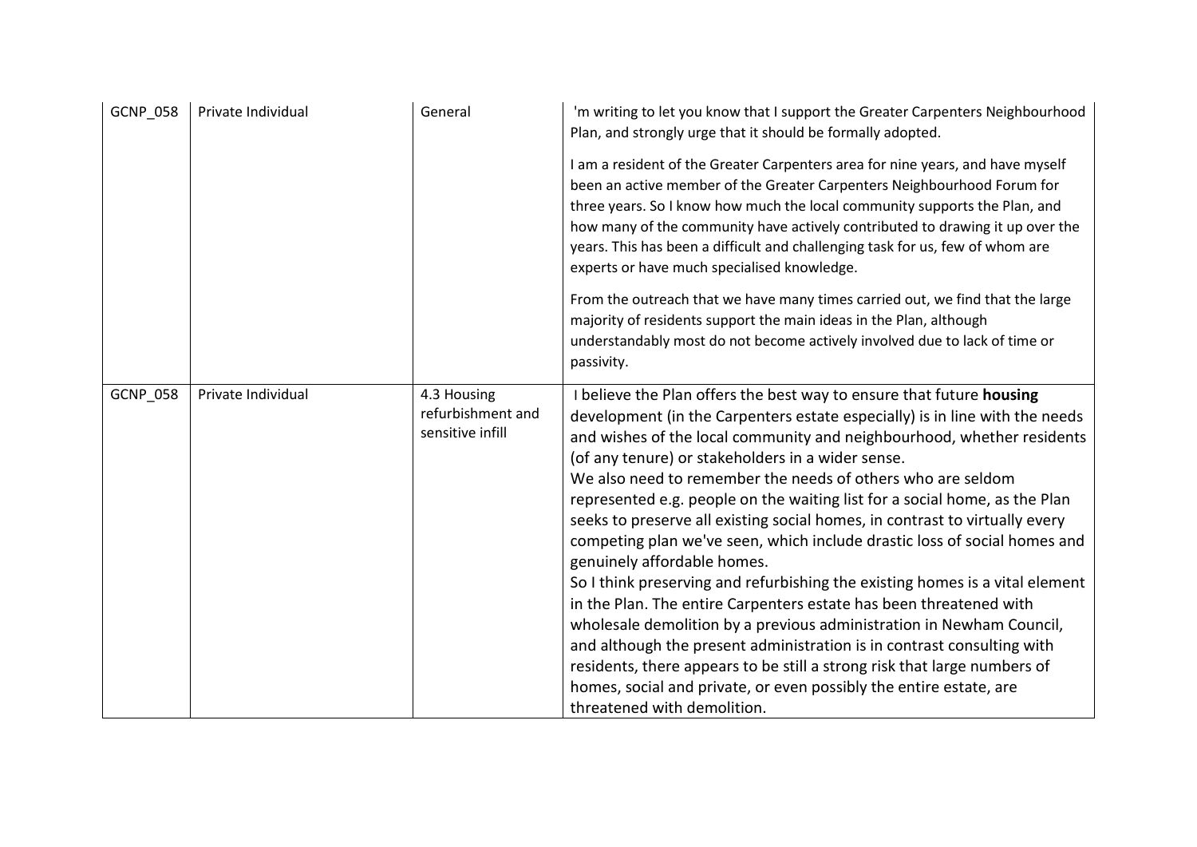| | | | |
|---|---|---|---|
| GCNP_058 | Private Individual | General | 'm writing to let you know that I support the Greater Carpenters Neighbourhood Plan, and strongly urge that it should be formally adopted.<br><br>I am a resident of the Greater Carpenters area for nine years, and have myself been an active member of the Greater Carpenters Neighbourhood Forum for three years. So I know how much the local community supports the Plan, and how many of the community have actively contributed to drawing it up over the years. This has been a difficult and challenging task for us, few of whom are experts or have much specialised knowledge.<br><br>From the outreach that we have many times carried out, we find that the large majority of residents support the main ideas in the Plan, although understandably most do not become actively involved due to lack of time or passivity. |
| GCNP_058 | Private Individual | 4.3 Housing refurbishment and sensitive infill | I believe the Plan offers the best way to ensure that future **housing** development (in the Carpenters estate especially) is in line with the needs and wishes of the local community and neighbourhood, whether residents (of any tenure) or stakeholders in a wider sense.<br>We also need to remember the needs of others who are seldom represented e.g. people on the waiting list for a social home, as the Plan seeks to preserve all existing social homes, in contrast to virtually every competing plan we've seen, which include drastic loss of social homes and genuinely affordable homes.<br>So I think preserving and refurbishing the existing homes is a vital element in the Plan. The entire Carpenters estate has been threatened with wholesale demolition by a previous administration in Newham Council, and although the present administration is in contrast consulting with residents, there appears to be still a strong risk that large numbers of homes, social and private, or even possibly the entire estate, are threatened with demolition. |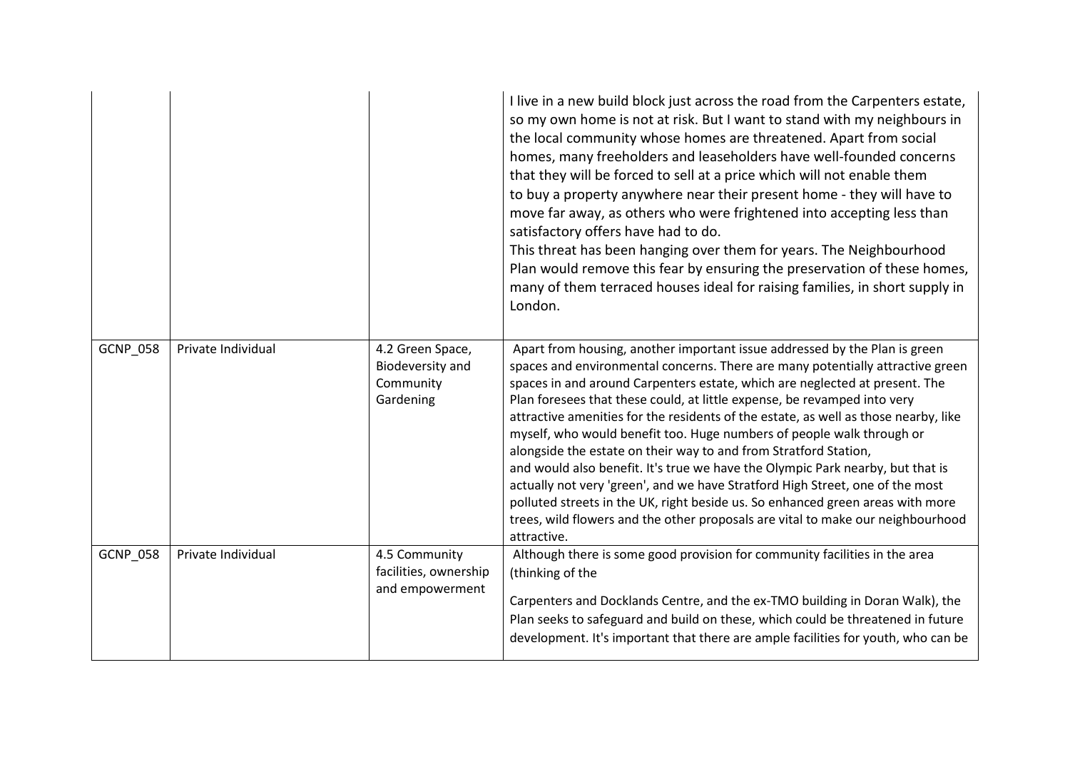| | | | |
|---|---|---|---|
| | | | I live in a new build block just across the road from the Carpenters estate, so my own home is not at risk. But I want to stand with my neighbours in the local community whose homes are threatened. Apart from social homes, many freeholders and leaseholders have well-founded concerns that they will be forced to sell at a price which will not enable them to buy a property anywhere near their present home - they will have to move far away, as others who were frightened into accepting less than satisfactory offers have had to do.<br>This threat has been hanging over them for years. The Neighbourhood Plan would remove this fear by ensuring the preservation of these homes, many of them terraced houses ideal for raising families, in short supply in London. |
| GCNP_058 | Private Individual | 4.2 Green Space, Biodeversity and Community Gardening | Apart from housing, another important issue addressed by the Plan is green spaces and environmental concerns. There are many potentially attractive green spaces in and around Carpenters estate, which are neglected at present. The Plan foresees that these could, at little expense, be revamped into very attractive amenities for the residents of the estate, as well as those nearby, like myself, who would benefit too. Huge numbers of people walk through or alongside the estate on their way to and from Stratford Station, and would also benefit. It's true we have the Olympic Park nearby, but that is actually not very 'green', and we have Stratford High Street, one of the most polluted streets in the UK, right beside us. So enhanced green areas with more trees, wild flowers and the other proposals are vital to make our neighbourhood attractive. |
| GCNP_058 | Private Individual | 4.5 Community facilities, ownership and empowerment | Although there is some good provision for community facilities in the area (thinking of the<br><br>Carpenters and Docklands Centre, and the ex-TMO building in Doran Walk), the Plan seeks to safeguard and build on these, which could be threatened in future development. It's important that there are ample facilities for youth, who can be |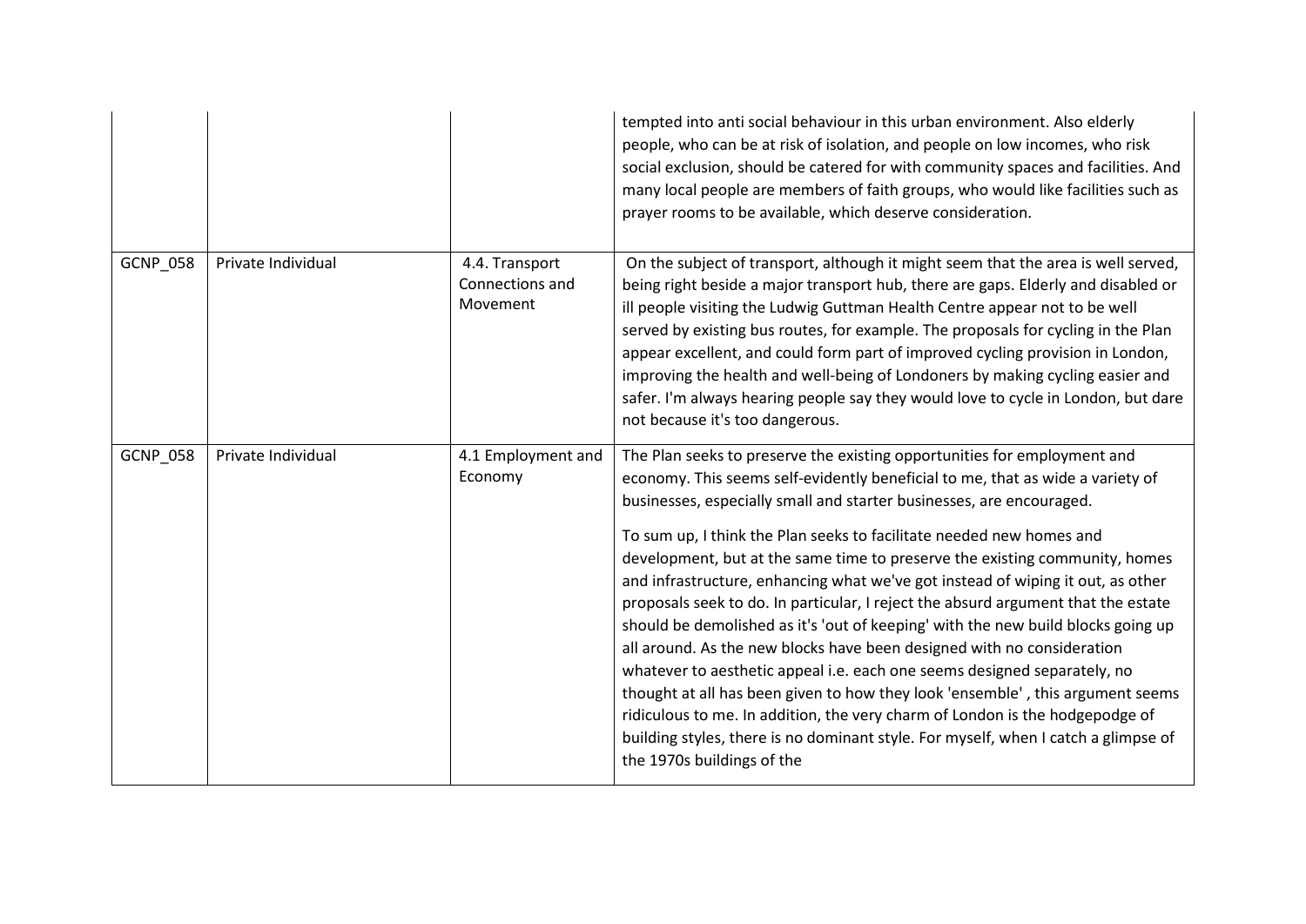| | | | |
|---|---|---|---|
| | | | tempted into anti social behaviour in this urban environment. Also elderly people, who can be at risk of isolation, and people on low incomes, who risk social exclusion, should be catered for with community spaces and facilities. And many local people are members of faith groups, who would like facilities such as prayer rooms to be available, which deserve consideration. |
| GCNP_058 | Private Individual | 4.4. Transport Connections and Movement | On the subject of transport, although it might seem that the area is well served, being right beside a major transport hub, there are gaps. Elderly and disabled or ill people visiting the Ludwig Guttman Health Centre appear not to be well served by existing bus routes, for example. The proposals for cycling in the Plan appear excellent, and could form part of improved cycling provision in London, improving the health and well-being of Londoners by making cycling easier and safer. I'm always hearing people say they would love to cycle in London, but dare not because it's too dangerous. |
| GCNP_058 | Private Individual | 4.1 Employment and Economy | The Plan seeks to preserve the existing opportunities for employment and economy. This seems self-evidently beneficial to me, that as wide a variety of businesses, especially small and starter businesses, are encouraged.<br><br>To sum up, I think the Plan seeks to facilitate needed new homes and development, but at the same time to preserve the existing community, homes and infrastructure, enhancing what we've got instead of wiping it out, as other proposals seek to do. In particular, I reject the absurd argument that the estate should be demolished as it's 'out of keeping' with the new build blocks going up all around. As the new blocks have been designed with no consideration whatever to aesthetic appeal i.e. each one seems designed separately, no thought at all has been given to how they look 'ensemble' , this argument seems ridiculous to me. In addition, the very charm of London is the hodgepodge of building styles, there is no dominant style. For myself, when I catch a glimpse of the 1970s buildings of the |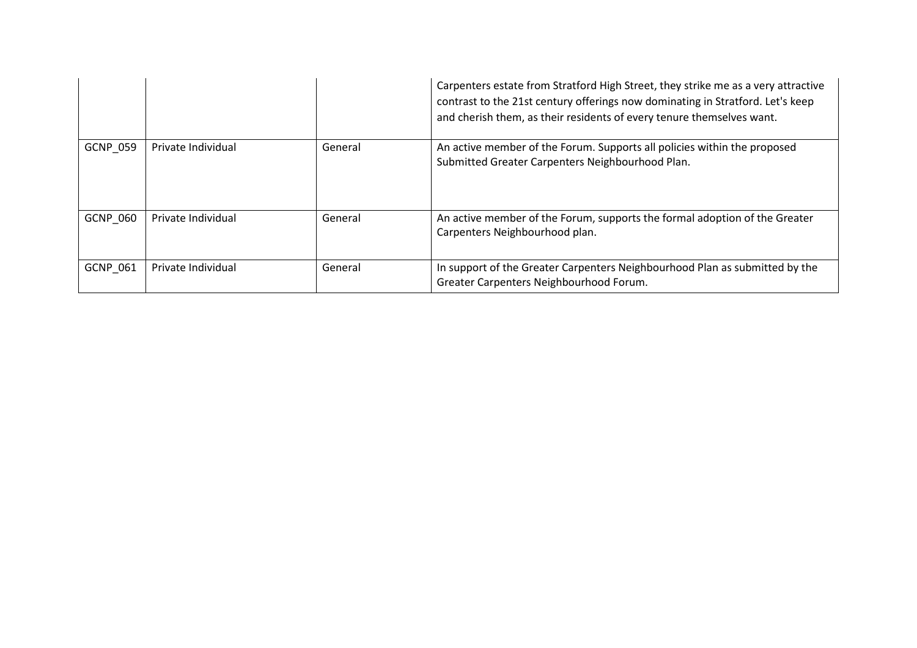| | | | |
|---|---|---|---|
| | | | Carpenters estate from Stratford High Street, they strike me as a very attractive contrast to the 21st century offerings now dominating in Stratford. Let's keep and cherish them, as their residents of every tenure themselves want. |
| GCNP_059 | Private Individual | General | An active member of the Forum. Supports all policies within the proposed Submitted Greater Carpenters Neighbourhood Plan. |
| GCNP_060 | Private Individual | General | An active member of the Forum, supports the formal adoption of the Greater Carpenters Neighbourhood plan. |
| GCNP_061 | Private Individual | General | In support of the Greater Carpenters Neighbourhood Plan as submitted by the Greater Carpenters Neighbourhood Forum. |